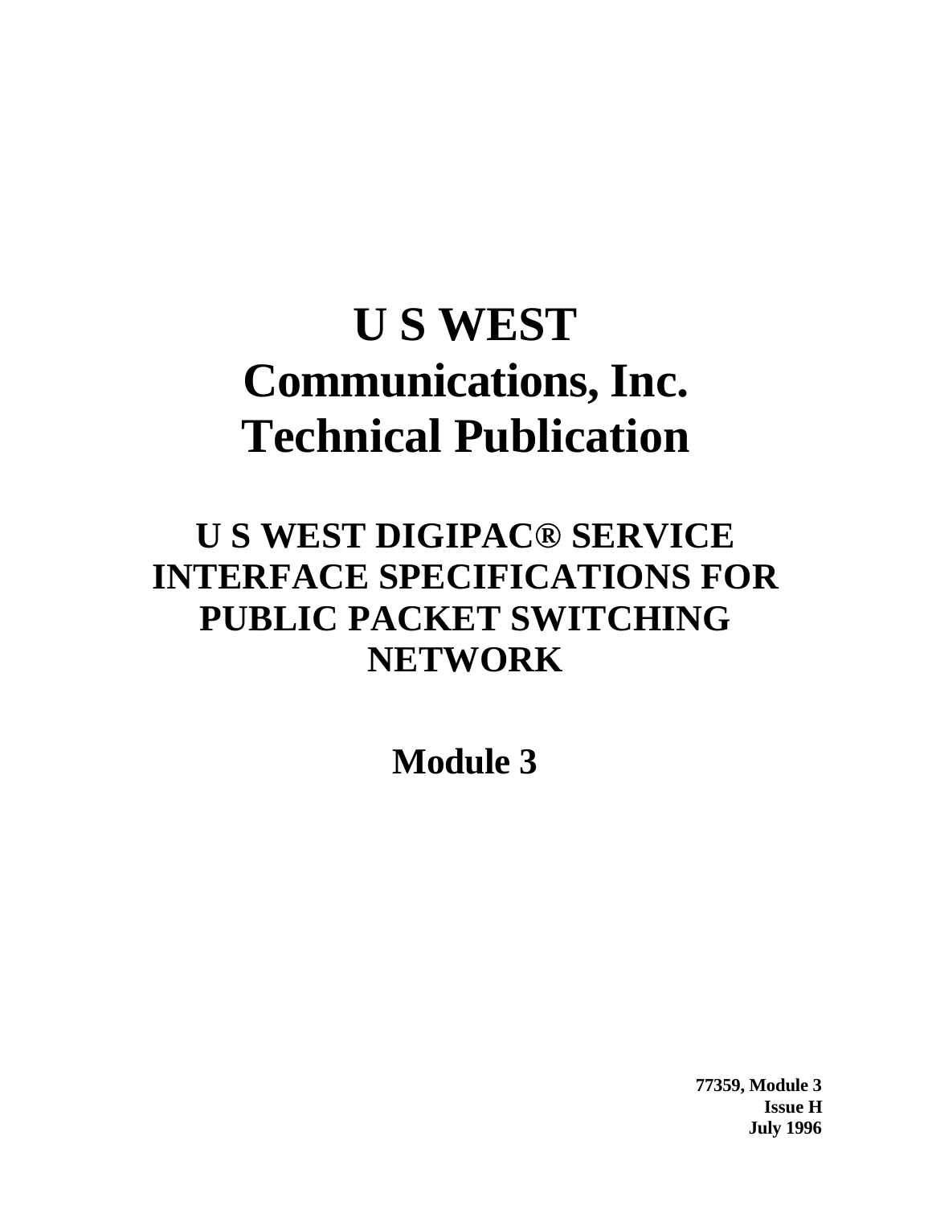# U S WEST Communications, Inc. Technical Publication

## U S WEST DIGIPAC® SERVICE INTERFACE SPECIFICATIONS FOR PUBLIC PACKET SWITCHING NETWORK

## Module 3

**77359, Module 3**
**Issue H**
**July 1996**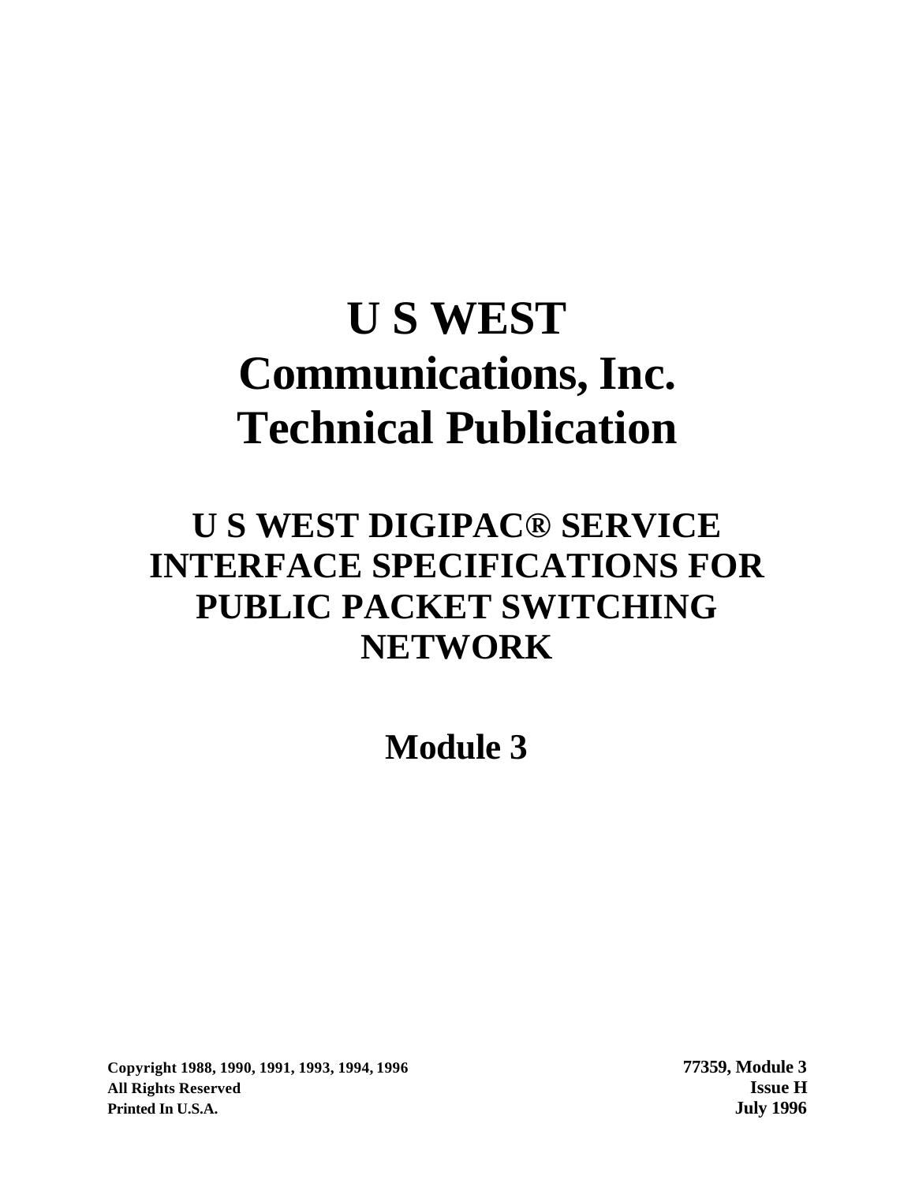# U S WEST Communications, Inc. Technical Publication

## U S WEST DIGIPAC® SERVICE INTERFACE SPECIFICATIONS FOR PUBLIC PACKET SWITCHING NETWORK

## Module 3

**Copyright 1988, 1990, 1991, 1993, 1994, 1996**
**All Rights Reserved**
**Printed In U.S.A.**

**77359, Module 3**
**Issue H**
**July 1996**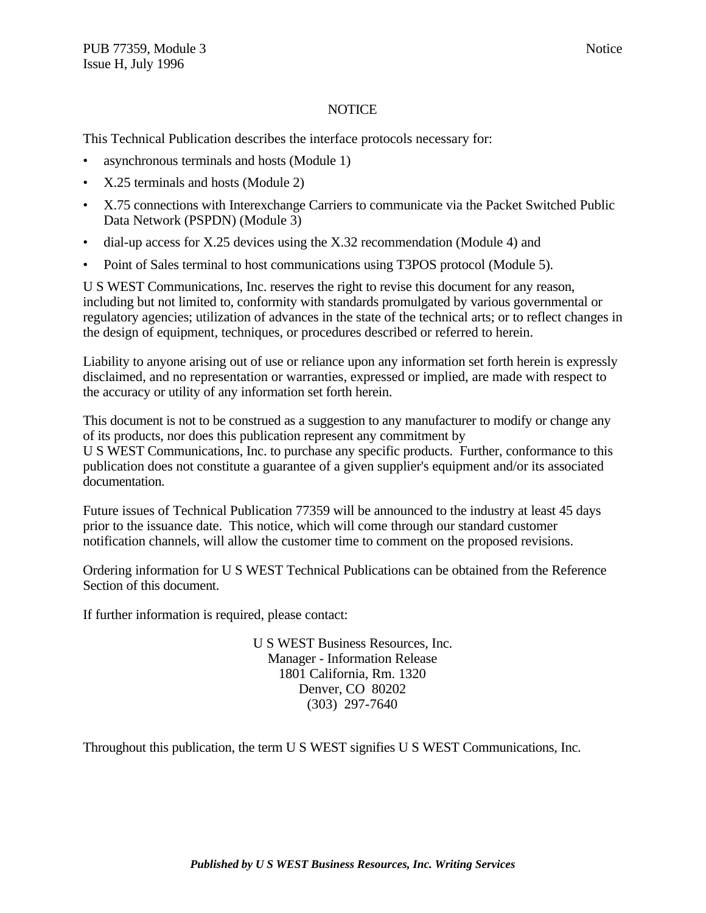# NOTICE

This Technical Publication describes the interface protocols necessary for:

- asynchronous terminals and hosts (Module 1)
- X.25 terminals and hosts (Module 2)
- X.75 connections with Interexchange Carriers to communicate via the Packet Switched Public Data Network (PSPDN) (Module 3)
- dial-up access for X.25 devices using the X.32 recommendation (Module 4) and
- Point of Sales terminal to host communications using T3POS protocol (Module 5).

U S WEST Communications, Inc. reserves the right to revise this document for any reason, including but not limited to, conformity with standards promulgated by various governmental or regulatory agencies; utilization of advances in the state of the technical arts; or to reflect changes in the design of equipment, techniques, or procedures described or referred to herein.

Liability to anyone arising out of use or reliance upon any information set forth herein is expressly disclaimed, and no representation or warranties, expressed or implied, are made with respect to the accuracy or utility of any information set forth herein.

This document is not to be construed as a suggestion to any manufacturer to modify or change any of its products, nor does this publication represent any commitment by U S WEST Communications, Inc. to purchase any specific products. Further, conformance to this publication does not constitute a guarantee of a given supplier's equipment and/or its associated documentation.

Future issues of Technical Publication 77359 will be announced to the industry at least 45 days prior to the issuance date. This notice, which will come through our standard customer notification channels, will allow the customer time to comment on the proposed revisions.

Ordering information for U S WEST Technical Publications can be obtained from the Reference Section of this document.

If further information is required, please contact:

U S WEST Business Resources, Inc.
Manager - Information Release
1801 California, Rm. 1320
Denver, CO 80202
(303) 297-7640

Throughout this publication, the term U S WEST signifies U S WEST Communications, Inc.

***Published by U S WEST Business Resources, Inc. Writing Services***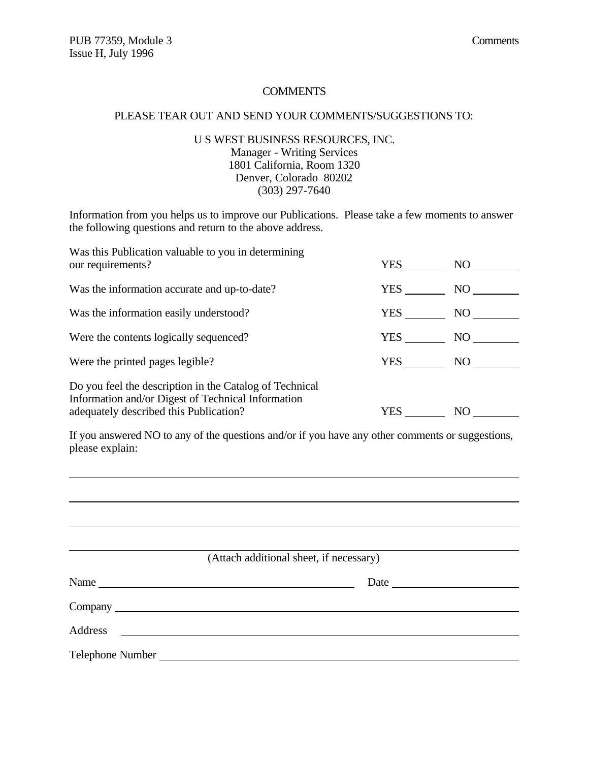# COMMENTS

PLEASE TEAR OUT AND SEND YOUR COMMENTS/SUGGESTIONS TO:

U S WEST BUSINESS RESOURCES, INC.
Manager - Writing Services
1801 California, Room 1320
Denver, Colorado 80202
(303) 297-7640

Information from you helps us to improve our Publications. Please take a few moments to answer the following questions and return to the above address.

| | | |
|---|---|---|
| Was this Publication valuable to you in determining our requirements? | YES ______ | NO ______ |
| Was the information accurate and up-to-date? | YES ______ | NO ______ |
| Was the information easily understood? | YES ______ | NO ______ |
| Were the contents logically sequenced? | YES ______ | NO ______ |
| Were the printed pages legible? | YES ______ | NO ______ |
| Do you feel the description in the Catalog of Technical Information and/or Digest of Technical Information adequately described this Publication? | YES ______ | NO ______ |

If you answered NO to any of the questions and/or if you have any other comments or suggestions, please explain:

______________________________________________________________________

______________________________________________________________________

______________________________________________________________________

______________________________________________________________________

(Attach additional sheet, if necessary)

Name ______________________________ Date ______________

Company ______________________________________________

Address ______________________________________________

Telephone Number ______________________________________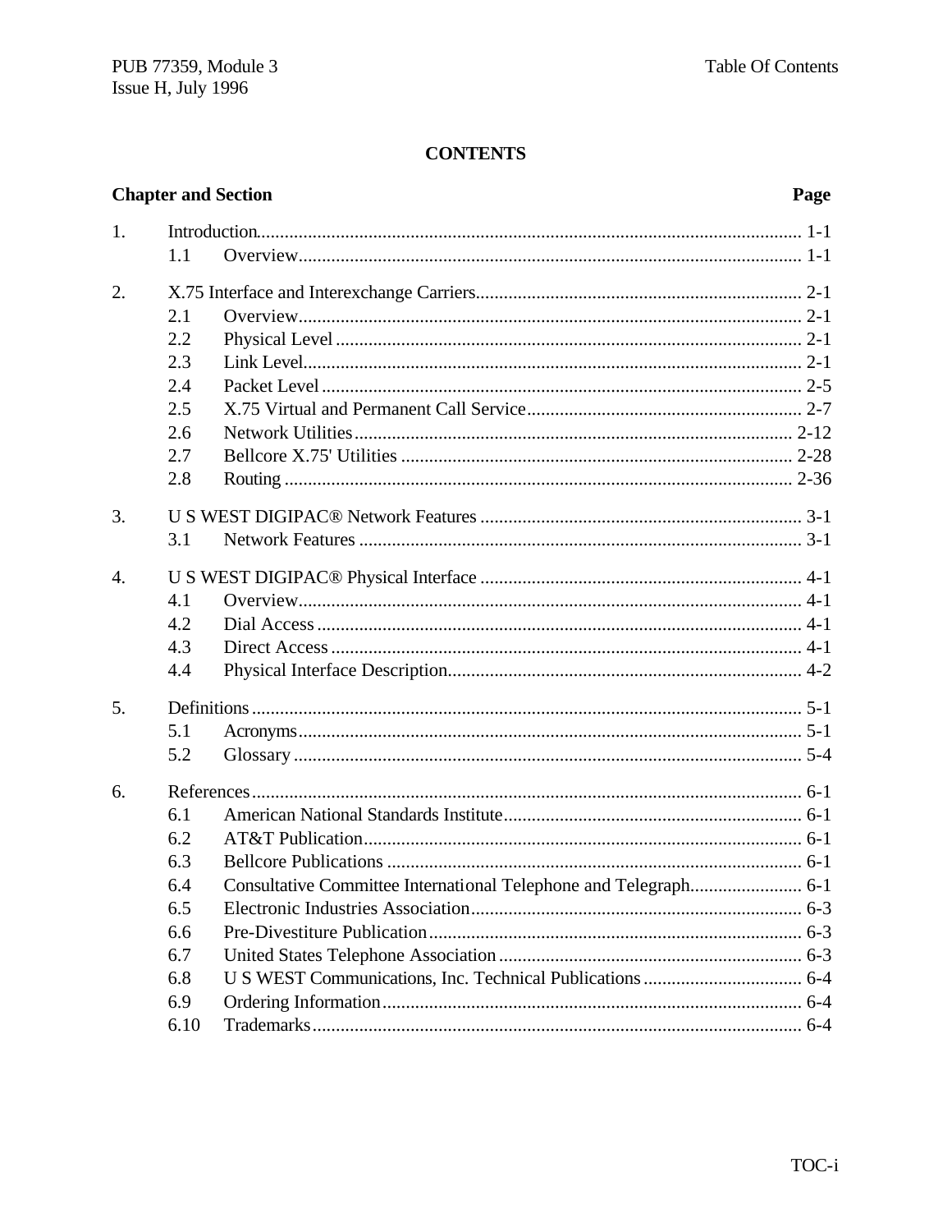# CONTENTS

| Chapter and Section | | Page |
|---|---|---|
| 1. | Introduction | 1-1 |
| | 1.1 Overview | 1-1 |
| 2. | X.75 Interface and Interexchange Carriers | 2-1 |
| | 2.1 Overview | 2-1 |
| | 2.2 Physical Level | 2-1 |
| | 2.3 Link Level | 2-1 |
| | 2.4 Packet Level | 2-5 |
| | 2.5 X.75 Virtual and Permanent Call Service | 2-7 |
| | 2.6 Network Utilities | 2-12 |
| | 2.7 Bellcore X.75' Utilities | 2-28 |
| | 2.8 Routing | 2-36 |
| 3. | U S WEST DIGIPAC® Network Features | 3-1 |
| | 3.1 Network Features | 3-1 |
| 4. | U S WEST DIGIPAC® Physical Interface | 4-1 |
| | 4.1 Overview | 4-1 |
| | 4.2 Dial Access | 4-1 |
| | 4.3 Direct Access | 4-1 |
| | 4.4 Physical Interface Description | 4-2 |
| 5. | Definitions | 5-1 |
| | 5.1 Acronyms | 5-1 |
| | 5.2 Glossary | 5-4 |
| 6. | References | 6-1 |
| | 6.1 American National Standards Institute | 6-1 |
| | 6.2 AT&T Publication | 6-1 |
| | 6.3 Bellcore Publications | 6-1 |
| | 6.4 Consultative Committee International Telephone and Telegraph | 6-1 |
| | 6.5 Electronic Industries Association | 6-3 |
| | 6.6 Pre-Divestiture Publication | 6-3 |
| | 6.7 United States Telephone Association | 6-3 |
| | 6.8 U S WEST Communications, Inc. Technical Publications | 6-4 |
| | 6.9 Ordering Information | 6-4 |
| | 6.10 Trademarks | 6-4 |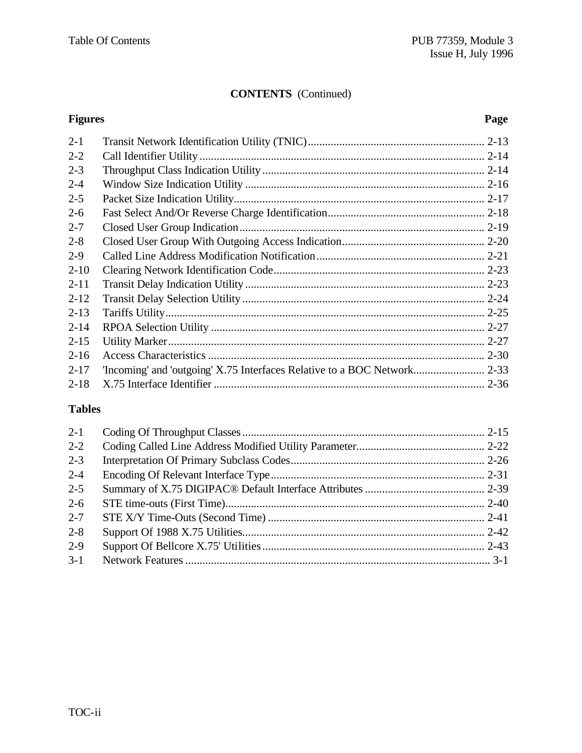**CONTENTS** (Continued)

| Figures | | Page |
|---|---|---|
| 2-1 | Transit Network Identification Utility (TNIC) | 2-13 |
| 2-2 | Call Identifier Utility | 2-14 |
| 2-3 | Throughput Class Indication Utility | 2-14 |
| 2-4 | Window Size Indication Utility | 2-16 |
| 2-5 | Packet Size Indication Utility | 2-17 |
| 2-6 | Fast Select And/Or Reverse Charge Identification | 2-18 |
| 2-7 | Closed User Group Indication | 2-19 |
| 2-8 | Closed User Group With Outgoing Access Indication | 2-20 |
| 2-9 | Called Line Address Modification Notification | 2-21 |
| 2-10 | Clearing Network Identification Code | 2-23 |
| 2-11 | Transit Delay Indication Utility | 2-23 |
| 2-12 | Transit Delay Selection Utility | 2-24 |
| 2-13 | Tariffs Utility | 2-25 |
| 2-14 | RPOA Selection Utility | 2-27 |
| 2-15 | Utility Marker | 2-27 |
| 2-16 | Access Characteristics | 2-30 |
| 2-17 | 'Incoming' and 'outgoing' X.75 Interfaces Relative to a BOC Network | 2-33 |
| 2-18 | X.75 Interface Identifier | 2-36 |

| Tables | | |
|---|---|---|
| 2-1 | Coding Of Throughput Classes | 2-15 |
| 2-2 | Coding Called Line Address Modified Utility Parameter | 2-22 |
| 2-3 | Interpretation Of Primary Subclass Codes | 2-26 |
| 2-4 | Encoding Of Relevant Interface Type | 2-31 |
| 2-5 | Summary of X.75 DIGIPAC® Default Interface Attributes | 2-39 |
| 2-6 | STE time-outs (First Time) | 2-40 |
| 2-7 | STE X/Y Time-Outs (Second Time) | 2-41 |
| 2-8 | Support Of 1988 X.75 Utilities | 2-42 |
| 2-9 | Support Of Bellcore X.75' Utilities | 2-43 |
| 3-1 | Network Features | 3-1 |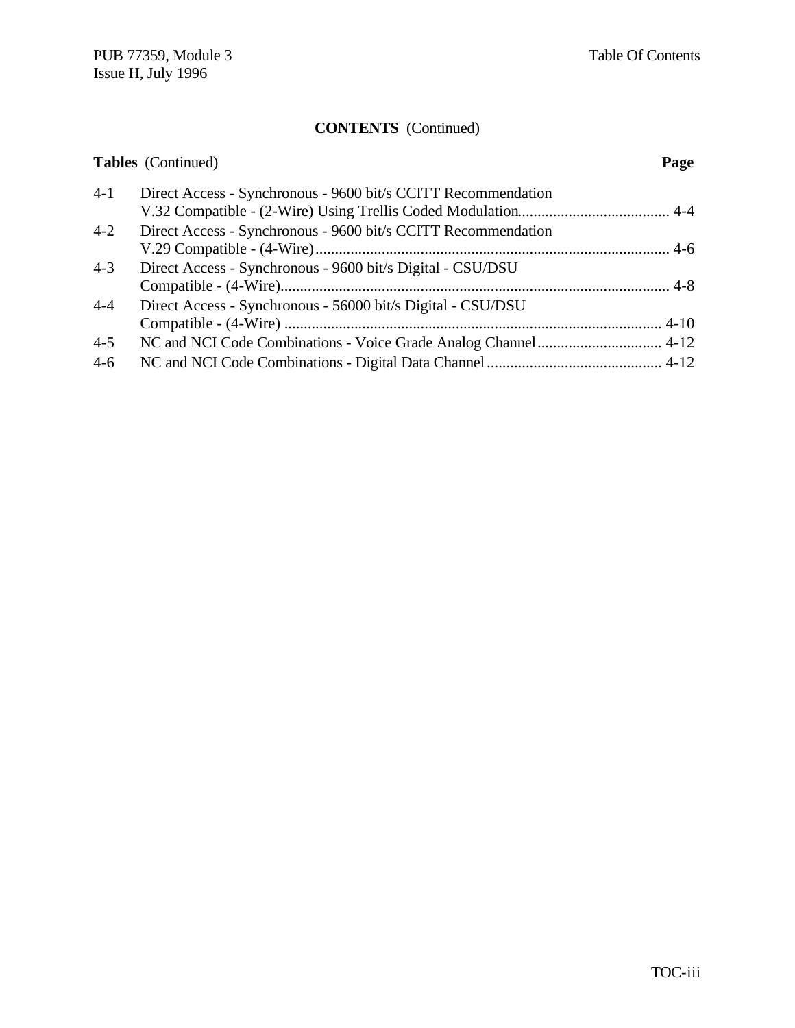## CONTENTS (Continued)

**Tables** (Continued) **Page**

| | | |
|---|---|---|
| 4-1 | Direct Access - Synchronous - 9600 bit/s CCITT Recommendation V.32 Compatible - (2-Wire) Using Trellis Coded Modulation | 4-4 |
| 4-2 | Direct Access - Synchronous - 9600 bit/s CCITT Recommendation V.29 Compatible - (4-Wire) | 4-6 |
| 4-3 | Direct Access - Synchronous - 9600 bit/s Digital - CSU/DSU Compatible - (4-Wire) | 4-8 |
| 4-4 | Direct Access - Synchronous - 56000 bit/s Digital - CSU/DSU Compatible - (4-Wire) | 4-10 |
| 4-5 | NC and NCI Code Combinations - Voice Grade Analog Channel | 4-12 |
| 4-6 | NC and NCI Code Combinations - Digital Data Channel | 4-12 |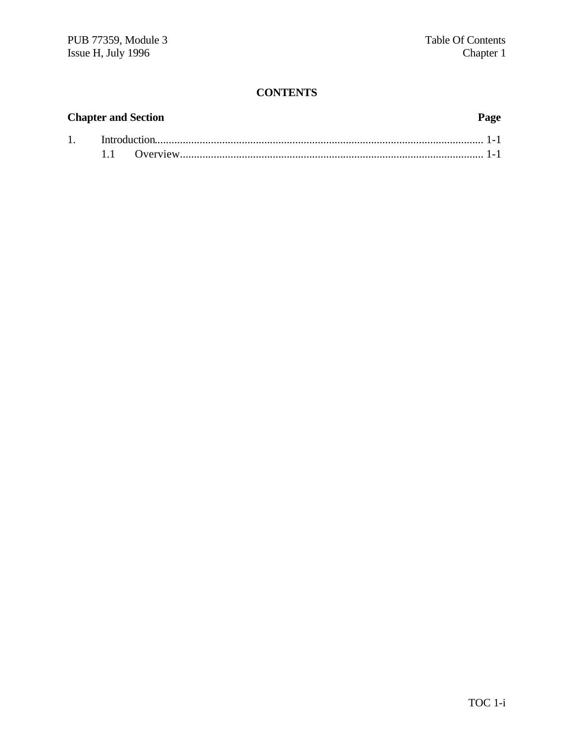**CONTENTS**

| Chapter and Section | | Page |
|---|---|---|
| 1. | Introduction | 1-1 |
| | 1.1 Overview | 1-1 |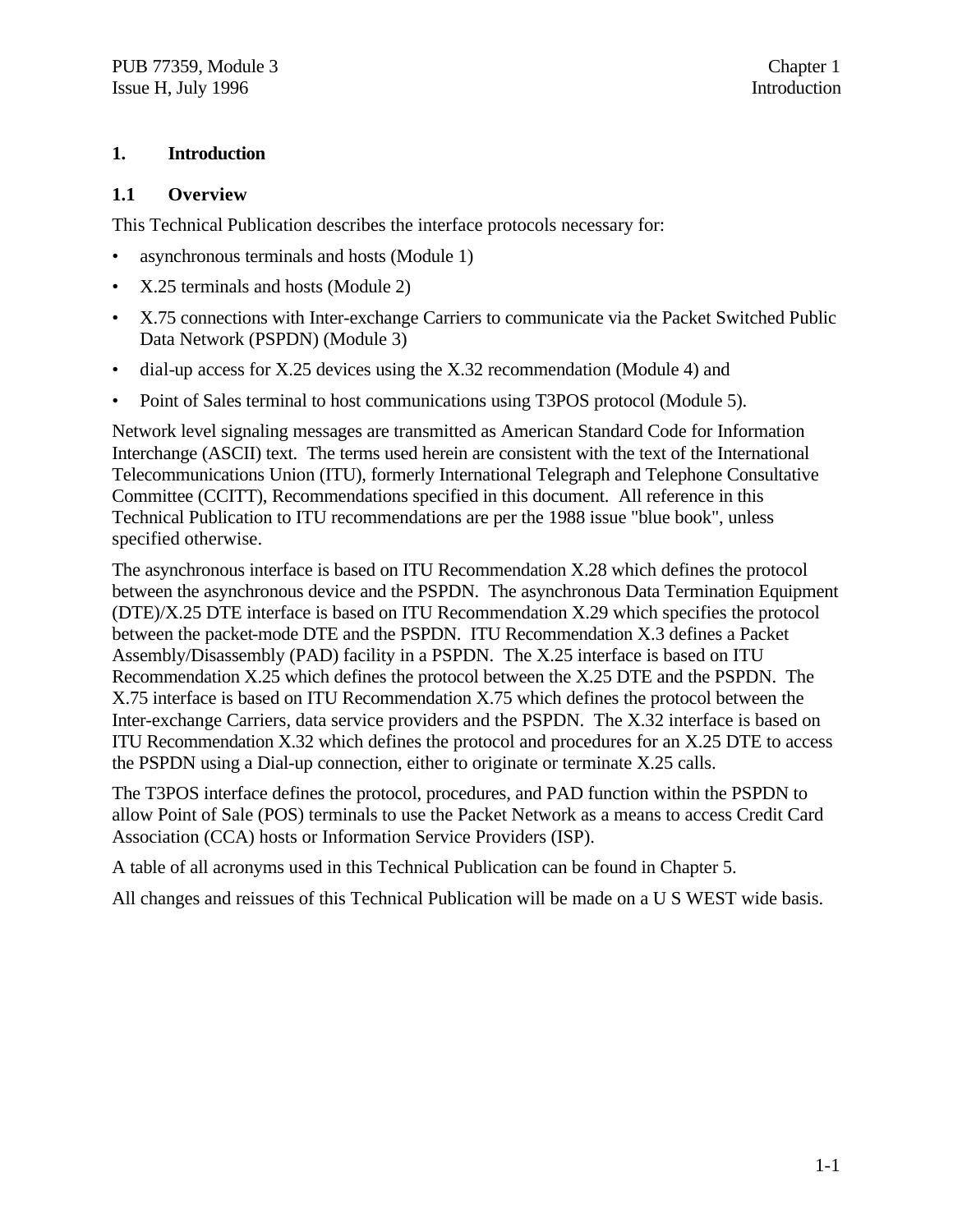# 1. Introduction

## 1.1 Overview

This Technical Publication describes the interface protocols necessary for:

- asynchronous terminals and hosts (Module 1)
- X.25 terminals and hosts (Module 2)
- X.75 connections with Inter-exchange Carriers to communicate via the Packet Switched Public Data Network (PSPDN) (Module 3)
- dial-up access for X.25 devices using the X.32 recommendation (Module 4) and
- Point of Sales terminal to host communications using T3POS protocol (Module 5).

Network level signaling messages are transmitted as American Standard Code for Information Interchange (ASCII) text. The terms used herein are consistent with the text of the International Telecommunications Union (ITU), formerly International Telegraph and Telephone Consultative Committee (CCITT), Recommendations specified in this document. All reference in this Technical Publication to ITU recommendations are per the 1988 issue "blue book", unless specified otherwise.

The asynchronous interface is based on ITU Recommendation X.28 which defines the protocol between the asynchronous device and the PSPDN. The asynchronous Data Termination Equipment (DTE)/X.25 DTE interface is based on ITU Recommendation X.29 which specifies the protocol between the packet-mode DTE and the PSPDN. ITU Recommendation X.3 defines a Packet Assembly/Disassembly (PAD) facility in a PSPDN. The X.25 interface is based on ITU Recommendation X.25 which defines the protocol between the X.25 DTE and the PSPDN. The X.75 interface is based on ITU Recommendation X.75 which defines the protocol between the Inter-exchange Carriers, data service providers and the PSPDN. The X.32 interface is based on ITU Recommendation X.32 which defines the protocol and procedures for an X.25 DTE to access the PSPDN using a Dial-up connection, either to originate or terminate X.25 calls.

The T3POS interface defines the protocol, procedures, and PAD function within the PSPDN to allow Point of Sale (POS) terminals to use the Packet Network as a means to access Credit Card Association (CCA) hosts or Information Service Providers (ISP).

A table of all acronyms used in this Technical Publication can be found in Chapter 5.

All changes and reissues of this Technical Publication will be made on a U S WEST wide basis.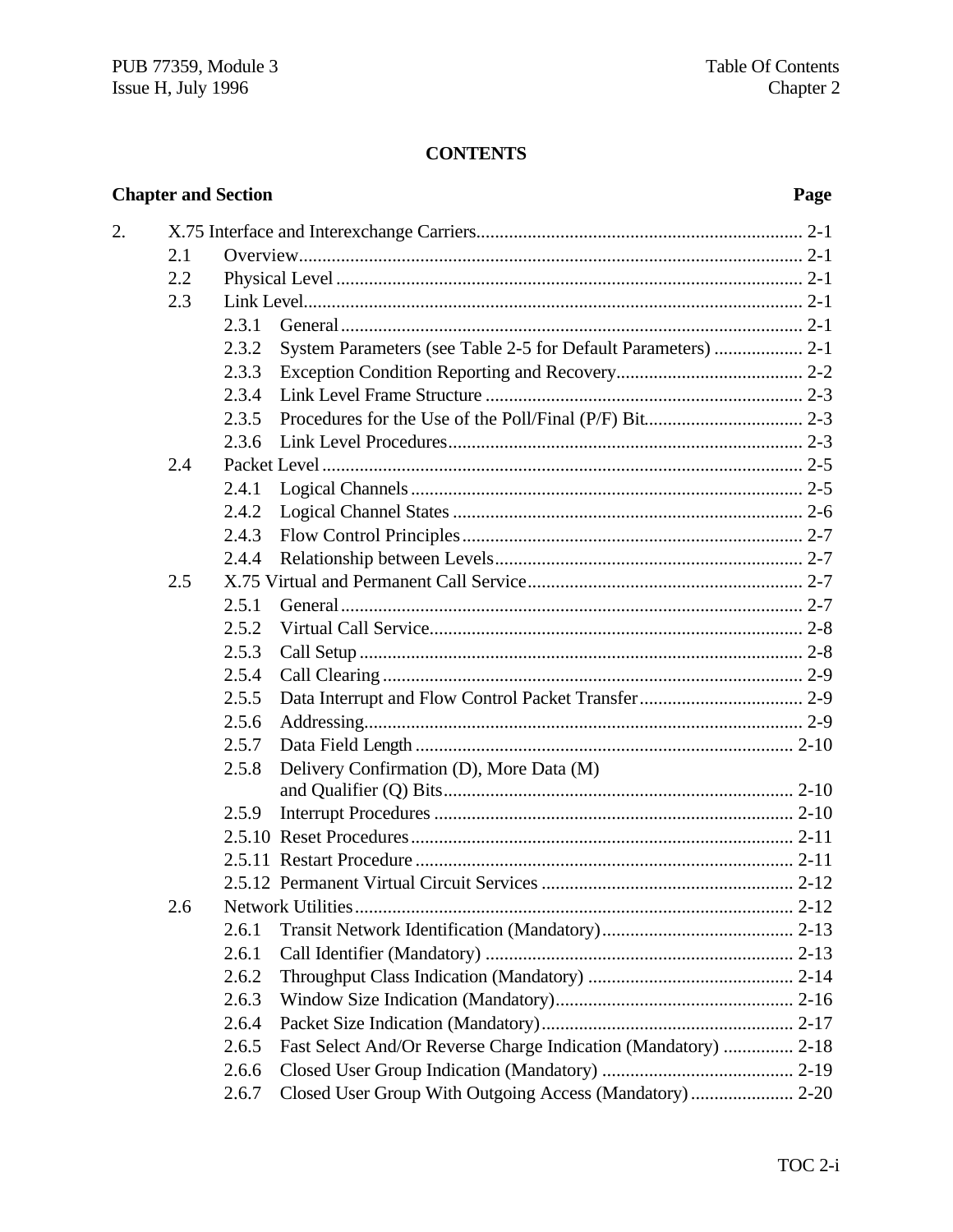## CONTENTS

| Chapter and Section | | | Page |
|---|---|---|---|
| 2. | X.75 Interface and Interexchange Carriers | | 2-1 |
| | 2.1 | Overview | 2-1 |
| | 2.2 | Physical Level | 2-1 |
| | 2.3 | Link Level | 2-1 |
| | | 2.3.1 General | 2-1 |
| | | 2.3.2 System Parameters (see Table 2-5 for Default Parameters) | 2-1 |
| | | 2.3.3 Exception Condition Reporting and Recovery | 2-2 |
| | | 2.3.4 Link Level Frame Structure | 2-3 |
| | | 2.3.5 Procedures for the Use of the Poll/Final (P/F) Bit | 2-3 |
| | | 2.3.6 Link Level Procedures | 2-3 |
| | 2.4 | Packet Level | 2-5 |
| | | 2.4.1 Logical Channels | 2-5 |
| | | 2.4.2 Logical Channel States | 2-6 |
| | | 2.4.3 Flow Control Principles | 2-7 |
| | | 2.4.4 Relationship between Levels | 2-7 |
| | 2.5 | X.75 Virtual and Permanent Call Service | 2-7 |
| | | 2.5.1 General | 2-7 |
| | | 2.5.2 Virtual Call Service | 2-8 |
| | | 2.5.3 Call Setup | 2-8 |
| | | 2.5.4 Call Clearing | 2-9 |
| | | 2.5.5 Data Interrupt and Flow Control Packet Transfer | 2-9 |
| | | 2.5.6 Addressing | 2-9 |
| | | 2.5.7 Data Field Length | 2-10 |
| | | 2.5.8 Delivery Confirmation (D), More Data (M) and Qualifier (Q) Bits | 2-10 |
| | | 2.5.9 Interrupt Procedures | 2-10 |
| | | 2.5.10 Reset Procedures | 2-11 |
| | | 2.5.11 Restart Procedure | 2-11 |
| | | 2.5.12 Permanent Virtual Circuit Services | 2-12 |
| | 2.6 | Network Utilities | 2-12 |
| | | 2.6.1 Transit Network Identification (Mandatory) | 2-13 |
| | | 2.6.1 Call Identifier (Mandatory) | 2-13 |
| | | 2.6.2 Throughput Class Indication (Mandatory) | 2-14 |
| | | 2.6.3 Window Size Indication (Mandatory) | 2-16 |
| | | 2.6.4 Packet Size Indication (Mandatory) | 2-17 |
| | | 2.6.5 Fast Select And/Or Reverse Charge Indication (Mandatory) | 2-18 |
| | | 2.6.6 Closed User Group Indication (Mandatory) | 2-19 |
| | | 2.6.7 Closed User Group With Outgoing Access (Mandatory) | 2-20 |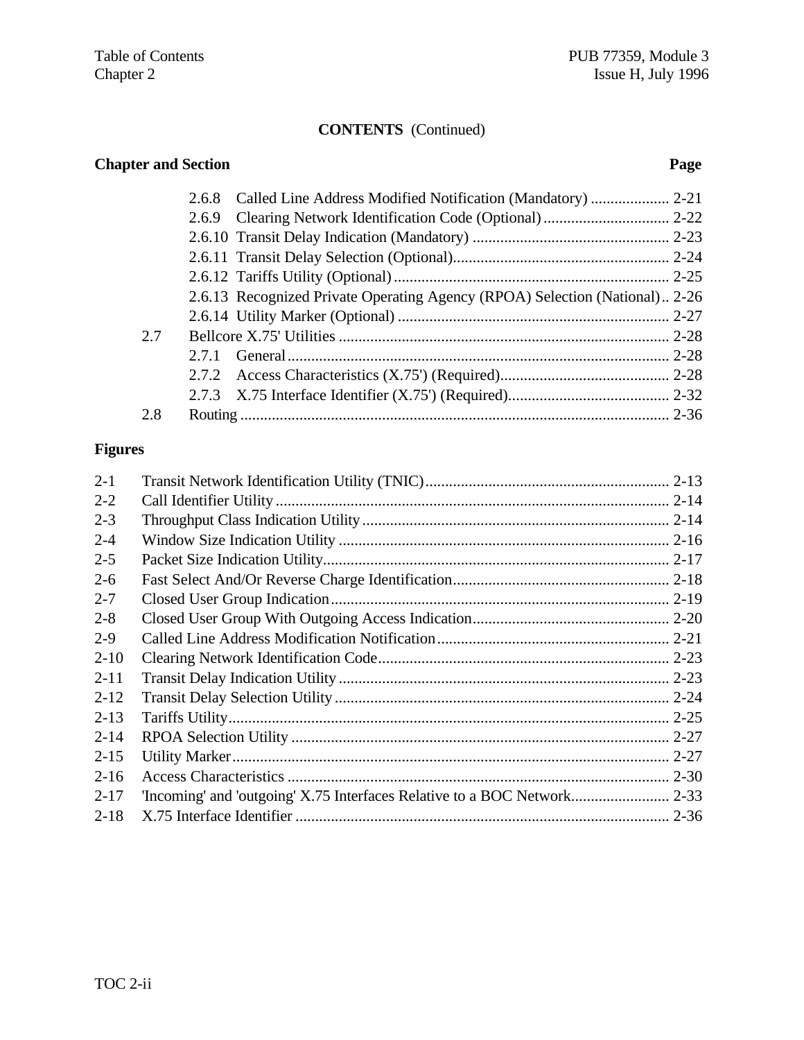**CONTENTS** (Continued)

**Chapter and Section** **Page**

- 2.6.8 Called Line Address Modified Notification (Mandatory) .................... 2-21
- 2.6.9 Clearing Network Identification Code (Optional)................................ 2-22
- 2.6.10 Transit Delay Indication (Mandatory) .................................................. 2-23
- 2.6.11 Transit Delay Selection (Optional)....................................................... 2-24
- 2.6.12 Tariffs Utility (Optional)...................................................................... 2-25
- 2.6.13 Recognized Private Operating Agency (RPOA) Selection (National).. 2-26
- 2.6.14 Utility Marker (Optional) ..................................................................... 2-27

2.7 Bellcore X.75' Utilities .................................................................................... 2-28

- 2.7.1 General................................................................................................. 2-28
- 2.7.2 Access Characteristics (X.75') (Required)........................................... 2-28
- 2.7.3 X.75 Interface Identifier (X.75') (Required)......................................... 2-32

2.8 Routing ............................................................................................................ 2-36

**Figures**

- 2-1 Transit Network Identification Utility (TNIC).............................................................. 2-13
- 2-2 Call Identifier Utility.................................................................................................... 2-14
- 2-3 Throughput Class Indication Utility.............................................................................. 2-14
- 2-4 Window Size Indication Utility .................................................................................... 2-16
- 2-5 Packet Size Indication Utility........................................................................................ 2-17
- 2-6 Fast Select And/Or Reverse Charge Identification....................................................... 2-18
- 2-7 Closed User Group Indication...................................................................................... 2-19
- 2-8 Closed User Group With Outgoing Access Indication.................................................. 2-20
- 2-9 Called Line Address Modification Notification........................................................... 2-21
- 2-10 Clearing Network Identification Code.......................................................................... 2-23
- 2-11 Transit Delay Indication Utility.................................................................................... 2-23
- 2-12 Transit Delay Selection Utility..................................................................................... 2-24
- 2-13 Tariffs Utility................................................................................................................ 2-25
- 2-14 RPOA Selection Utility ................................................................................................ 2-27
- 2-15 Utility Marker............................................................................................................... 2-27
- 2-16 Access Characteristics ................................................................................................. 2-30
- 2-17 'Incoming' and 'outgoing' X.75 Interfaces Relative to a BOC Network......................... 2-33
- 2-18 X.75 Interface Identifier ............................................................................................... 2-36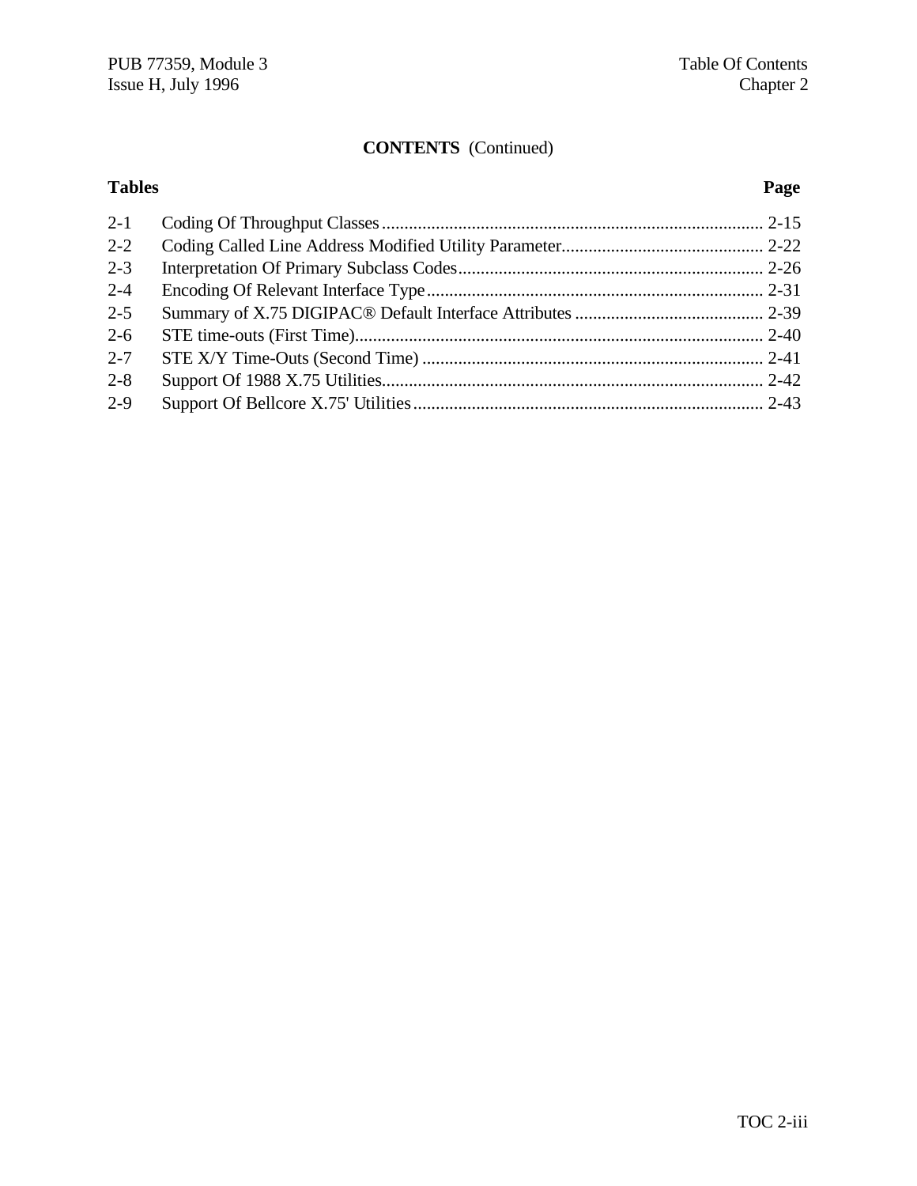## CONTENTS (Continued)

| Tables | | Page |
|---|---|---|
| 2-1 | Coding Of Throughput Classes | 2-15 |
| 2-2 | Coding Called Line Address Modified Utility Parameter | 2-22 |
| 2-3 | Interpretation Of Primary Subclass Codes | 2-26 |
| 2-4 | Encoding Of Relevant Interface Type | 2-31 |
| 2-5 | Summary of X.75 DIGIPAC® Default Interface Attributes | 2-39 |
| 2-6 | STE time-outs (First Time) | 2-40 |
| 2-7 | STE X/Y Time-Outs (Second Time) | 2-41 |
| 2-8 | Support Of 1988 X.75 Utilities | 2-42 |
| 2-9 | Support Of Bellcore X.75' Utilities | 2-43 |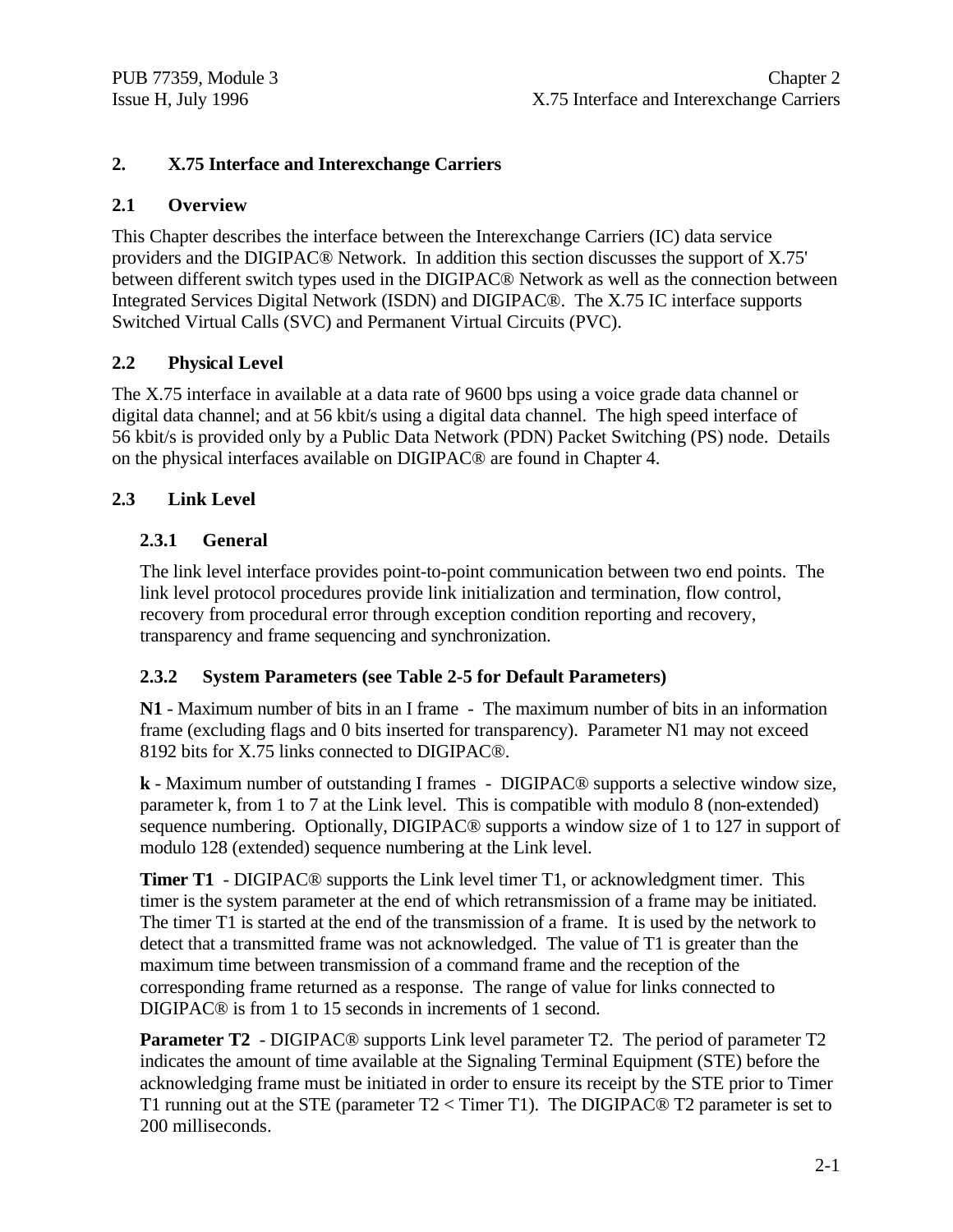## 2. X.75 Interface and Interexchange Carriers

### 2.1 Overview

This Chapter describes the interface between the Interexchange Carriers (IC) data service providers and the DIGIPAC® Network. In addition this section discusses the support of X.75' between different switch types used in the DIGIPAC® Network as well as the connection between Integrated Services Digital Network (ISDN) and DIGIPAC®. The X.75 IC interface supports Switched Virtual Calls (SVC) and Permanent Virtual Circuits (PVC).

### 2.2 Physical Level

The X.75 interface in available at a data rate of 9600 bps using a voice grade data channel or digital data channel; and at 56 kbit/s using a digital data channel. The high speed interface of 56 kbit/s is provided only by a Public Data Network (PDN) Packet Switching (PS) node. Details on the physical interfaces available on DIGIPAC® are found in Chapter 4.

### 2.3 Link Level

#### 2.3.1 General

The link level interface provides point-to-point communication between two end points. The link level protocol procedures provide link initialization and termination, flow control, recovery from procedural error through exception condition reporting and recovery, transparency and frame sequencing and synchronization.

#### 2.3.2 System Parameters (see Table 2-5 for Default Parameters)

**N1** - Maximum number of bits in an I frame - The maximum number of bits in an information frame (excluding flags and 0 bits inserted for transparency). Parameter N1 may not exceed 8192 bits for X.75 links connected to DIGIPAC®.

**k** - Maximum number of outstanding I frames - DIGIPAC® supports a selective window size, parameter k, from 1 to 7 at the Link level. This is compatible with modulo 8 (non-extended) sequence numbering. Optionally, DIGIPAC® supports a window size of 1 to 127 in support of modulo 128 (extended) sequence numbering at the Link level.

**Timer T1** - DIGIPAC® supports the Link level timer T1, or acknowledgment timer. This timer is the system parameter at the end of which retransmission of a frame may be initiated. The timer T1 is started at the end of the transmission of a frame. It is used by the network to detect that a transmitted frame was not acknowledged. The value of T1 is greater than the maximum time between transmission of a command frame and the reception of the corresponding frame returned as a response. The range of value for links connected to DIGIPAC® is from 1 to 15 seconds in increments of 1 second.

**Parameter T2** - DIGIPAC® supports Link level parameter T2. The period of parameter T2 indicates the amount of time available at the Signaling Terminal Equipment (STE) before the acknowledging frame must be initiated in order to ensure its receipt by the STE prior to Timer T1 running out at the STE (parameter T2 < Timer T1). The DIGIPAC® T2 parameter is set to 200 milliseconds.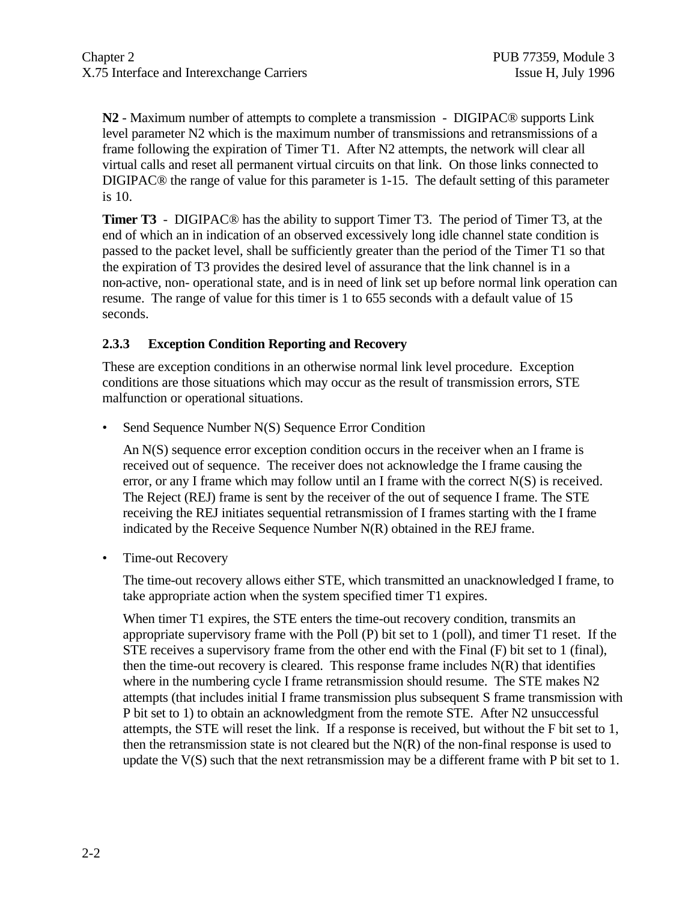**N2** - Maximum number of attempts to complete a transmission - DIGIPAC® supports Link level parameter N2 which is the maximum number of transmissions and retransmissions of a frame following the expiration of Timer T1. After N2 attempts, the network will clear all virtual calls and reset all permanent virtual circuits on that link. On those links connected to DIGIPAC® the range of value for this parameter is 1-15. The default setting of this parameter is 10.

**Timer T3** - DIGIPAC® has the ability to support Timer T3. The period of Timer T3, at the end of which an in indication of an observed excessively long idle channel state condition is passed to the packet level, shall be sufficiently greater than the period of the Timer T1 so that the expiration of T3 provides the desired level of assurance that the link channel is in a non-active, non- operational state, and is in need of link set up before normal link operation can resume. The range of value for this timer is 1 to 655 seconds with a default value of 15 seconds.

### 2.3.3 Exception Condition Reporting and Recovery

These are exception conditions in an otherwise normal link level procedure. Exception conditions are those situations which may occur as the result of transmission errors, STE malfunction or operational situations.

- Send Sequence Number N(S) Sequence Error Condition

  An N(S) sequence error exception condition occurs in the receiver when an I frame is received out of sequence. The receiver does not acknowledge the I frame causing the error, or any I frame which may follow until an I frame with the correct N(S) is received. The Reject (REJ) frame is sent by the receiver of the out of sequence I frame. The STE receiving the REJ initiates sequential retransmission of I frames starting with the I frame indicated by the Receive Sequence Number N(R) obtained in the REJ frame.

- Time-out Recovery

  The time-out recovery allows either STE, which transmitted an unacknowledged I frame, to take appropriate action when the system specified timer T1 expires.

  When timer T1 expires, the STE enters the time-out recovery condition, transmits an appropriate supervisory frame with the Poll (P) bit set to 1 (poll), and timer T1 reset. If the STE receives a supervisory frame from the other end with the Final (F) bit set to 1 (final), then the time-out recovery is cleared. This response frame includes N(R) that identifies where in the numbering cycle I frame retransmission should resume. The STE makes N2 attempts (that includes initial I frame transmission plus subsequent S frame transmission with P bit set to 1) to obtain an acknowledgment from the remote STE. After N2 unsuccessful attempts, the STE will reset the link. If a response is received, but without the F bit set to 1, then the retransmission state is not cleared but the N(R) of the non-final response is used to update the V(S) such that the next retransmission may be a different frame with P bit set to 1.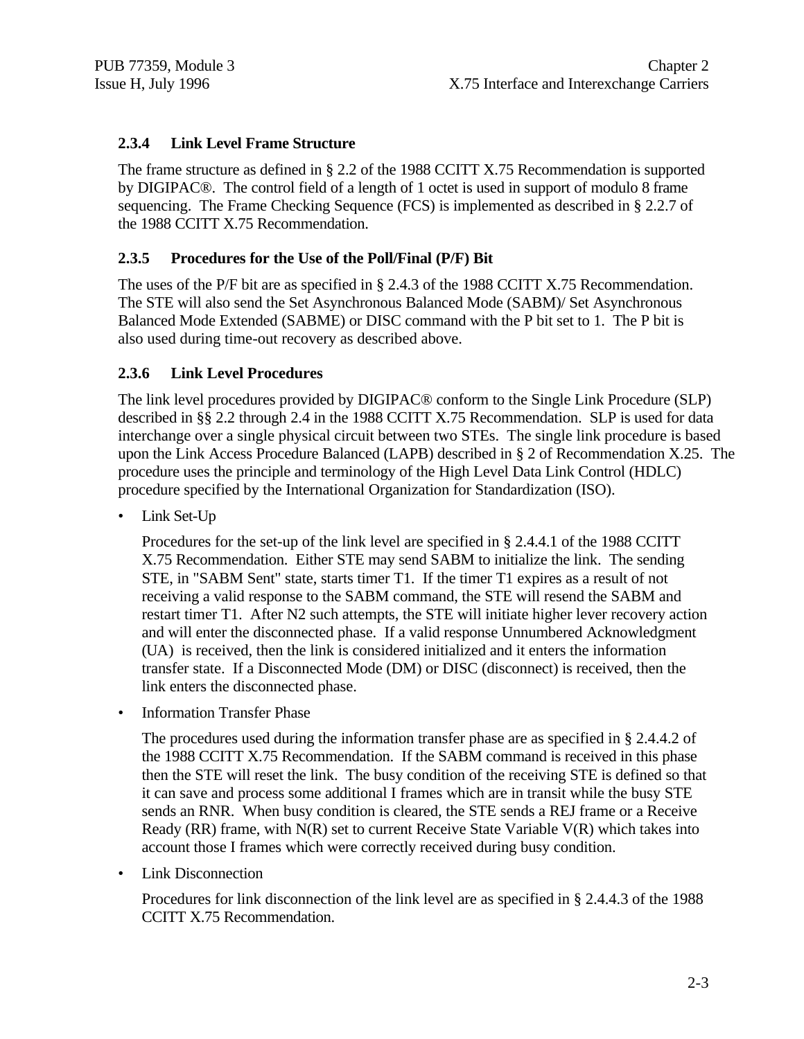### 2.3.4 Link Level Frame Structure

The frame structure as defined in § 2.2 of the 1988 CCITT X.75 Recommendation is supported by DIGIPAC®. The control field of a length of 1 octet is used in support of modulo 8 frame sequencing. The Frame Checking Sequence (FCS) is implemented as described in § 2.2.7 of the 1988 CCITT X.75 Recommendation.

### 2.3.5 Procedures for the Use of the Poll/Final (P/F) Bit

The uses of the P/F bit are as specified in § 2.4.3 of the 1988 CCITT X.75 Recommendation. The STE will also send the Set Asynchronous Balanced Mode (SABM)/ Set Asynchronous Balanced Mode Extended (SABME) or DISC command with the P bit set to 1. The P bit is also used during time-out recovery as described above.

### 2.3.6 Link Level Procedures

The link level procedures provided by DIGIPAC® conform to the Single Link Procedure (SLP) described in §§ 2.2 through 2.4 in the 1988 CCITT X.75 Recommendation. SLP is used for data interchange over a single physical circuit between two STEs. The single link procedure is based upon the Link Access Procedure Balanced (LAPB) described in § 2 of Recommendation X.25. The procedure uses the principle and terminology of the High Level Data Link Control (HDLC) procedure specified by the International Organization for Standardization (ISO).

- Link Set-Up

  Procedures for the set-up of the link level are specified in § 2.4.4.1 of the 1988 CCITT X.75 Recommendation. Either STE may send SABM to initialize the link. The sending STE, in "SABM Sent" state, starts timer T1. If the timer T1 expires as a result of not receiving a valid response to the SABM command, the STE will resend the SABM and restart timer T1. After N2 such attempts, the STE will initiate higher lever recovery action and will enter the disconnected phase. If a valid response Unnumbered Acknowledgment (UA) is received, then the link is considered initialized and it enters the information transfer state. If a Disconnected Mode (DM) or DISC (disconnect) is received, then the link enters the disconnected phase.

- Information Transfer Phase

  The procedures used during the information transfer phase are as specified in § 2.4.4.2 of the 1988 CCITT X.75 Recommendation. If the SABM command is received in this phase then the STE will reset the link. The busy condition of the receiving STE is defined so that it can save and process some additional I frames which are in transit while the busy STE sends an RNR. When busy condition is cleared, the STE sends a REJ frame or a Receive Ready (RR) frame, with N(R) set to current Receive State Variable V(R) which takes into account those I frames which were correctly received during busy condition.

- Link Disconnection

  Procedures for link disconnection of the link level are as specified in § 2.4.4.3 of the 1988 CCITT X.75 Recommendation.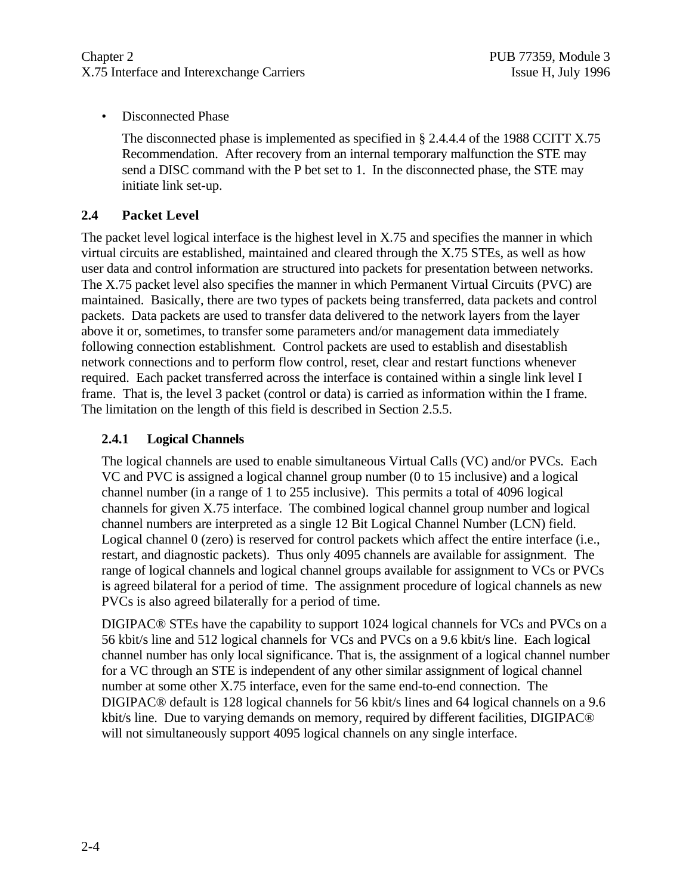- Disconnected Phase

  The disconnected phase is implemented as specified in § 2.4.4.4 of the 1988 CCITT X.75 Recommendation. After recovery from an internal temporary malfunction the STE may send a DISC command with the P bet set to 1. In the disconnected phase, the STE may initiate link set-up.

## 2.4 Packet Level

The packet level logical interface is the highest level in X.75 and specifies the manner in which virtual circuits are established, maintained and cleared through the X.75 STEs, as well as how user data and control information are structured into packets for presentation between networks. The X.75 packet level also specifies the manner in which Permanent Virtual Circuits (PVC) are maintained. Basically, there are two types of packets being transferred, data packets and control packets. Data packets are used to transfer data delivered to the network layers from the layer above it or, sometimes, to transfer some parameters and/or management data immediately following connection establishment. Control packets are used to establish and disestablish network connections and to perform flow control, reset, clear and restart functions whenever required. Each packet transferred across the interface is contained within a single link level I frame. That is, the level 3 packet (control or data) is carried as information within the I frame. The limitation on the length of this field is described in Section 2.5.5.

### 2.4.1 Logical Channels

The logical channels are used to enable simultaneous Virtual Calls (VC) and/or PVCs. Each VC and PVC is assigned a logical channel group number (0 to 15 inclusive) and a logical channel number (in a range of 1 to 255 inclusive). This permits a total of 4096 logical channels for given X.75 interface. The combined logical channel group number and logical channel numbers are interpreted as a single 12 Bit Logical Channel Number (LCN) field. Logical channel 0 (zero) is reserved for control packets which affect the entire interface (i.e., restart, and diagnostic packets). Thus only 4095 channels are available for assignment. The range of logical channels and logical channel groups available for assignment to VCs or PVCs is agreed bilateral for a period of time. The assignment procedure of logical channels as new PVCs is also agreed bilaterally for a period of time.

DIGIPAC® STEs have the capability to support 1024 logical channels for VCs and PVCs on a 56 kbit/s line and 512 logical channels for VCs and PVCs on a 9.6 kbit/s line. Each logical channel number has only local significance. That is, the assignment of a logical channel number for a VC through an STE is independent of any other similar assignment of logical channel number at some other X.75 interface, even for the same end-to-end connection. The DIGIPAC® default is 128 logical channels for 56 kbit/s lines and 64 logical channels on a 9.6 kbit/s line. Due to varying demands on memory, required by different facilities, DIGIPAC® will not simultaneously support 4095 logical channels on any single interface.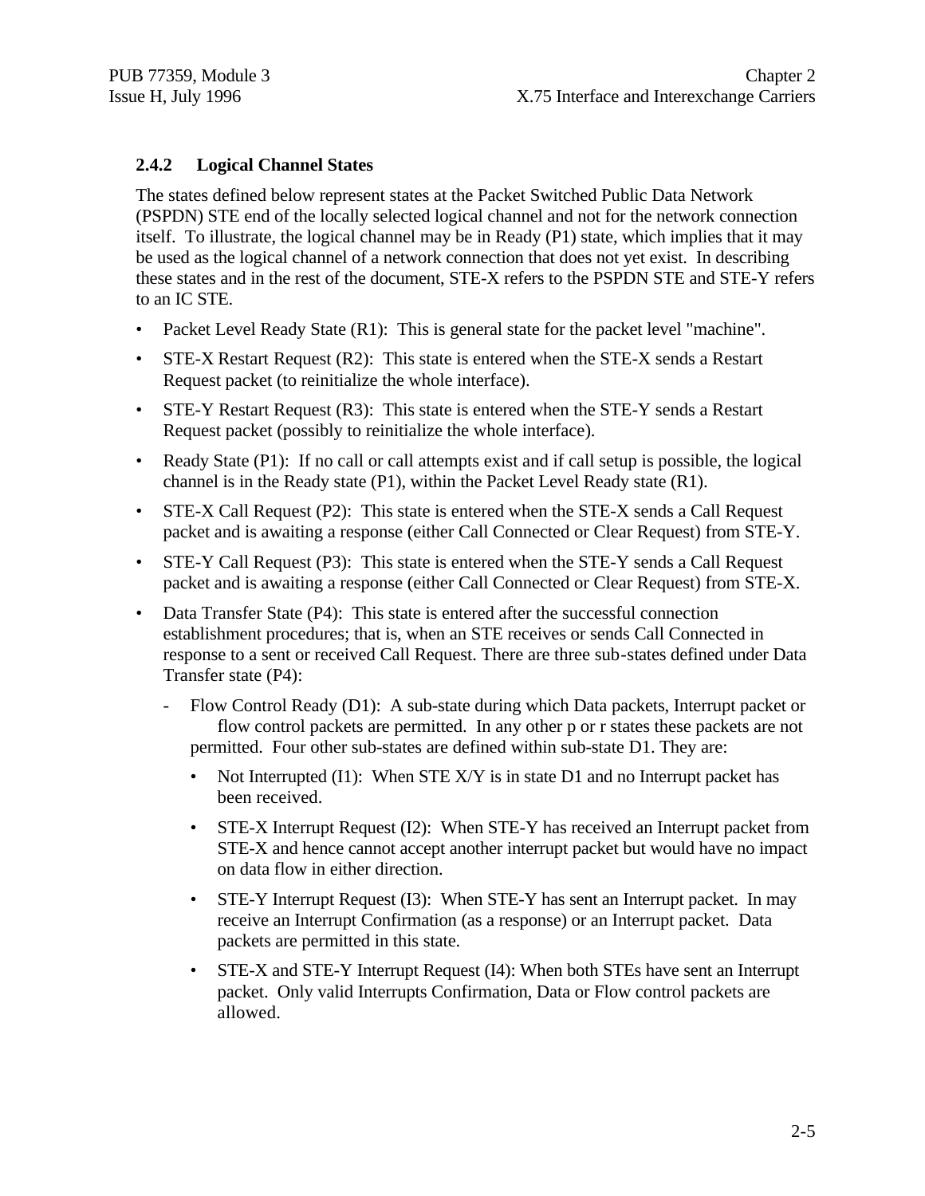### 2.4.2 Logical Channel States

The states defined below represent states at the Packet Switched Public Data Network (PSPDN) STE end of the locally selected logical channel and not for the network connection itself. To illustrate, the logical channel may be in Ready (P1) state, which implies that it may be used as the logical channel of a network connection that does not yet exist. In describing these states and in the rest of the document, STE-X refers to the PSPDN STE and STE-Y refers to an IC STE.

- Packet Level Ready State (R1): This is general state for the packet level "machine".
- STE-X Restart Request (R2): This state is entered when the STE-X sends a Restart Request packet (to reinitialize the whole interface).
- STE-Y Restart Request (R3): This state is entered when the STE-Y sends a Restart Request packet (possibly to reinitialize the whole interface).
- Ready State (P1): If no call or call attempts exist and if call setup is possible, the logical channel is in the Ready state (P1), within the Packet Level Ready state (R1).
- STE-X Call Request (P2): This state is entered when the STE-X sends a Call Request packet and is awaiting a response (either Call Connected or Clear Request) from STE-Y.
- STE-Y Call Request (P3): This state is entered when the STE-Y sends a Call Request packet and is awaiting a response (either Call Connected or Clear Request) from STE-X.
- Data Transfer State (P4): This state is entered after the successful connection establishment procedures; that is, when an STE receives or sends Call Connected in response to a sent or received Call Request. There are three sub-states defined under Data Transfer state (P4):
  - Flow Control Ready (D1): A sub-state during which Data packets, Interrupt packet or flow control packets are permitted. In any other p or r states these packets are not permitted. Four other sub-states are defined within sub-state D1. They are:
    - Not Interrupted (I1): When STE X/Y is in state D1 and no Interrupt packet has been received.
    - STE-X Interrupt Request (I2): When STE-Y has received an Interrupt packet from STE-X and hence cannot accept another interrupt packet but would have no impact on data flow in either direction.
    - STE-Y Interrupt Request (I3): When STE-Y has sent an Interrupt packet. In may receive an Interrupt Confirmation (as a response) or an Interrupt packet. Data packets are permitted in this state.
    - STE-X and STE-Y Interrupt Request (I4): When both STEs have sent an Interrupt packet. Only valid Interrupts Confirmation, Data or Flow control packets are allowed.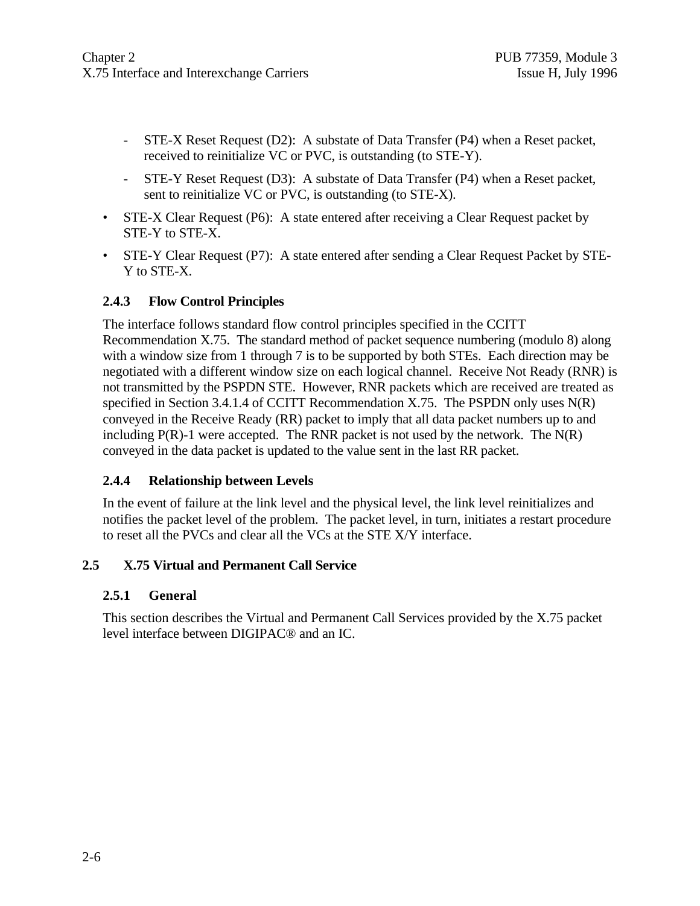- STE-X Reset Request (D2): A substate of Data Transfer (P4) when a Reset packet, received to reinitialize VC or PVC, is outstanding (to STE-Y).
  - STE-Y Reset Request (D3): A substate of Data Transfer (P4) when a Reset packet, sent to reinitialize VC or PVC, is outstanding (to STE-X).
- STE-X Clear Request (P6): A state entered after receiving a Clear Request packet by STE-Y to STE-X.
- STE-Y Clear Request (P7): A state entered after sending a Clear Request Packet by STE-Y to STE-X.

### 2.4.3 Flow Control Principles

The interface follows standard flow control principles specified in the CCITT Recommendation X.75. The standard method of packet sequence numbering (modulo 8) along with a window size from 1 through 7 is to be supported by both STEs. Each direction may be negotiated with a different window size on each logical channel. Receive Not Ready (RNR) is not transmitted by the PSPDN STE. However, RNR packets which are received are treated as specified in Section 3.4.1.4 of CCITT Recommendation X.75. The PSPDN only uses N(R) conveyed in the Receive Ready (RR) packet to imply that all data packet numbers up to and including P(R)-1 were accepted. The RNR packet is not used by the network. The N(R) conveyed in the data packet is updated to the value sent in the last RR packet.

### 2.4.4 Relationship between Levels

In the event of failure at the link level and the physical level, the link level reinitializes and notifies the packet level of the problem. The packet level, in turn, initiates a restart procedure to reset all the PVCs and clear all the VCs at the STE X/Y interface.

## 2.5 X.75 Virtual and Permanent Call Service

### 2.5.1 General

This section describes the Virtual and Permanent Call Services provided by the X.75 packet level interface between DIGIPAC® and an IC.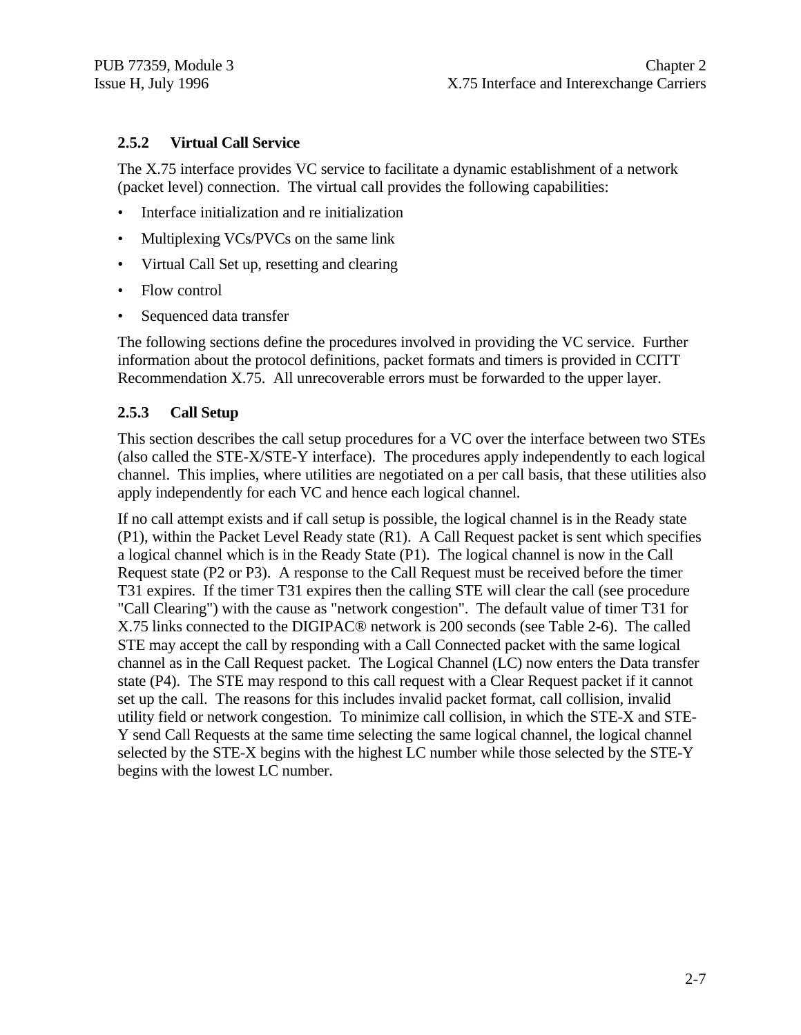### 2.5.2 Virtual Call Service

The X.75 interface provides VC service to facilitate a dynamic establishment of a network (packet level) connection. The virtual call provides the following capabilities:

- Interface initialization and re initialization
- Multiplexing VCs/PVCs on the same link
- Virtual Call Set up, resetting and clearing
- Flow control
- Sequenced data transfer

The following sections define the procedures involved in providing the VC service. Further information about the protocol definitions, packet formats and timers is provided in CCITT Recommendation X.75. All unrecoverable errors must be forwarded to the upper layer.

### 2.5.3 Call Setup

This section describes the call setup procedures for a VC over the interface between two STEs (also called the STE-X/STE-Y interface). The procedures apply independently to each logical channel. This implies, where utilities are negotiated on a per call basis, that these utilities also apply independently for each VC and hence each logical channel.

If no call attempt exists and if call setup is possible, the logical channel is in the Ready state (P1), within the Packet Level Ready state (R1). A Call Request packet is sent which specifies a logical channel which is in the Ready State (P1). The logical channel is now in the Call Request state (P2 or P3). A response to the Call Request must be received before the timer T31 expires. If the timer T31 expires then the calling STE will clear the call (see procedure "Call Clearing") with the cause as "network congestion". The default value of timer T31 for X.75 links connected to the DIGIPAC® network is 200 seconds (see Table 2-6). The called STE may accept the call by responding with a Call Connected packet with the same logical channel as in the Call Request packet. The Logical Channel (LC) now enters the Data transfer state (P4). The STE may respond to this call request with a Clear Request packet if it cannot set up the call. The reasons for this includes invalid packet format, call collision, invalid utility field or network congestion. To minimize call collision, in which the STE-X and STE-Y send Call Requests at the same time selecting the same logical channel, the logical channel selected by the STE-X begins with the highest LC number while those selected by the STE-Y begins with the lowest LC number.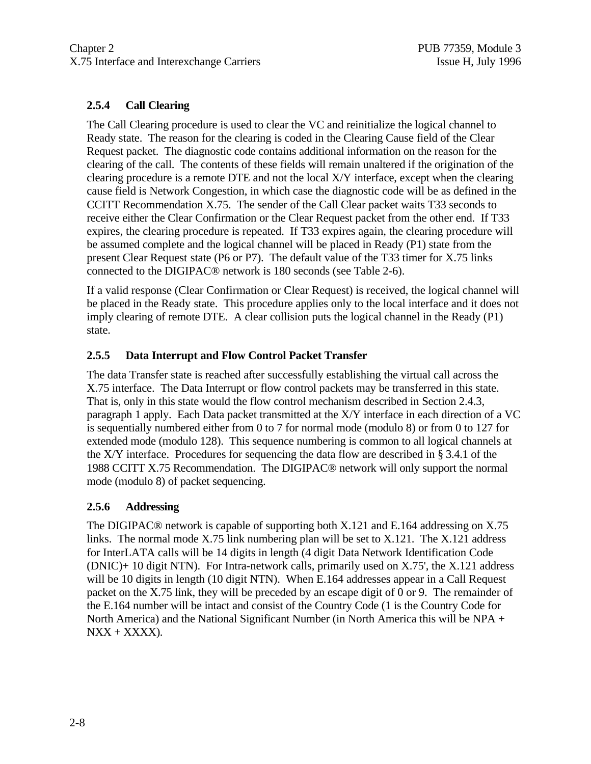### 2.5.4 Call Clearing

The Call Clearing procedure is used to clear the VC and reinitialize the logical channel to Ready state. The reason for the clearing is coded in the Clearing Cause field of the Clear Request packet. The diagnostic code contains additional information on the reason for the clearing of the call. The contents of these fields will remain unaltered if the origination of the clearing procedure is a remote DTE and not the local X/Y interface, except when the clearing cause field is Network Congestion, in which case the diagnostic code will be as defined in the CCITT Recommendation X.75. The sender of the Call Clear packet waits T33 seconds to receive either the Clear Confirmation or the Clear Request packet from the other end. If T33 expires, the clearing procedure is repeated. If T33 expires again, the clearing procedure will be assumed complete and the logical channel will be placed in Ready (P1) state from the present Clear Request state (P6 or P7). The default value of the T33 timer for X.75 links connected to the DIGIPAC® network is 180 seconds (see Table 2-6).

If a valid response (Clear Confirmation or Clear Request) is received, the logical channel will be placed in the Ready state. This procedure applies only to the local interface and it does not imply clearing of remote DTE. A clear collision puts the logical channel in the Ready (P1) state.

### 2.5.5 Data Interrupt and Flow Control Packet Transfer

The data Transfer state is reached after successfully establishing the virtual call across the X.75 interface. The Data Interrupt or flow control packets may be transferred in this state. That is, only in this state would the flow control mechanism described in Section 2.4.3, paragraph 1 apply. Each Data packet transmitted at the X/Y interface in each direction of a VC is sequentially numbered either from 0 to 7 for normal mode (modulo 8) or from 0 to 127 for extended mode (modulo 128). This sequence numbering is common to all logical channels at the X/Y interface. Procedures for sequencing the data flow are described in § 3.4.1 of the 1988 CCITT X.75 Recommendation. The DIGIPAC® network will only support the normal mode (modulo 8) of packet sequencing.

### 2.5.6 Addressing

The DIGIPAC® network is capable of supporting both X.121 and E.164 addressing on X.75 links. The normal mode X.75 link numbering plan will be set to X.121. The X.121 address for InterLATA calls will be 14 digits in length (4 digit Data Network Identification Code (DNIC)+ 10 digit NTN). For Intra-network calls, primarily used on X.75', the X.121 address will be 10 digits in length (10 digit NTN). When E.164 addresses appear in a Call Request packet on the X.75 link, they will be preceded by an escape digit of 0 or 9. The remainder of the E.164 number will be intact and consist of the Country Code (1 is the Country Code for North America) and the National Significant Number (in North America this will be NPA + NXX + XXXX).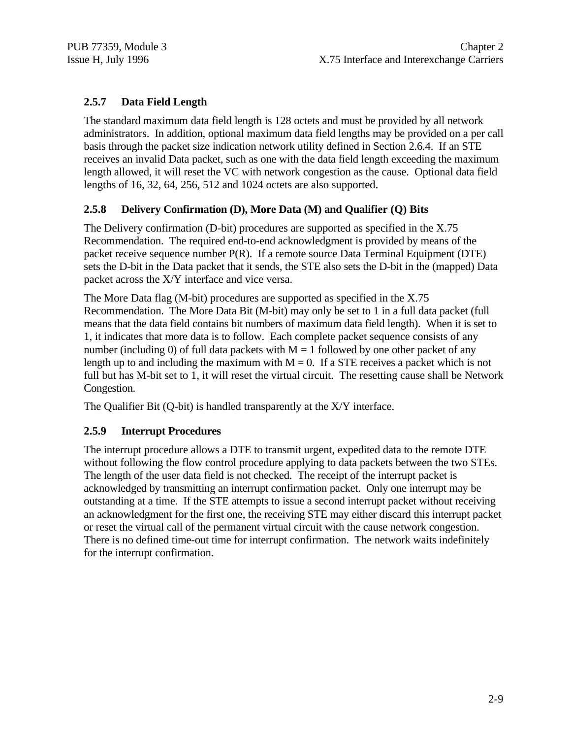### 2.5.7 Data Field Length

The standard maximum data field length is 128 octets and must be provided by all network administrators. In addition, optional maximum data field lengths may be provided on a per call basis through the packet size indication network utility defined in Section 2.6.4. If an STE receives an invalid Data packet, such as one with the data field length exceeding the maximum length allowed, it will reset the VC with network congestion as the cause. Optional data field lengths of 16, 32, 64, 256, 512 and 1024 octets are also supported.

### 2.5.8 Delivery Confirmation (D), More Data (M) and Qualifier (Q) Bits

The Delivery confirmation (D-bit) procedures are supported as specified in the X.75 Recommendation. The required end-to-end acknowledgment is provided by means of the packet receive sequence number P(R). If a remote source Data Terminal Equipment (DTE) sets the D-bit in the Data packet that it sends, the STE also sets the D-bit in the (mapped) Data packet across the X/Y interface and vice versa.

The More Data flag (M-bit) procedures are supported as specified in the X.75 Recommendation. The More Data Bit (M-bit) may only be set to 1 in a full data packet (full means that the data field contains bit numbers of maximum data field length). When it is set to 1, it indicates that more data is to follow. Each complete packet sequence consists of any number (including 0) of full data packets with M = 1 followed by one other packet of any length up to and including the maximum with M = 0. If a STE receives a packet which is not full but has M-bit set to 1, it will reset the virtual circuit. The resetting cause shall be Network Congestion.

The Qualifier Bit (Q-bit) is handled transparently at the X/Y interface.

### 2.5.9 Interrupt Procedures

The interrupt procedure allows a DTE to transmit urgent, expedited data to the remote DTE without following the flow control procedure applying to data packets between the two STEs. The length of the user data field is not checked. The receipt of the interrupt packet is acknowledged by transmitting an interrupt confirmation packet. Only one interrupt may be outstanding at a time. If the STE attempts to issue a second interrupt packet without receiving an acknowledgment for the first one, the receiving STE may either discard this interrupt packet or reset the virtual call of the permanent virtual circuit with the cause network congestion. There is no defined time-out time for interrupt confirmation. The network waits indefinitely for the interrupt confirmation.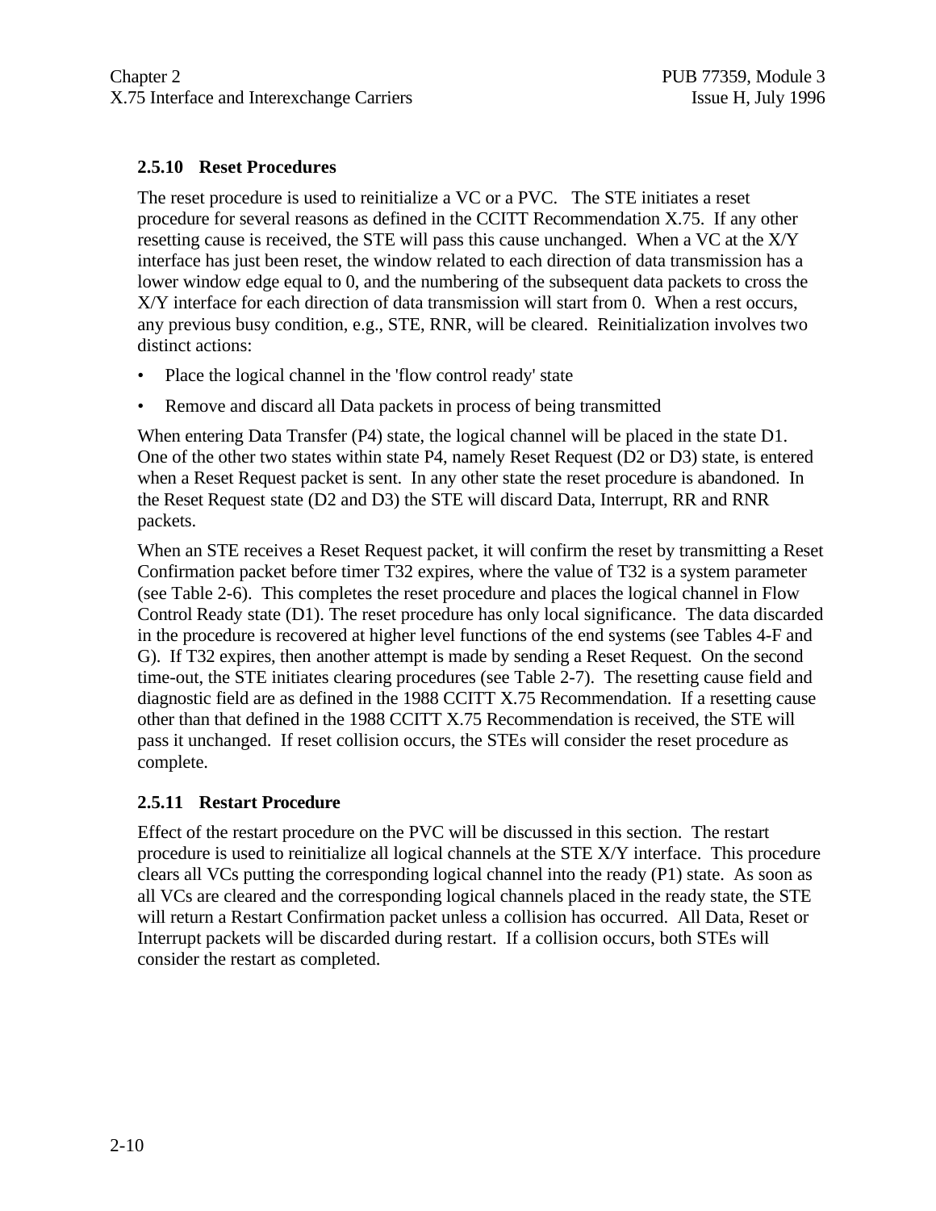### 2.5.10 Reset Procedures

The reset procedure is used to reinitialize a VC or a PVC. The STE initiates a reset procedure for several reasons as defined in the CCITT Recommendation X.75. If any other resetting cause is received, the STE will pass this cause unchanged. When a VC at the X/Y interface has just been reset, the window related to each direction of data transmission has a lower window edge equal to 0, and the numbering of the subsequent data packets to cross the X/Y interface for each direction of data transmission will start from 0. When a rest occurs, any previous busy condition, e.g., STE, RNR, will be cleared. Reinitialization involves two distinct actions:

- Place the logical channel in the 'flow control ready' state
- Remove and discard all Data packets in process of being transmitted

When entering Data Transfer (P4) state, the logical channel will be placed in the state D1. One of the other two states within state P4, namely Reset Request (D2 or D3) state, is entered when a Reset Request packet is sent. In any other state the reset procedure is abandoned. In the Reset Request state (D2 and D3) the STE will discard Data, Interrupt, RR and RNR packets.

When an STE receives a Reset Request packet, it will confirm the reset by transmitting a Reset Confirmation packet before timer T32 expires, where the value of T32 is a system parameter (see Table 2-6). This completes the reset procedure and places the logical channel in Flow Control Ready state (D1). The reset procedure has only local significance. The data discarded in the procedure is recovered at higher level functions of the end systems (see Tables 4-F and G). If T32 expires, then another attempt is made by sending a Reset Request. On the second time-out, the STE initiates clearing procedures (see Table 2-7). The resetting cause field and diagnostic field are as defined in the 1988 CCITT X.75 Recommendation. If a resetting cause other than that defined in the 1988 CCITT X.75 Recommendation is received, the STE will pass it unchanged. If reset collision occurs, the STEs will consider the reset procedure as complete.

### 2.5.11 Restart Procedure

Effect of the restart procedure on the PVC will be discussed in this section. The restart procedure is used to reinitialize all logical channels at the STE X/Y interface. This procedure clears all VCs putting the corresponding logical channel into the ready (P1) state. As soon as all VCs are cleared and the corresponding logical channels placed in the ready state, the STE will return a Restart Confirmation packet unless a collision has occurred. All Data, Reset or Interrupt packets will be discarded during restart. If a collision occurs, both STEs will consider the restart as completed.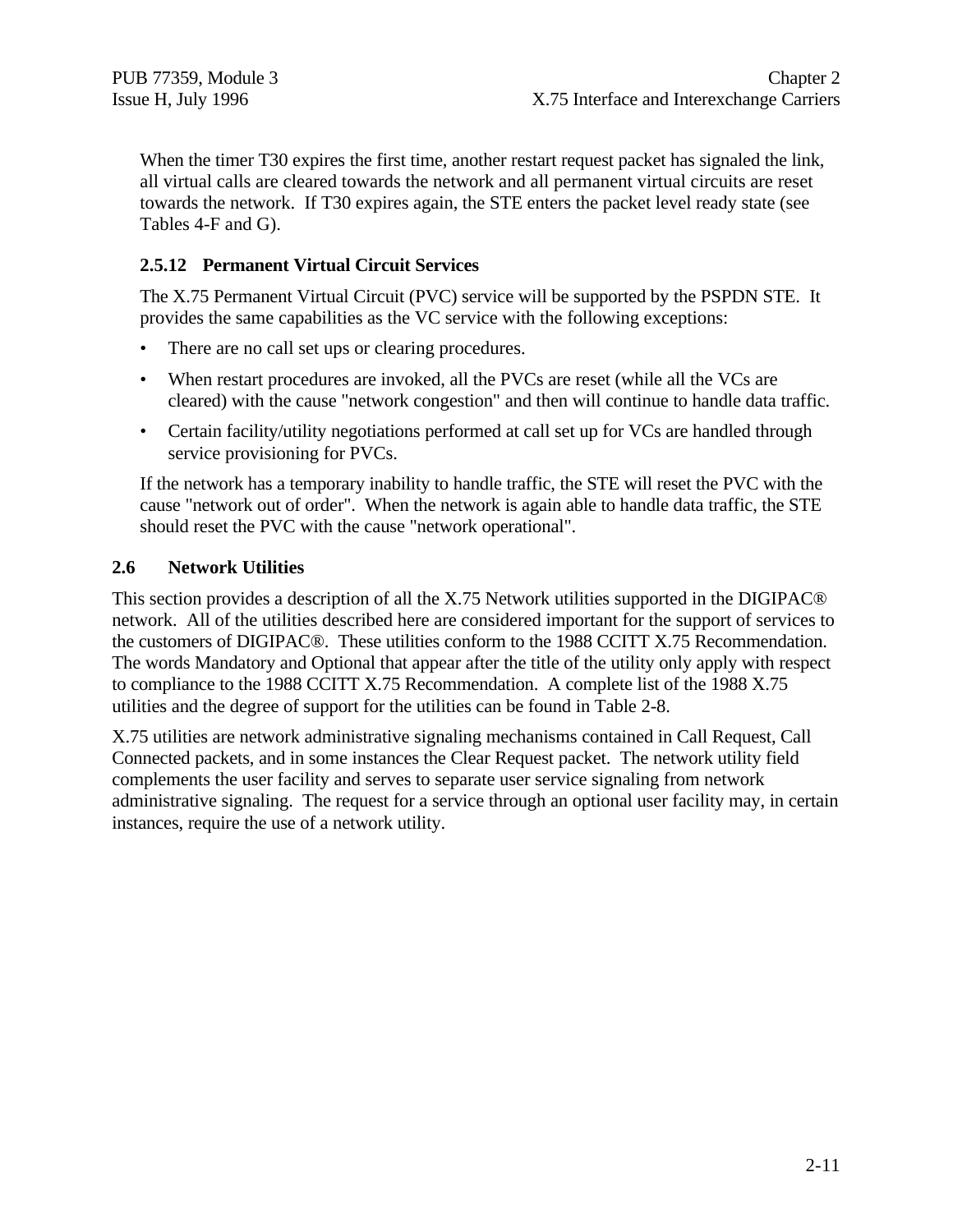When the timer T30 expires the first time, another restart request packet has signaled the link, all virtual calls are cleared towards the network and all permanent virtual circuits are reset towards the network. If T30 expires again, the STE enters the packet level ready state (see Tables 4-F and G).

### 2.5.12 Permanent Virtual Circuit Services

The X.75 Permanent Virtual Circuit (PVC) service will be supported by the PSPDN STE. It provides the same capabilities as the VC service with the following exceptions:

- There are no call set ups or clearing procedures.
- When restart procedures are invoked, all the PVCs are reset (while all the VCs are cleared) with the cause "network congestion" and then will continue to handle data traffic.
- Certain facility/utility negotiations performed at call set up for VCs are handled through service provisioning for PVCs.

If the network has a temporary inability to handle traffic, the STE will reset the PVC with the cause "network out of order". When the network is again able to handle data traffic, the STE should reset the PVC with the cause "network operational".

## 2.6 Network Utilities

This section provides a description of all the X.75 Network utilities supported in the DIGIPAC® network. All of the utilities described here are considered important for the support of services to the customers of DIGIPAC®. These utilities conform to the 1988 CCITT X.75 Recommendation. The words Mandatory and Optional that appear after the title of the utility only apply with respect to compliance to the 1988 CCITT X.75 Recommendation. A complete list of the 1988 X.75 utilities and the degree of support for the utilities can be found in Table 2-8.

X.75 utilities are network administrative signaling mechanisms contained in Call Request, Call Connected packets, and in some instances the Clear Request packet. The network utility field complements the user facility and serves to separate user service signaling from network administrative signaling. The request for a service through an optional user facility may, in certain instances, require the use of a network utility.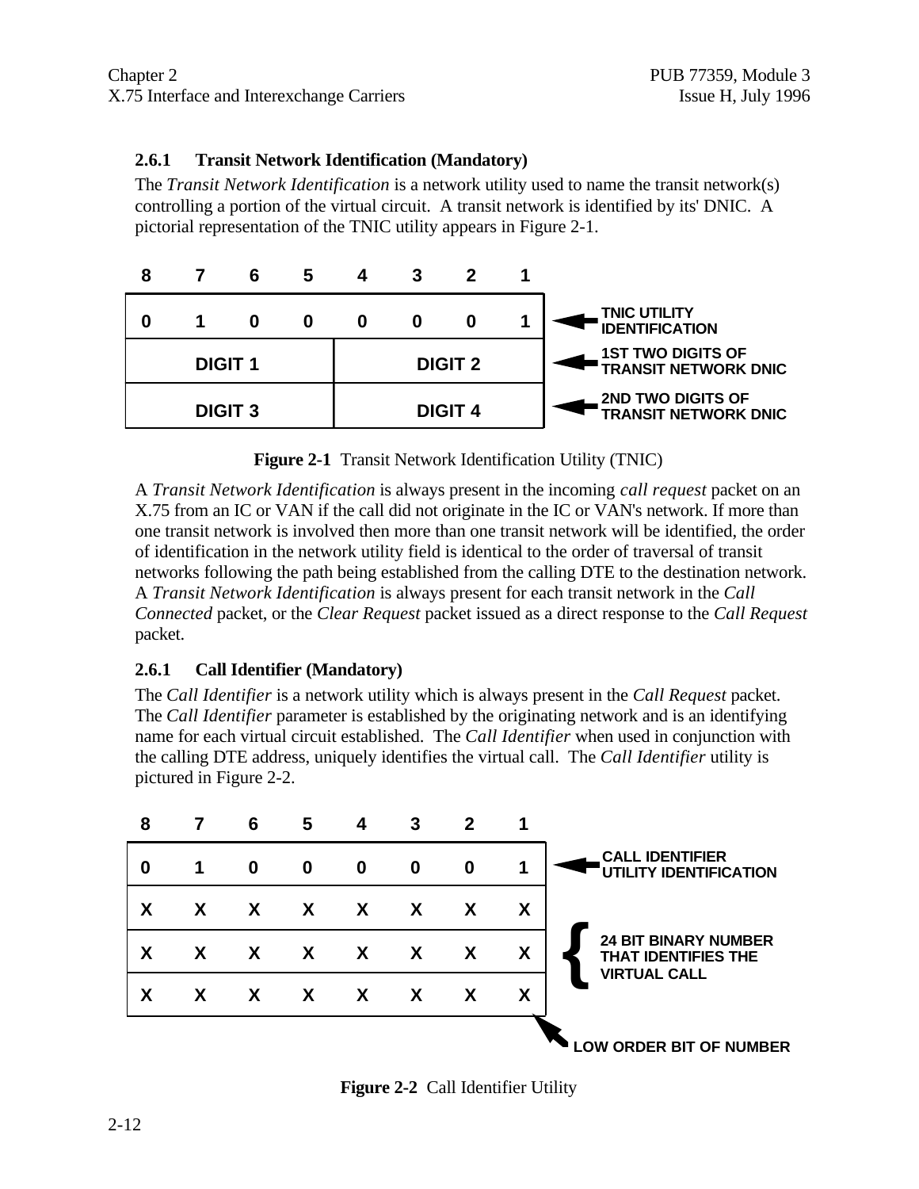### 2.6.1 Transit Network Identification (Mandatory)

The *Transit Network Identification* is a network utility used to name the transit network(s) controlling a portion of the virtual circuit. A transit network is identified by its' DNIC. A pictorial representation of the TNIC utility appears in Figure 2-1.

| 8 | 7 | 6 | 5 | 4 | 3 | 2 | 1 | |
|---|---|---|---|---|---|---|---|---|
| 0 | 1 | 0 | 0 | 0 | 0 | 0 | 1 | TNIC UTILITY IDENTIFICATION |
| DIGIT 1 | | | | DIGIT 2 | | | | 1ST TWO DIGITS OF TRANSIT NETWORK DNIC |
| DIGIT 3 | | | | DIGIT 4 | | | | 2ND TWO DIGITS OF TRANSIT NETWORK DNIC |

**Figure 2-1** Transit Network Identification Utility (TNIC)

A *Transit Network Identification* is always present in the incoming *call request* packet on an X.75 from an IC or VAN if the call did not originate in the IC or VAN's network. If more than one transit network is involved then more than one transit network will be identified, the order of identification in the network utility field is identical to the order of traversal of transit networks following the path being established from the calling DTE to the destination network. A *Transit Network Identification* is always present for each transit network in the *Call Connected* packet, or the *Clear Request* packet issued as a direct response to the *Call Request* packet.

### 2.6.1 Call Identifier (Mandatory)

The *Call Identifier* is a network utility which is always present in the *Call Request* packet. The *Call Identifier* parameter is established by the originating network and is an identifying name for each virtual circuit established. The *Call Identifier* when used in conjunction with the calling DTE address, uniquely identifies the virtual call. The *Call Identifier* utility is pictured in Figure 2-2.

| 8 | 7 | 6 | 5 | 4 | 3 | 2 | 1 | |
|---|---|---|---|---|---|---|---|---|
| 0 | 1 | 0 | 0 | 0 | 0 | 0 | 1 | CALL IDENTIFIER UTILITY IDENTIFICATION |
| X | X | X | X | X | X | X | X | 24 BIT BINARY NUMBER THAT IDENTIFIES THE VIRTUAL CALL |
| X | X | X | X | X | X | X | X | |
| X | X | X | X | X | X | X | X | LOW ORDER BIT OF NUMBER (bit 1 of last octet) |

**Figure 2-2** Call Identifier Utility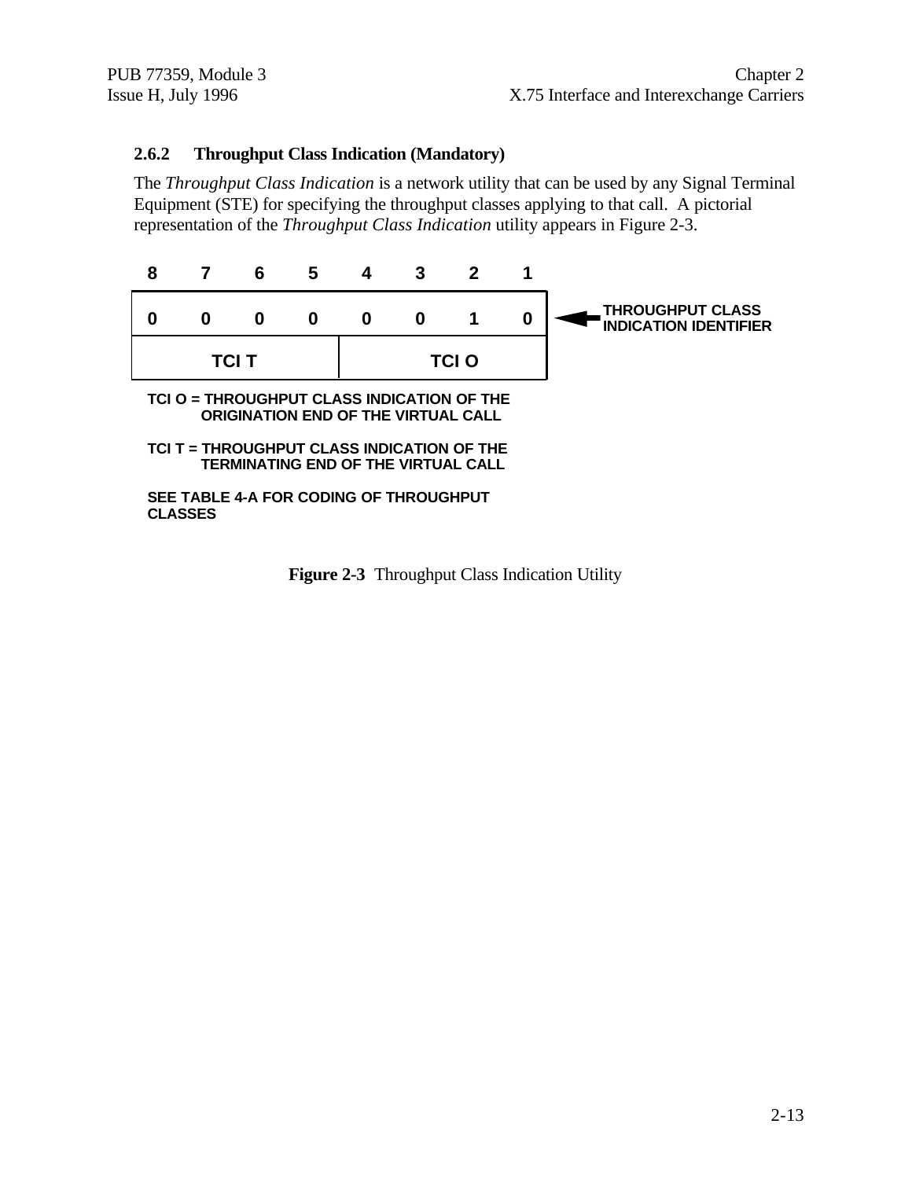### 2.6.2 Throughput Class Indication (Mandatory)

The *Throughput Class Indication* is a network utility that can be used by any Signal Terminal Equipment (STE) for specifying the throughput classes applying to that call. A pictorial representation of the *Throughput Class Indication* utility appears in Figure 2-3.

| 8 | 7 | 6 | 5 | 4 | 3 | 2 | 1 | |
|---|---|---|---|---|---|---|---|---|
| 0 | 0 | 0 | 0 | 0 | 0 | 1 | 0 | ← THROUGHPUT CLASS INDICATION IDENTIFIER |
| TCI T | | | | TCI O | | | | |

TCI O = THROUGHPUT CLASS INDICATION OF THE ORIGINATION END OF THE VIRTUAL CALL

TCI T = THROUGHPUT CLASS INDICATION OF THE TERMINATING END OF THE VIRTUAL CALL

SEE TABLE 4-A FOR CODING OF THROUGHPUT CLASSES

**Figure 2-3** Throughput Class Indication Utility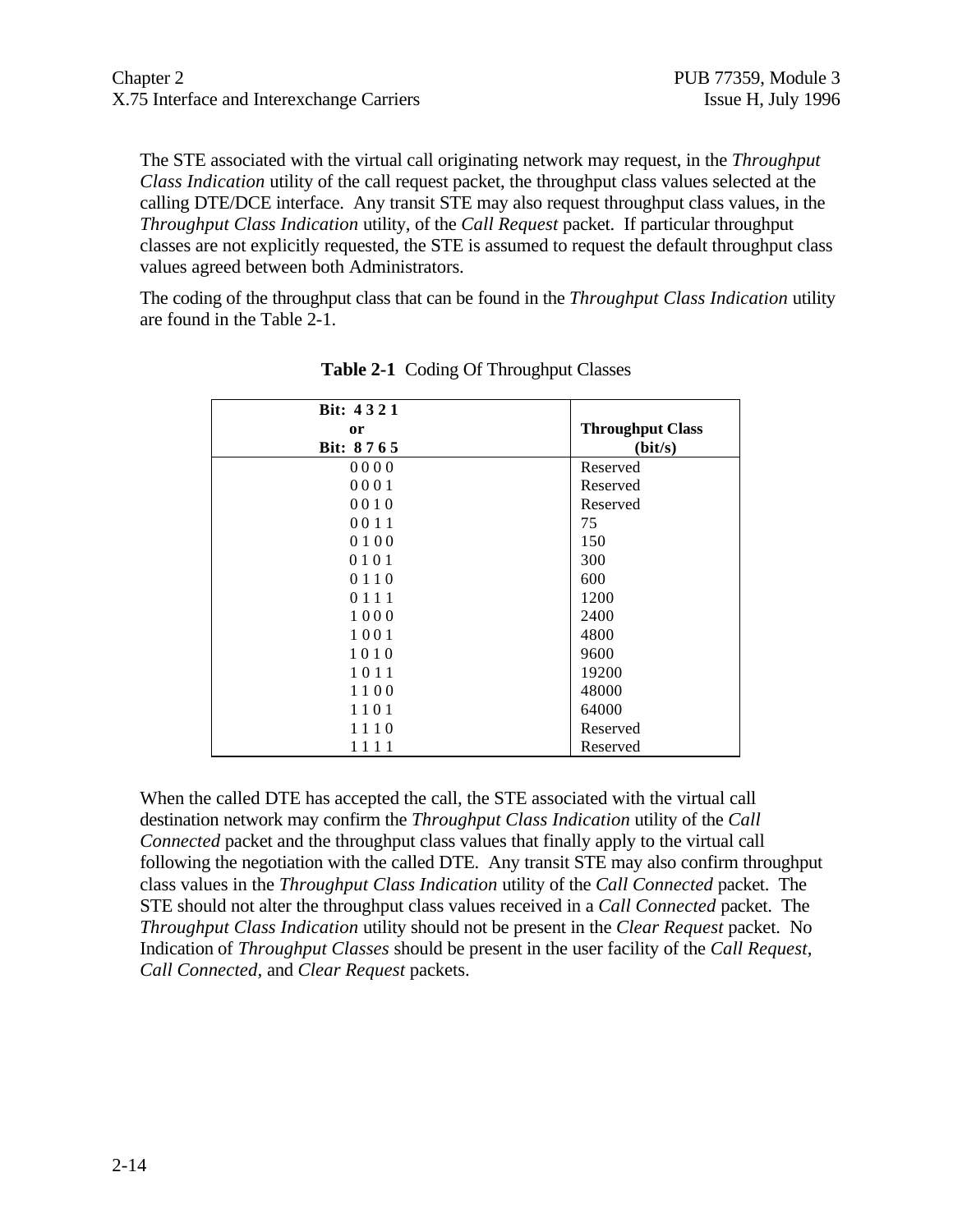The STE associated with the virtual call originating network may request, in the *Throughput Class Indication* utility of the call request packet, the throughput class values selected at the calling DTE/DCE interface. Any transit STE may also request throughput class values, in the *Throughput Class Indication* utility, of the *Call Request* packet. If particular throughput classes are not explicitly requested, the STE is assumed to request the default throughput class values agreed between both Administrators.

The coding of the throughput class that can be found in the *Throughput Class Indication* utility are found in the Table 2-1.

**Table 2-1** Coding Of Throughput Classes

| Bit: 4 3 2 1 or Bit: 8 7 6 5 | Throughput Class (bit/s) |
|---|---|
| 0 0 0 0 | Reserved |
| 0 0 0 1 | Reserved |
| 0 0 1 0 | Reserved |
| 0 0 1 1 | 75 |
| 0 1 0 0 | 150 |
| 0 1 0 1 | 300 |
| 0 1 1 0 | 600 |
| 0 1 1 1 | 1200 |
| 1 0 0 0 | 2400 |
| 1 0 0 1 | 4800 |
| 1 0 1 0 | 9600 |
| 1 0 1 1 | 19200 |
| 1 1 0 0 | 48000 |
| 1 1 0 1 | 64000 |
| 1 1 1 0 | Reserved |
| 1 1 1 1 | Reserved |

When the called DTE has accepted the call, the STE associated with the virtual call destination network may confirm the *Throughput Class Indication* utility of the *Call Connected* packet and the throughput class values that finally apply to the virtual call following the negotiation with the called DTE. Any transit STE may also confirm throughput class values in the *Throughput Class Indication* utility of the *Call Connected* packet. The STE should not alter the throughput class values received in a *Call Connected* packet. The *Throughput Class Indication* utility should not be present in the *Clear Request* packet. No Indication of *Throughput Classes* should be present in the user facility of the *Call Request, Call Connected,* and *Clear Request* packets.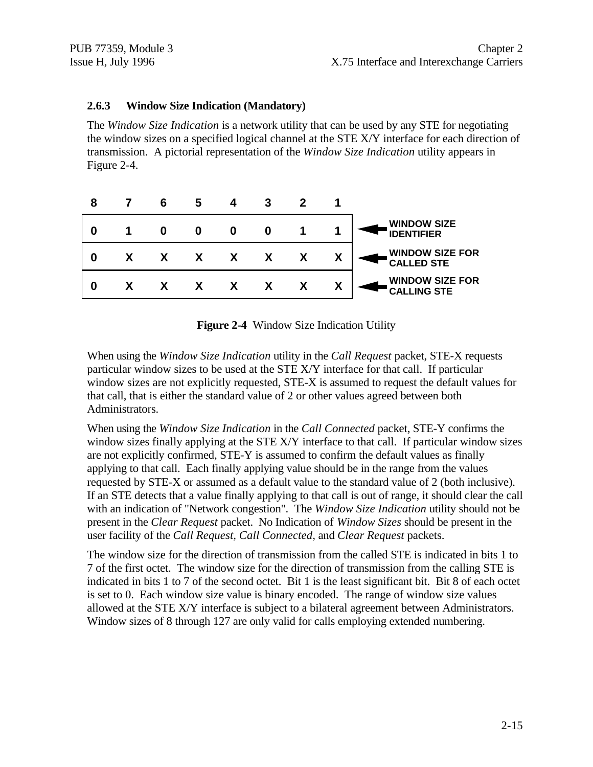### 2.6.3 Window Size Indication (Mandatory)

The *Window Size Indication* is a network utility that can be used by any STE for negotiating the window sizes on a specified logical channel at the STE X/Y interface for each direction of transmission. A pictorial representation of the *Window Size Indication* utility appears in Figure 2-4.

| 8 | 7 | 6 | 5 | 4 | 3 | 2 | 1 | |
|---|---|---|---|---|---|---|---|---|
| 0 | 1 | 0 | 0 | 0 | 0 | 1 | 1 | WINDOW SIZE IDENTIFIER |
| 0 | X | X | X | X | X | X | X | WINDOW SIZE FOR CALLED STE |
| 0 | X | X | X | X | X | X | X | WINDOW SIZE FOR CALLING STE |

**Figure 2-4** Window Size Indication Utility

When using the *Window Size Indication* utility in the *Call Request* packet, STE-X requests particular window sizes to be used at the STE X/Y interface for that call. If particular window sizes are not explicitly requested, STE-X is assumed to request the default values for that call, that is either the standard value of 2 or other values agreed between both Administrators.

When using the *Window Size Indication* in the *Call Connected* packet, STE-Y confirms the window sizes finally applying at the STE X/Y interface to that call. If particular window sizes are not explicitly confirmed, STE-Y is assumed to confirm the default values as finally applying to that call. Each finally applying value should be in the range from the values requested by STE-X or assumed as a default value to the standard value of 2 (both inclusive). If an STE detects that a value finally applying to that call is out of range, it should clear the call with an indication of "Network congestion". The *Window Size Indication* utility should not be present in the *Clear Request* packet. No Indication of *Window Sizes* should be present in the user facility of the *Call Request*, *Call Connected*, and *Clear Request* packets.

The window size for the direction of transmission from the called STE is indicated in bits 1 to 7 of the first octet. The window size for the direction of transmission from the calling STE is indicated in bits 1 to 7 of the second octet. Bit 1 is the least significant bit. Bit 8 of each octet is set to 0. Each window size value is binary encoded. The range of window size values allowed at the STE X/Y interface is subject to a bilateral agreement between Administrators. Window sizes of 8 through 127 are only valid for calls employing extended numbering.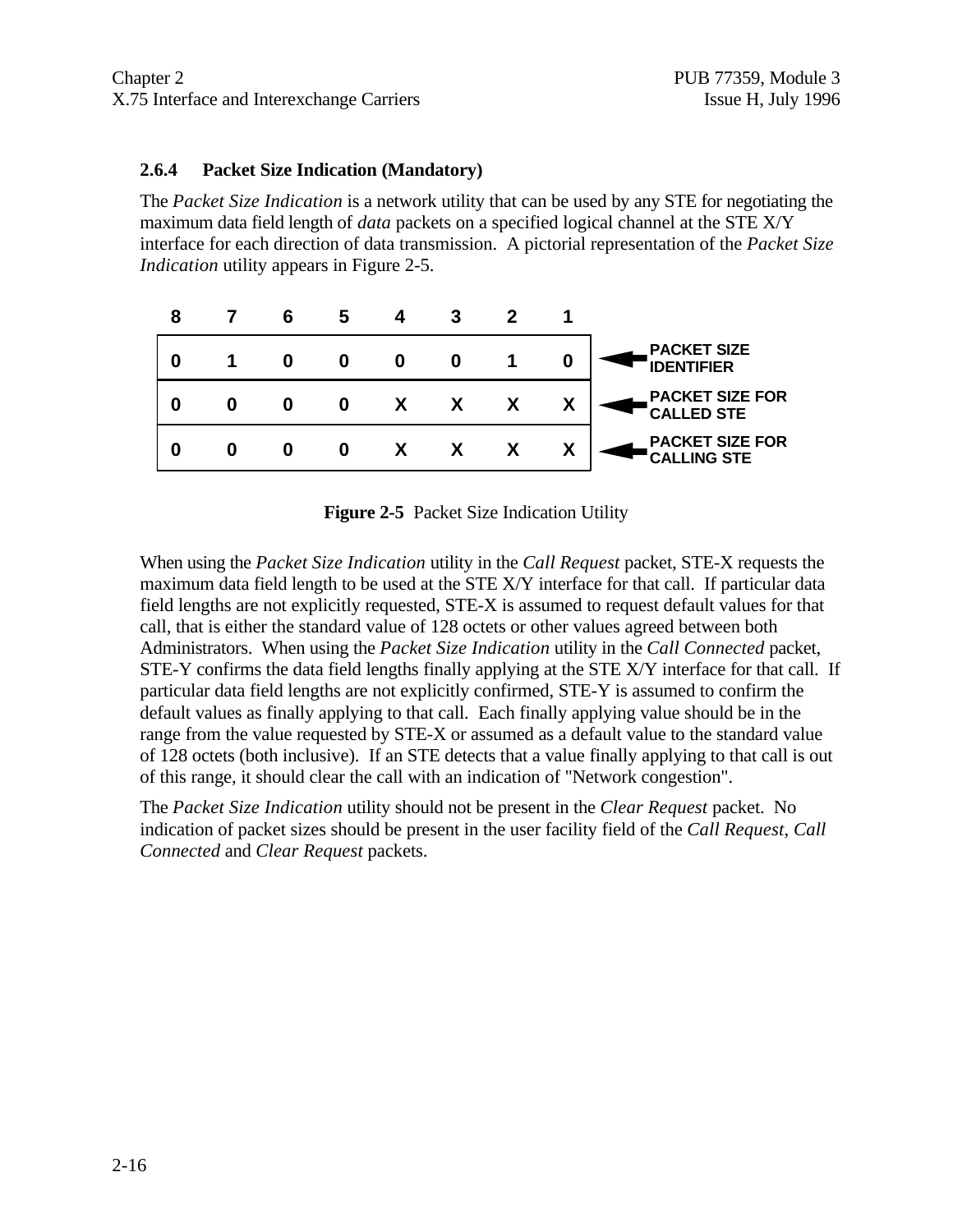### 2.6.4 Packet Size Indication (Mandatory)

The *Packet Size Indication* is a network utility that can be used by any STE for negotiating the maximum data field length of *data* packets on a specified logical channel at the STE X/Y interface for each direction of data transmission. A pictorial representation of the *Packet Size Indication* utility appears in Figure 2-5.

| 8 | 7 | 6 | 5 | 4 | 3 | 2 | 1 | |
|---|---|---|---|---|---|---|---|---|
| 0 | 1 | 0 | 0 | 0 | 0 | 1 | 0 | ← PACKET SIZE IDENTIFIER |
| 0 | 0 | 0 | 0 | X | X | X | X | ← PACKET SIZE FOR CALLED STE |
| 0 | 0 | 0 | 0 | X | X | X | X | ← PACKET SIZE FOR CALLING STE |

**Figure 2-5** Packet Size Indication Utility

When using the *Packet Size Indication* utility in the *Call Request* packet, STE-X requests the maximum data field length to be used at the STE X/Y interface for that call. If particular data field lengths are not explicitly requested, STE-X is assumed to request default values for that call, that is either the standard value of 128 octets or other values agreed between both Administrators. When using the *Packet Size Indication* utility in the *Call Connected* packet, STE-Y confirms the data field lengths finally applying at the STE X/Y interface for that call. If particular data field lengths are not explicitly confirmed, STE-Y is assumed to confirm the default values as finally applying to that call. Each finally applying value should be in the range from the value requested by STE-X or assumed as a default value to the standard value of 128 octets (both inclusive). If an STE detects that a value finally applying to that call is out of this range, it should clear the call with an indication of "Network congestion".

The *Packet Size Indication* utility should not be present in the *Clear Request* packet. No indication of packet sizes should be present in the user facility field of the *Call Request*, *Call Connected* and *Clear Request* packets.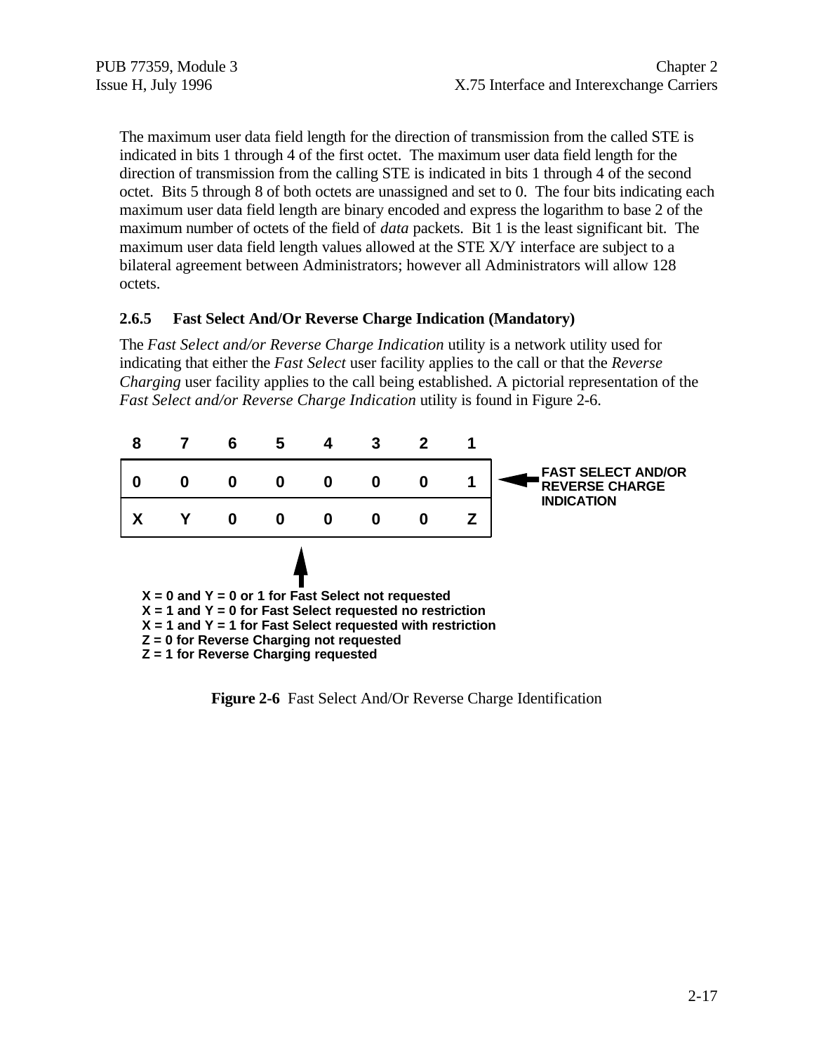The maximum user data field length for the direction of transmission from the called STE is indicated in bits 1 through 4 of the first octet. The maximum user data field length for the direction of transmission from the calling STE is indicated in bits 1 through 4 of the second octet. Bits 5 through 8 of both octets are unassigned and set to 0. The four bits indicating each maximum user data field length are binary encoded and express the logarithm to base 2 of the maximum number of octets of the field of *data* packets. Bit 1 is the least significant bit. The maximum user data field length values allowed at the STE X/Y interface are subject to a bilateral agreement between Administrators; however all Administrators will allow 128 octets.

### 2.6.5 Fast Select And/Or Reverse Charge Indication (Mandatory)

The *Fast Select and/or Reverse Charge Indication* utility is a network utility used for indicating that either the *Fast Select* user facility applies to the call or that the *Reverse Charging* user facility applies to the call being established. A pictorial representation of the *Fast Select and/or Reverse Charge Indication* utility is found in Figure 2-6.

| 8 | 7 | 6 | 5 | 4 | 3 | 2 | 1 | |
|---|---|---|---|---|---|---|---|---|
| 0 | 0 | 0 | 0 | 0 | 0 | 0 | 1 | ← FAST SELECT AND/OR REVERSE CHARGE INDICATION |
| X | Y | 0 | 0 | 0 | 0 | 0 | Z | |

X = 0 and Y = 0 or 1 for Fast Select not requested
X = 1 and Y = 0 for Fast Select requested no restriction
X = 1 and Y = 1 for Fast Select requested with restriction
Z = 0 for Reverse Charging not requested
Z = 1 for Reverse Charging requested

**Figure 2-6** Fast Select And/Or Reverse Charge Identification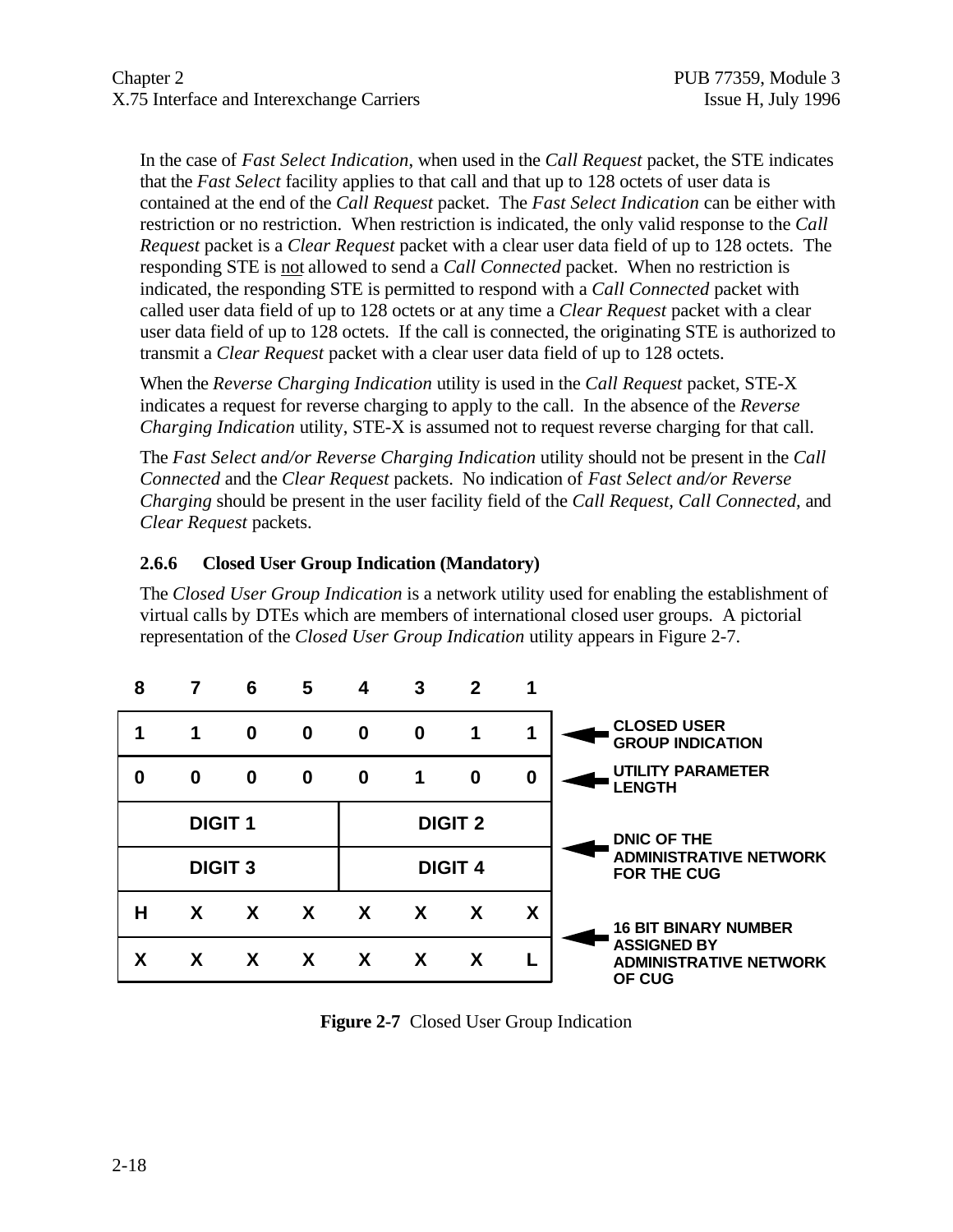In the case of *Fast Select Indication*, when used in the *Call Request* packet, the STE indicates that the *Fast Select* facility applies to that call and that up to 128 octets of user data is contained at the end of the *Call Request* packet. The *Fast Select Indication* can be either with restriction or no restriction. When restriction is indicated, the only valid response to the *Call Request* packet is a *Clear Request* packet with a clear user data field of up to 128 octets. The responding STE is not allowed to send a *Call Connected* packet. When no restriction is indicated, the responding STE is permitted to respond with a *Call Connected* packet with called user data field of up to 128 octets or at any time a *Clear Request* packet with a clear user data field of up to 128 octets. If the call is connected, the originating STE is authorized to transmit a *Clear Request* packet with a clear user data field of up to 128 octets.

When the *Reverse Charging Indication* utility is used in the *Call Request* packet, STE-X indicates a request for reverse charging to apply to the call. In the absence of the *Reverse Charging Indication* utility, STE-X is assumed not to request reverse charging for that call.

The *Fast Select and/or Reverse Charging Indication* utility should not be present in the *Call Connected* and the *Clear Request* packets. No indication of *Fast Select and/or Reverse Charging* should be present in the user facility field of the *Call Request, Call Connected,* and *Clear Request* packets.

### 2.6.6 Closed User Group Indication (Mandatory)

The *Closed User Group Indication* is a network utility used for enabling the establishment of virtual calls by DTEs which are members of international closed user groups. A pictorial representation of the *Closed User Group Indication* utility appears in Figure 2-7.

| 8 | 7 | 6 | 5 | 4 | 3 | 2 | 1 | |
|---|---|---|---|---|---|---|---|---|
| 1 | 1 | 0 | 0 | 0 | 0 | 1 | 1 | CLOSED USER GROUP INDICATION |
| 0 | 0 | 0 | 0 | 0 | 1 | 0 | 0 | UTILITY PARAMETER LENGTH |
| DIGIT 1 | | | | DIGIT 2 | | | | DNIC OF THE ADMINISTRATIVE NETWORK FOR THE CUG |
| DIGIT 3 | | | | DIGIT 4 | | | | |
| H | X | X | X | X | X | X | X | 16 BIT BINARY NUMBER ASSIGNED BY ADMINISTRATIVE NETWORK OF CUG |
| X | X | X | X | X | X | X | L | |

**Figure 2-7** Closed User Group Indication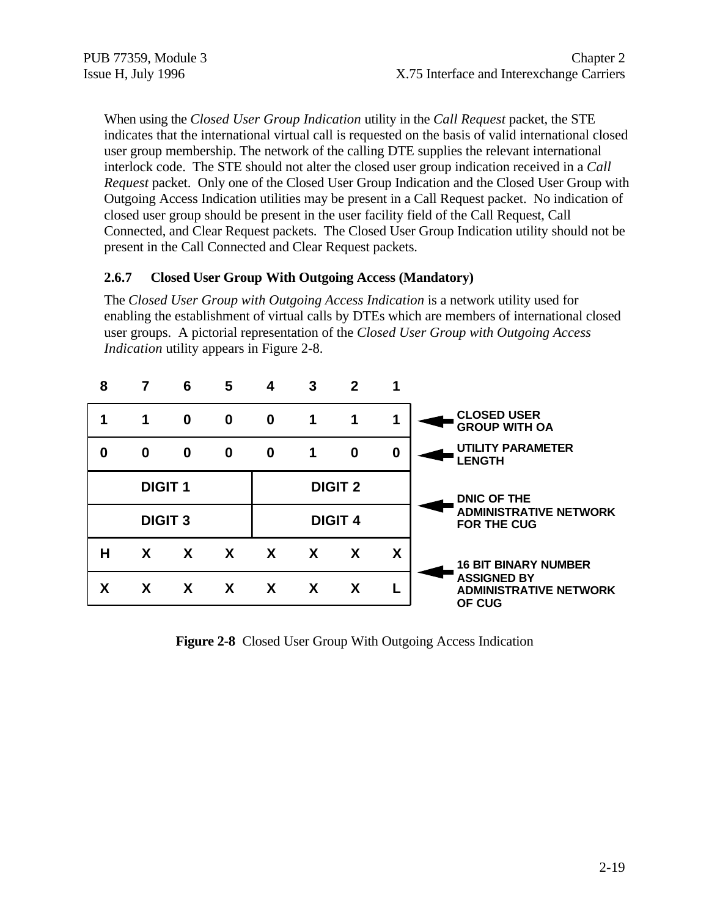When using the *Closed User Group Indication* utility in the *Call Request* packet, the STE indicates that the international virtual call is requested on the basis of valid international closed user group membership. The network of the calling DTE supplies the relevant international interlock code. The STE should not alter the closed user group indication received in a *Call Request* packet. Only one of the Closed User Group Indication and the Closed User Group with Outgoing Access Indication utilities may be present in a Call Request packet. No indication of closed user group should be present in the user facility field of the Call Request, Call Connected, and Clear Request packets. The Closed User Group Indication utility should not be present in the Call Connected and Clear Request packets.

### 2.6.7 Closed User Group With Outgoing Access (Mandatory)

The *Closed User Group with Outgoing Access Indication* is a network utility used for enabling the establishment of virtual calls by DTEs which are members of international closed user groups. A pictorial representation of the *Closed User Group with Outgoing Access Indication* utility appears in Figure 2-8.

| 8 | 7 | 6 | 5 | 4 | 3 | 2 | 1 | |
|---|---|---|---|---|---|---|---|---|
| 1 | 1 | 0 | 0 | 0 | 1 | 1 | 1 | CLOSED USER GROUP WITH OA |
| 0 | 0 | 0 | 0 | 0 | 1 | 0 | 0 | UTILITY PARAMETER LENGTH |
| DIGIT 1 | | | | DIGIT 2 | | | | DNIC OF THE ADMINISTRATIVE NETWORK FOR THE CUG |
| DIGIT 3 | | | | DIGIT 4 | | | | |
| H | X | X | X | X | X | X | X | 16 BIT BINARY NUMBER ASSIGNED BY ADMINISTRATIVE NETWORK OF CUG |
| X | X | X | X | X | X | X | L | |

**Figure 2-8** Closed User Group With Outgoing Access Indication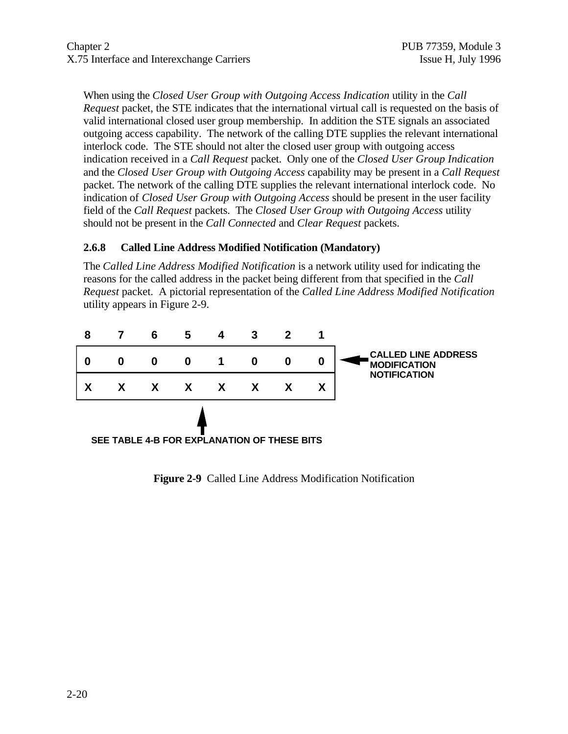When using the *Closed User Group with Outgoing Access Indication* utility in the *Call Request* packet, the STE indicates that the international virtual call is requested on the basis of valid international closed user group membership. In addition the STE signals an associated outgoing access capability. The network of the calling DTE supplies the relevant international interlock code. The STE should not alter the closed user group with outgoing access indication received in a *Call Request* packet. Only one of the *Closed User Group Indication* and the *Closed User Group with Outgoing Access* capability may be present in a *Call Request* packet. The network of the calling DTE supplies the relevant international interlock code. No indication of *Closed User Group with Outgoing Access* should be present in the user facility field of the *Call Request* packets. The *Closed User Group with Outgoing Access* utility should not be present in the *Call Connected* and *Clear Request* packets.

### 2.6.8 Called Line Address Modified Notification (Mandatory)

The *Called Line Address Modified Notification* is a network utility used for indicating the reasons for the called address in the packet being different from that specified in the *Call Request* packet. A pictorial representation of the *Called Line Address Modified Notification* utility appears in Figure 2-9.

| 8 | 7 | 6 | 5 | 4 | 3 | 2 | 1 | |
|---|---|---|---|---|---|---|---|---|
| 0 | 0 | 0 | 0 | 1 | 0 | 0 | 0 | ← CALLED LINE ADDRESS MODIFICATION NOTIFICATION |
| X | X | X | X | X | X | X | X | |

SEE TABLE 4-B FOR EXPLANATION OF THESE BITS

**Figure 2-9** Called Line Address Modification Notification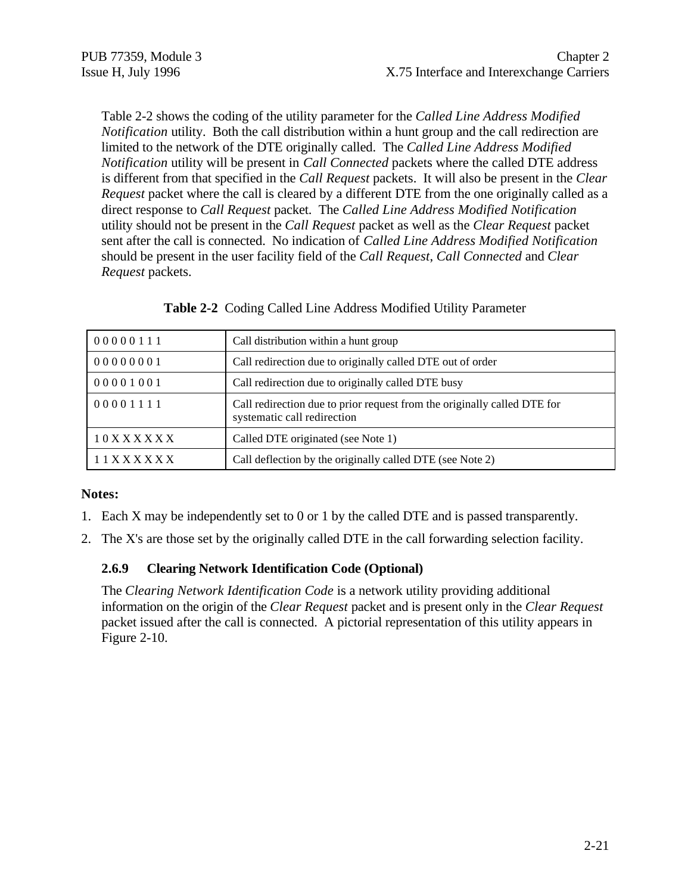Table 2-2 shows the coding of the utility parameter for the *Called Line Address Modified Notification* utility. Both the call distribution within a hunt group and the call redirection are limited to the network of the DTE originally called. The *Called Line Address Modified Notification* utility will be present in *Call Connected* packets where the called DTE address is different from that specified in the *Call Request* packets. It will also be present in the *Clear Request* packet where the call is cleared by a different DTE from the one originally called as a direct response to *Call Request* packet. The *Called Line Address Modified Notification* utility should not be present in the *Call Request* packet as well as the *Clear Request* packet sent after the call is connected. No indication of *Called Line Address Modified Notification* should be present in the user facility field of the *Call Request*, *Call Connected* and *Clear Request* packets.

**Table 2-2** Coding Called Line Address Modified Utility Parameter

| Coding | Meaning |
|---|---|
| 0 0 0 0 0 1 1 1 | Call distribution within a hunt group |
| 0 0 0 0 0 0 0 1 | Call redirection due to originally called DTE out of order |
| 0 0 0 0 1 0 0 1 | Call redirection due to originally called DTE busy |
| 0 0 0 0 1 1 1 1 | Call redirection due to prior request from the originally called DTE for systematic call redirection |
| 1 0 X X X X X X | Called DTE originated (see Note 1) |
| 1 1 X X X X X X | Call deflection by the originally called DTE (see Note 2) |

**Notes:**

1. Each X may be independently set to 0 or 1 by the called DTE and is passed transparently.
2. The X's are those set by the originally called DTE in the call forwarding selection facility.

### 2.6.9 Clearing Network Identification Code (Optional)

The *Clearing Network Identification Code* is a network utility providing additional information on the origin of the *Clear Request* packet and is present only in the *Clear Request* packet issued after the call is connected. A pictorial representation of this utility appears in Figure 2-10.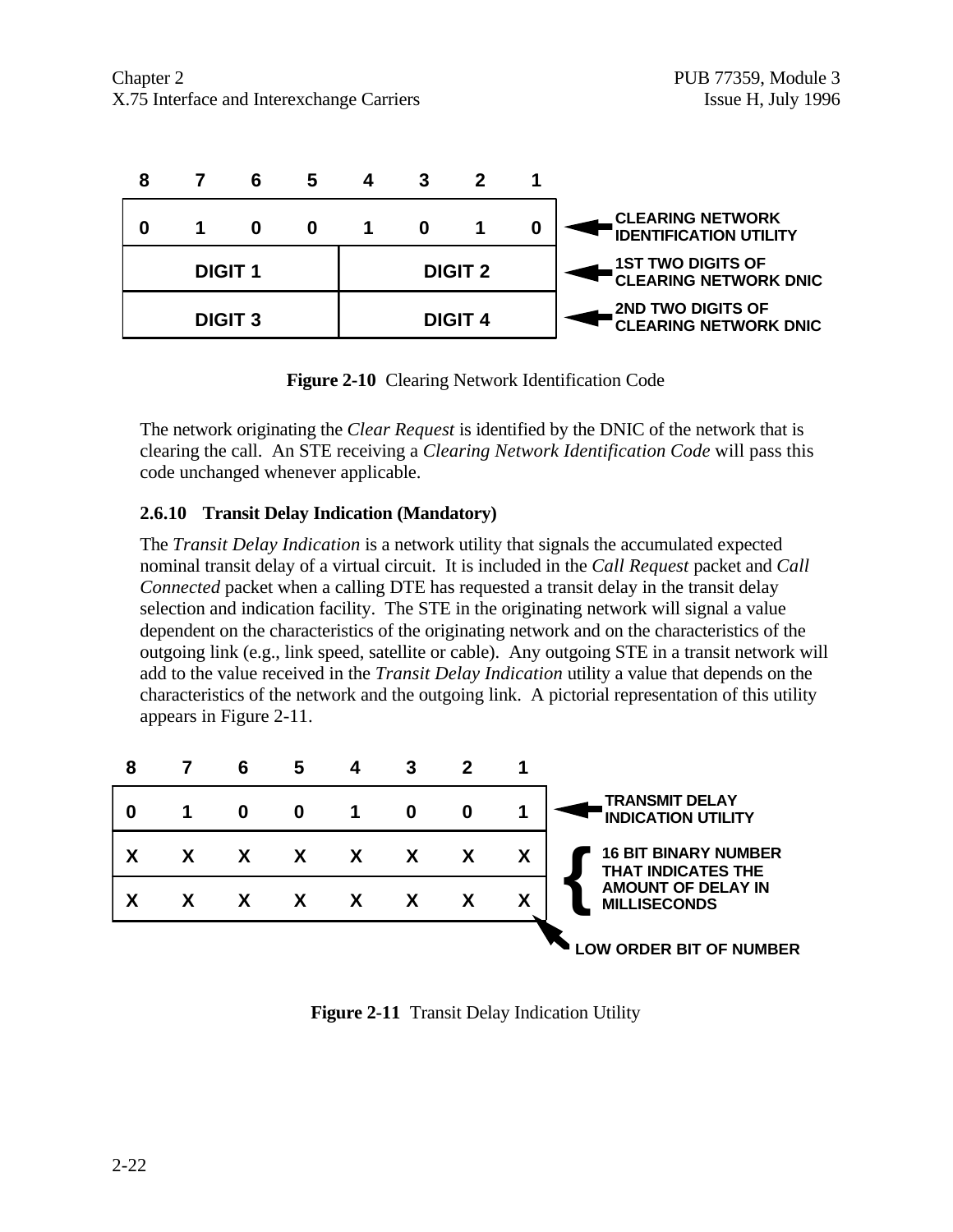| 8 | 7 | 6 | 5 | 4 | 3 | 2 | 1 | |
|---|---|---|---|---|---|---|---|---|
| 0 | 1 | 0 | 0 | 1 | 0 | 1 | 0 | CLEARING NETWORK IDENTIFICATION UTILITY |
| DIGIT 1 | | | | DIGIT 2 | | | | 1ST TWO DIGITS OF CLEARING NETWORK DNIC |
| DIGIT 3 | | | | DIGIT 4 | | | | 2ND TWO DIGITS OF CLEARING NETWORK DNIC |

**Figure 2-10** Clearing Network Identification Code

The network originating the *Clear Request* is identified by the DNIC of the network that is clearing the call. An STE receiving a *Clearing Network Identification Code* will pass this code unchanged whenever applicable.

### 2.6.10 Transit Delay Indication (Mandatory)

The *Transit Delay Indication* is a network utility that signals the accumulated expected nominal transit delay of a virtual circuit. It is included in the *Call Request* packet and *Call Connected* packet when a calling DTE has requested a transit delay in the transit delay selection and indication facility. The STE in the originating network will signal a value dependent on the characteristics of the originating network and on the characteristics of the outgoing link (e.g., link speed, satellite or cable). Any outgoing STE in a transit network will add to the value received in the *Transit Delay Indication* utility a value that depends on the characteristics of the network and the outgoing link. A pictorial representation of this utility appears in Figure 2-11.

| 8 | 7 | 6 | 5 | 4 | 3 | 2 | 1 | |
|---|---|---|---|---|---|---|---|---|
| 0 | 1 | 0 | 0 | 1 | 0 | 0 | 1 | TRANSMIT DELAY INDICATION UTILITY |
| X | X | X | X | X | X | X | X | 16 BIT BINARY NUMBER THAT INDICATES THE AMOUNT OF DELAY IN MILLISECONDS |
| X | X | X | X | X | X | X | X | |

LOW ORDER BIT OF NUMBER (bit 1 of last octet)

**Figure 2-11** Transit Delay Indication Utility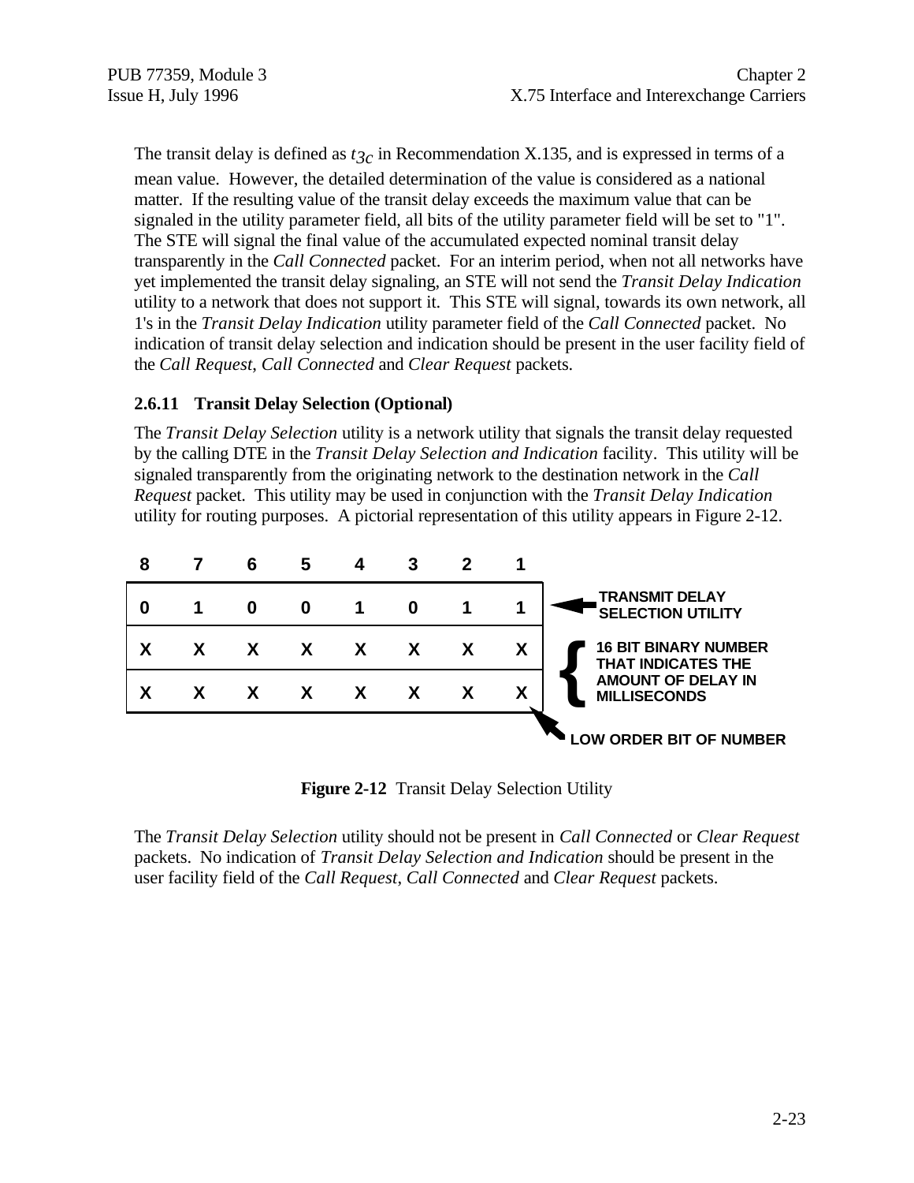The transit delay is defined as $t_{3c}$ in Recommendation X.135, and is expressed in terms of a mean value. However, the detailed determination of the value is considered as a national matter. If the resulting value of the transit delay exceeds the maximum value that can be signaled in the utility parameter field, all bits of the utility parameter field will be set to "1". The STE will signal the final value of the accumulated expected nominal transit delay transparently in the *Call Connected* packet. For an interim period, when not all networks have yet implemented the transit delay signaling, an STE will not send the *Transit Delay Indication* utility to a network that does not support it. This STE will signal, towards its own network, all 1's in the *Transit Delay Indication* utility parameter field of the *Call Connected* packet. No indication of transit delay selection and indication should be present in the user facility field of the *Call Request*, *Call Connected* and *Clear Request* packets.

### 2.6.11 Transit Delay Selection (Optional)

The *Transit Delay Selection* utility is a network utility that signals the transit delay requested by the calling DTE in the *Transit Delay Selection and Indication* facility. This utility will be signaled transparently from the originating network to the destination network in the *Call Request* packet. This utility may be used in conjunction with the *Transit Delay Indication* utility for routing purposes. A pictorial representation of this utility appears in Figure 2-12.

| 8 | 7 | 6 | 5 | 4 | 3 | 2 | 1 | |
|---|---|---|---|---|---|---|---|---|
| 0 | 1 | 0 | 0 | 1 | 0 | 1 | 1 | ← TRANSMIT DELAY SELECTION UTILITY |
| X | X | X | X | X | X | X | X | 16 BIT BINARY NUMBER THAT INDICATES THE AMOUNT OF DELAY IN MILLISECONDS |
| X | X | X | X | X | X | X | X | (bit 1: LOW ORDER BIT OF NUMBER) |

**Figure 2-12** Transit Delay Selection Utility

The *Transit Delay Selection* utility should not be present in *Call Connected* or *Clear Request* packets. No indication of *Transit Delay Selection and Indication* should be present in the user facility field of the *Call Request*, *Call Connected* and *Clear Request* packets.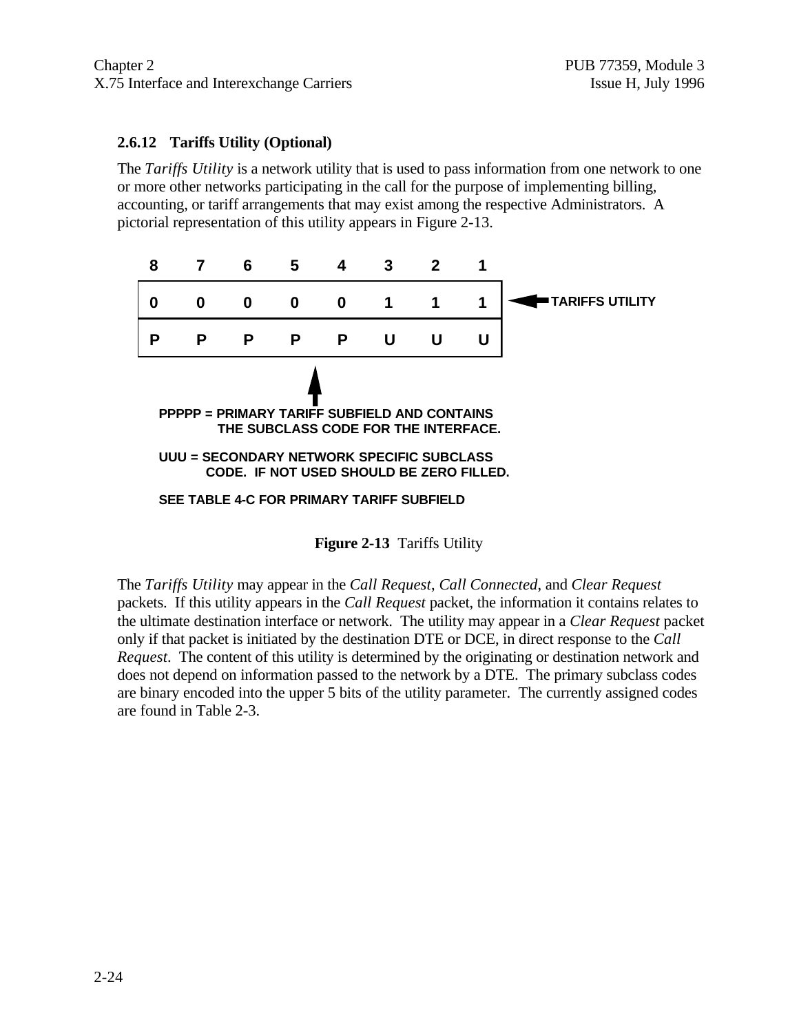### 2.6.12 Tariffs Utility (Optional)

The *Tariffs Utility* is a network utility that is used to pass information from one network to one or more other networks participating in the call for the purpose of implementing billing, accounting, or tariff arrangements that may exist among the respective Administrators. A pictorial representation of this utility appears in Figure 2-13.

| 8 | 7 | 6 | 5 | 4 | 3 | 2 | 1 | |
|---|---|---|---|---|---|---|---|---|
| 0 | 0 | 0 | 0 | 0 | 1 | 1 | 1 | ← TARIFFS UTILITY |
| P | P | P | P | P | U | U | U | |

PPPPP = PRIMARY TARIFF SUBFIELD AND CONTAINS THE SUBCLASS CODE FOR THE INTERFACE.

UUU = SECONDARY NETWORK SPECIFIC SUBCLASS CODE. IF NOT USED SHOULD BE ZERO FILLED.

SEE TABLE 4-C FOR PRIMARY TARIFF SUBFIELD

**Figure 2-13** Tariffs Utility

The *Tariffs Utility* may appear in the *Call Request*, *Call Connected*, and *Clear Request* packets. If this utility appears in the *Call Request* packet, the information it contains relates to the ultimate destination interface or network. The utility may appear in a *Clear Request* packet only if that packet is initiated by the destination DTE or DCE, in direct response to the *Call Request*. The content of this utility is determined by the originating or destination network and does not depend on information passed to the network by a DTE. The primary subclass codes are binary encoded into the upper 5 bits of the utility parameter. The currently assigned codes are found in Table 2-3.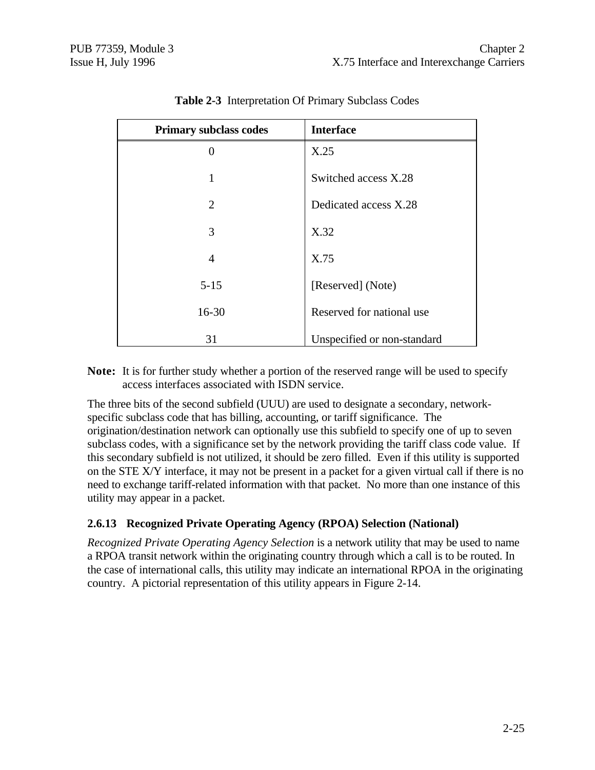**Table 2-3** Interpretation Of Primary Subclass Codes

| Primary subclass codes | Interface |
|---|---|
| 0 | X.25 |
| 1 | Switched access X.28 |
| 2 | Dedicated access X.28 |
| 3 | X.32 |
| 4 | X.75 |
| 5-15 | [Reserved] (Note) |
| 16-30 | Reserved for national use |
| 31 | Unspecified or non-standard |

**Note:** It is for further study whether a portion of the reserved range will be used to specify access interfaces associated with ISDN service.

The three bits of the second subfield (UUU) are used to designate a secondary, network-specific subclass code that has billing, accounting, or tariff significance. The origination/destination network can optionally use this subfield to specify one of up to seven subclass codes, with a significance set by the network providing the tariff class code value. If this secondary subfield is not utilized, it should be zero filled. Even if this utility is supported on the STE X/Y interface, it may not be present in a packet for a given virtual call if there is no need to exchange tariff-related information with that packet. No more than one instance of this utility may appear in a packet.

### 2.6.13 Recognized Private Operating Agency (RPOA) Selection (National)

*Recognized Private Operating Agency Selection* is a network utility that may be used to name a RPOA transit network within the originating country through which a call is to be routed. In the case of international calls, this utility may indicate an international RPOA in the originating country. A pictorial representation of this utility appears in Figure 2-14.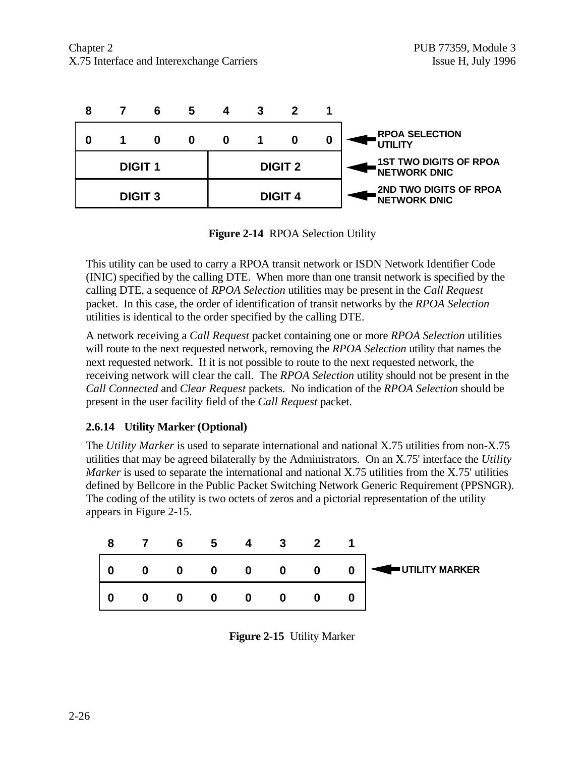| 8 | 7 | 6 | 5 | 4 | 3 | 2 | 1 | |
|---|---|---|---|---|---|---|---|---|
| 0 | 1 | 0 | 0 | 0 | 1 | 0 | 0 | ← RPOA SELECTION UTILITY |
| DIGIT 1 | | | | DIGIT 2 | | | | ← 1ST TWO DIGITS OF RPOA NETWORK DNIC |
| DIGIT 3 | | | | DIGIT 4 | | | | ← 2ND TWO DIGITS OF RPOA NETWORK DNIC |

**Figure 2-14** RPOA Selection Utility

This utility can be used to carry a RPOA transit network or ISDN Network Identifier Code (INIC) specified by the calling DTE. When more than one transit network is specified by the calling DTE, a sequence of *RPOA Selection* utilities may be present in the *Call Request* packet. In this case, the order of identification of transit networks by the *RPOA Selection* utilities is identical to the order specified by the calling DTE.

A network receiving a *Call Request* packet containing one or more *RPOA Selection* utilities will route to the next requested network, removing the *RPOA Selection* utility that names the next requested network. If it is not possible to route to the next requested network, the receiving network will clear the call. The *RPOA Selection* utility should not be present in the *Call Connected* and *Clear Request* packets. No indication of the *RPOA Selection* should be present in the user facility field of the *Call Request* packet.

### 2.6.14 Utility Marker (Optional)

The *Utility Marker* is used to separate international and national X.75 utilities from non-X.75 utilities that may be agreed bilaterally by the Administrators. On an X.75' interface the *Utility Marker* is used to separate the international and national X.75 utilities from the X.75' utilities defined by Bellcore in the Public Packet Switching Network Generic Requirement (PPSNGR). The coding of the utility is two octets of zeros and a pictorial representation of the utility appears in Figure 2-15.

| 8 | 7 | 6 | 5 | 4 | 3 | 2 | 1 | |
|---|---|---|---|---|---|---|---|---|
| 0 | 0 | 0 | 0 | 0 | 0 | 0 | 0 | ← UTILITY MARKER |
| 0 | 0 | 0 | 0 | 0 | 0 | 0 | 0 | |

**Figure 2-15** Utility Marker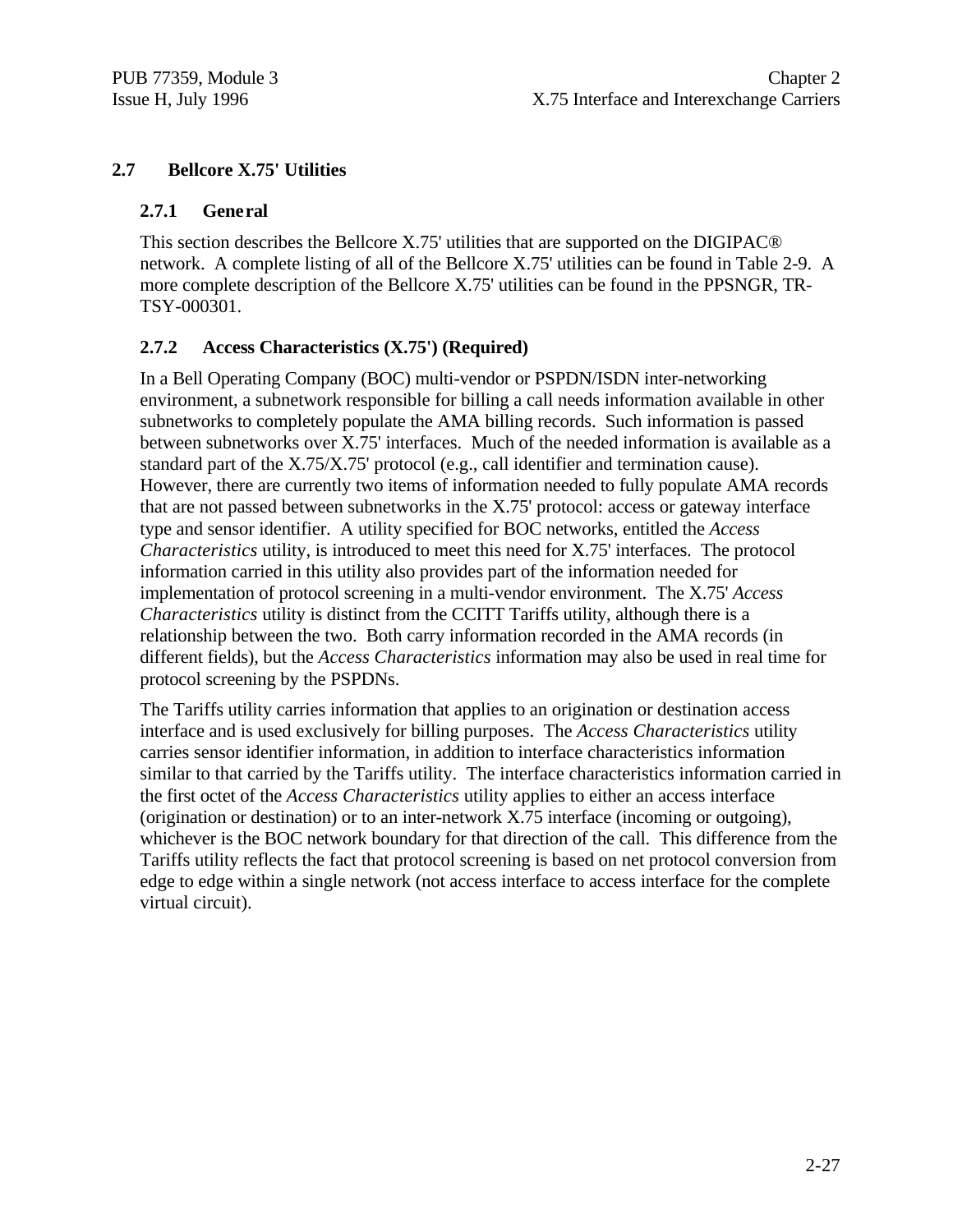## 2.7 Bellcore X.75' Utilities

### 2.7.1 General

This section describes the Bellcore X.75' utilities that are supported on the DIGIPAC® network. A complete listing of all of the Bellcore X.75' utilities can be found in Table 2-9. A more complete description of the Bellcore X.75' utilities can be found in the PPSNGR, TR-TSY-000301.

### 2.7.2 Access Characteristics (X.75') (Required)

In a Bell Operating Company (BOC) multi-vendor or PSPDN/ISDN inter-networking environment, a subnetwork responsible for billing a call needs information available in other subnetworks to completely populate the AMA billing records. Such information is passed between subnetworks over X.75' interfaces. Much of the needed information is available as a standard part of the X.75/X.75' protocol (e.g., call identifier and termination cause). However, there are currently two items of information needed to fully populate AMA records that are not passed between subnetworks in the X.75' protocol: access or gateway interface type and sensor identifier. A utility specified for BOC networks, entitled the *Access Characteristics* utility, is introduced to meet this need for X.75' interfaces. The protocol information carried in this utility also provides part of the information needed for implementation of protocol screening in a multi-vendor environment. The X.75' *Access Characteristics* utility is distinct from the CCITT Tariffs utility, although there is a relationship between the two. Both carry information recorded in the AMA records (in different fields), but the *Access Characteristics* information may also be used in real time for protocol screening by the PSPDNs.

The Tariffs utility carries information that applies to an origination or destination access interface and is used exclusively for billing purposes. The *Access Characteristics* utility carries sensor identifier information, in addition to interface characteristics information similar to that carried by the Tariffs utility. The interface characteristics information carried in the first octet of the *Access Characteristics* utility applies to either an access interface (origination or destination) or to an inter-network X.75 interface (incoming or outgoing), whichever is the BOC network boundary for that direction of the call. This difference from the Tariffs utility reflects the fact that protocol screening is based on net protocol conversion from edge to edge within a single network (not access interface to access interface for the complete virtual circuit).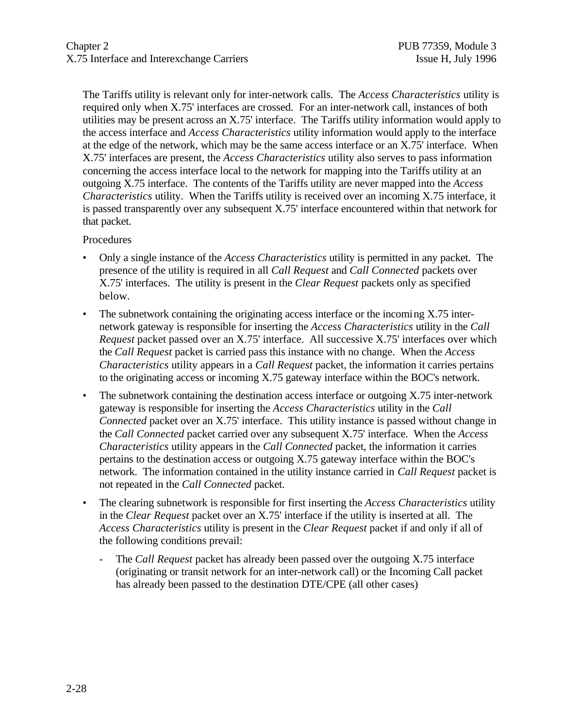The Tariffs utility is relevant only for inter-network calls. The *Access Characteristics* utility is required only when X.75' interfaces are crossed. For an inter-network call, instances of both utilities may be present across an X.75' interface. The Tariffs utility information would apply to the access interface and *Access Characteristics* utility information would apply to the interface at the edge of the network, which may be the same access interface or an X.75' interface. When X.75' interfaces are present, the *Access Characteristics* utility also serves to pass information concerning the access interface local to the network for mapping into the Tariffs utility at an outgoing X.75 interface. The contents of the Tariffs utility are never mapped into the *Access Characteristics* utility. When the Tariffs utility is received over an incoming X.75 interface, it is passed transparently over any subsequent X.75' interface encountered within that network for that packet.

Procedures

- Only a single instance of the *Access Characteristics* utility is permitted in any packet. The presence of the utility is required in all *Call Request* and *Call Connected* packets over X.75' interfaces. The utility is present in the *Clear Request* packets only as specified below.
- The subnetwork containing the originating access interface or the incoming X.75 inter-network gateway is responsible for inserting the *Access Characteristics* utility in the *Call Request* packet passed over an X.75' interface. All successive X.75' interfaces over which the *Call Request* packet is carried pass this instance with no change. When the *Access Characteristics* utility appears in a *Call Request* packet, the information it carries pertains to the originating access or incoming X.75 gateway interface within the BOC's network.
- The subnetwork containing the destination access interface or outgoing X.75 inter-network gateway is responsible for inserting the *Access Characteristics* utility in the *Call Connected* packet over an X.75' interface. This utility instance is passed without change in the *Call Connected* packet carried over any subsequent X.75' interface. When the *Access Characteristics* utility appears in the *Call Connected* packet, the information it carries pertains to the destination access or outgoing X.75 gateway interface within the BOC's network. The information contained in the utility instance carried in *Call Request* packet is not repeated in the *Call Connected* packet.
- The clearing subnetwork is responsible for first inserting the *Access Characteristics* utility in the *Clear Request* packet over an X.75' interface if the utility is inserted at all. The *Access Characteristics* utility is present in the *Clear Request* packet if and only if all of the following conditions prevail:
  - The *Call Request* packet has already been passed over the outgoing X.75 interface (originating or transit network for an inter-network call) or the Incoming Call packet has already been passed to the destination DTE/CPE (all other cases)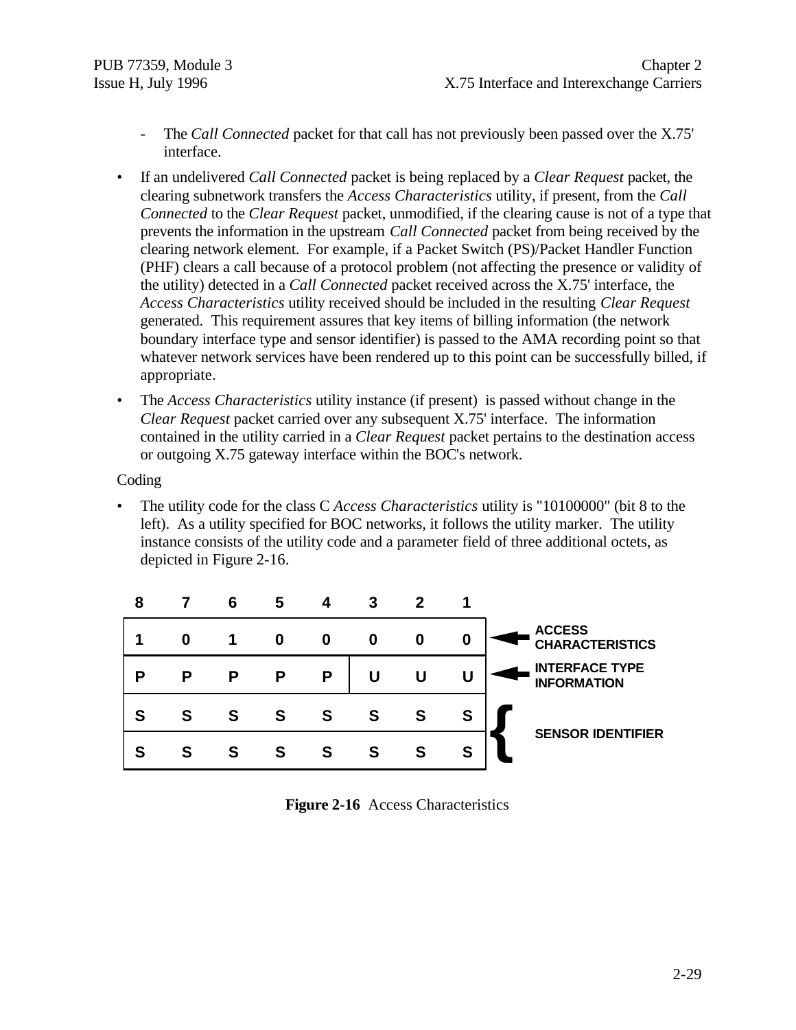- The *Call Connected* packet for that call has not previously been passed over the X.75' interface.

- If an undelivered *Call Connected* packet is being replaced by a *Clear Request* packet, the clearing subnetwork transfers the *Access Characteristics* utility, if present, from the *Call Connected* to the *Clear Request* packet, unmodified, if the clearing cause is not of a type that prevents the information in the upstream *Call Connected* packet from being received by the clearing network element. For example, if a Packet Switch (PS)/Packet Handler Function (PHF) clears a call because of a protocol problem (not affecting the presence or validity of the utility) detected in a *Call Connected* packet received across the X.75' interface, the *Access Characteristics* utility received should be included in the resulting *Clear Request* generated. This requirement assures that key items of billing information (the network boundary interface type and sensor identifier) is passed to the AMA recording point so that whatever network services have been rendered up to this point can be successfully billed, if appropriate.

- The *Access Characteristics* utility instance (if present) is passed without change in the *Clear Request* packet carried over any subsequent X.75' interface. The information contained in the utility carried in a *Clear Request* packet pertains to the destination access or outgoing X.75 gateway interface within the BOC's network.

Coding

- The utility code for the class C *Access Characteristics* utility is "10100000" (bit 8 to the left). As a utility specified for BOC networks, it follows the utility marker. The utility instance consists of the utility code and a parameter field of three additional octets, as depicted in Figure 2-16.

| 8 | 7 | 6 | 5 | 4 | 3 | 2 | 1 | |
|---|---|---|---|---|---|---|---|---|
| 1 | 0 | 1 | 0 | 0 | 0 | 0 | 0 | ACCESS CHARACTERISTICS |
| P | P | P | P | P | U | U | U | INTERFACE TYPE INFORMATION |
| S | S | S | S | S | S | S | S | SENSOR IDENTIFIER |
| S | S | S | S | S | S | S | S | |

**Figure 2-16** Access Characteristics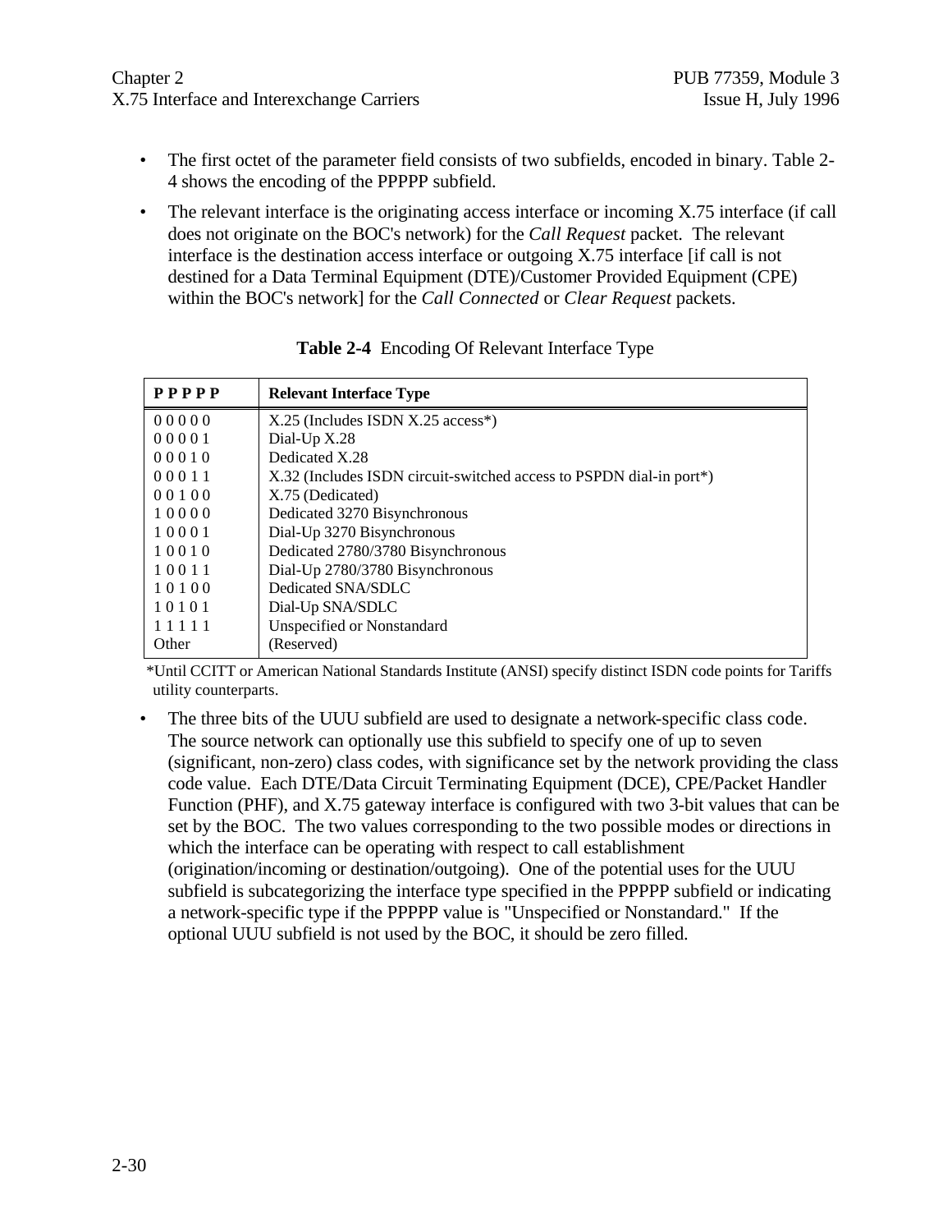- The first octet of the parameter field consists of two subfields, encoded in binary. Table 2-4 shows the encoding of the PPPPP subfield.
- The relevant interface is the originating access interface or incoming X.75 interface (if call does not originate on the BOC's network) for the *Call Request* packet. The relevant interface is the destination access interface or outgoing X.75 interface [if call is not destined for a Data Terminal Equipment (DTE)/Customer Provided Equipment (CPE) within the BOC's network] for the *Call Connected* or *Clear Request* packets.

**Table 2-4** Encoding Of Relevant Interface Type

| P P P P P | Relevant Interface Type |
|---|---|
| 0 0 0 0 0 | X.25 (Includes ISDN X.25 access*) |
| 0 0 0 0 1 | Dial-Up X.28 |
| 0 0 0 1 0 | Dedicated X.28 |
| 0 0 0 1 1 | X.32 (Includes ISDN circuit-switched access to PSPDN dial-in port*) |
| 0 0 1 0 0 | X.75 (Dedicated) |
| 1 0 0 0 0 | Dedicated 3270 Bisynchronous |
| 1 0 0 0 1 | Dial-Up 3270 Bisynchronous |
| 1 0 0 1 0 | Dedicated 2780/3780 Bisynchronous |
| 1 0 0 1 1 | Dial-Up 2780/3780 Bisynchronous |
| 1 0 1 0 0 | Dedicated SNA/SDLC |
| 1 0 1 0 1 | Dial-Up SNA/SDLC |
| 1 1 1 1 1 | Unspecified or Nonstandard |
| Other | (Reserved) |

*Until CCITT or American National Standards Institute (ANSI) specify distinct ISDN code points for Tariffs utility counterparts.

- The three bits of the UUU subfield are used to designate a network-specific class code. The source network can optionally use this subfield to specify one of up to seven (significant, non-zero) class codes, with significance set by the network providing the class code value. Each DTE/Data Circuit Terminating Equipment (DCE), CPE/Packet Handler Function (PHF), and X.75 gateway interface is configured with two 3-bit values that can be set by the BOC. The two values corresponding to the two possible modes or directions in which the interface can be operating with respect to call establishment (origination/incoming or destination/outgoing). One of the potential uses for the UUU subfield is subcategorizing the interface type specified in the PPPPP subfield or indicating a network-specific type if the PPPPP value is "Unspecified or Nonstandard." If the optional UUU subfield is not used by the BOC, it should be zero filled.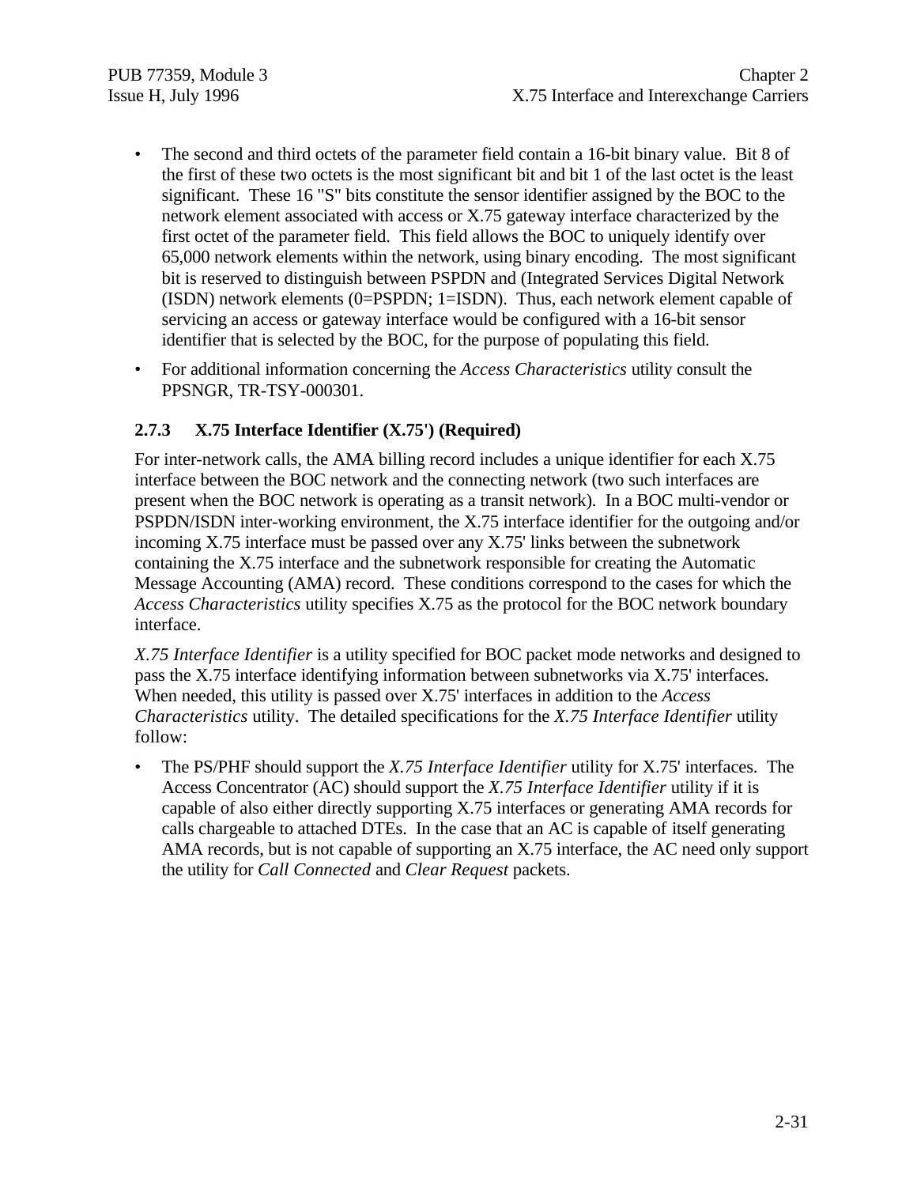- The second and third octets of the parameter field contain a 16-bit binary value. Bit 8 of the first of these two octets is the most significant bit and bit 1 of the last octet is the least significant. These 16 "S" bits constitute the sensor identifier assigned by the BOC to the network element associated with access or X.75 gateway interface characterized by the first octet of the parameter field. This field allows the BOC to uniquely identify over 65,000 network elements within the network, using binary encoding. The most significant bit is reserved to distinguish between PSPDN and (Integrated Services Digital Network (ISDN) network elements (0=PSPDN; 1=ISDN). Thus, each network element capable of servicing an access or gateway interface would be configured with a 16-bit sensor identifier that is selected by the BOC, for the purpose of populating this field.
- For additional information concerning the *Access Characteristics* utility consult the PPSNGR, TR-TSY-000301.

### 2.7.3 X.75 Interface Identifier (X.75') (Required)

For inter-network calls, the AMA billing record includes a unique identifier for each X.75 interface between the BOC network and the connecting network (two such interfaces are present when the BOC network is operating as a transit network). In a BOC multi-vendor or PSPDN/ISDN inter-working environment, the X.75 interface identifier for the outgoing and/or incoming X.75 interface must be passed over any X.75' links between the subnetwork containing the X.75 interface and the subnetwork responsible for creating the Automatic Message Accounting (AMA) record. These conditions correspond to the cases for which the *Access Characteristics* utility specifies X.75 as the protocol for the BOC network boundary interface.

*X.75 Interface Identifier* is a utility specified for BOC packet mode networks and designed to pass the X.75 interface identifying information between subnetworks via X.75' interfaces. When needed, this utility is passed over X.75' interfaces in addition to the *Access Characteristics* utility. The detailed specifications for the *X.75 Interface Identifier* utility follow:

- The PS/PHF should support the *X.75 Interface Identifier* utility for X.75' interfaces. The Access Concentrator (AC) should support the *X.75 Interface Identifier* utility if it is capable of also either directly supporting X.75 interfaces or generating AMA records for calls chargeable to attached DTEs. In the case that an AC is capable of itself generating AMA records, but is not capable of supporting an X.75 interface, the AC need only support the utility for *Call Connected* and *Clear Request* packets.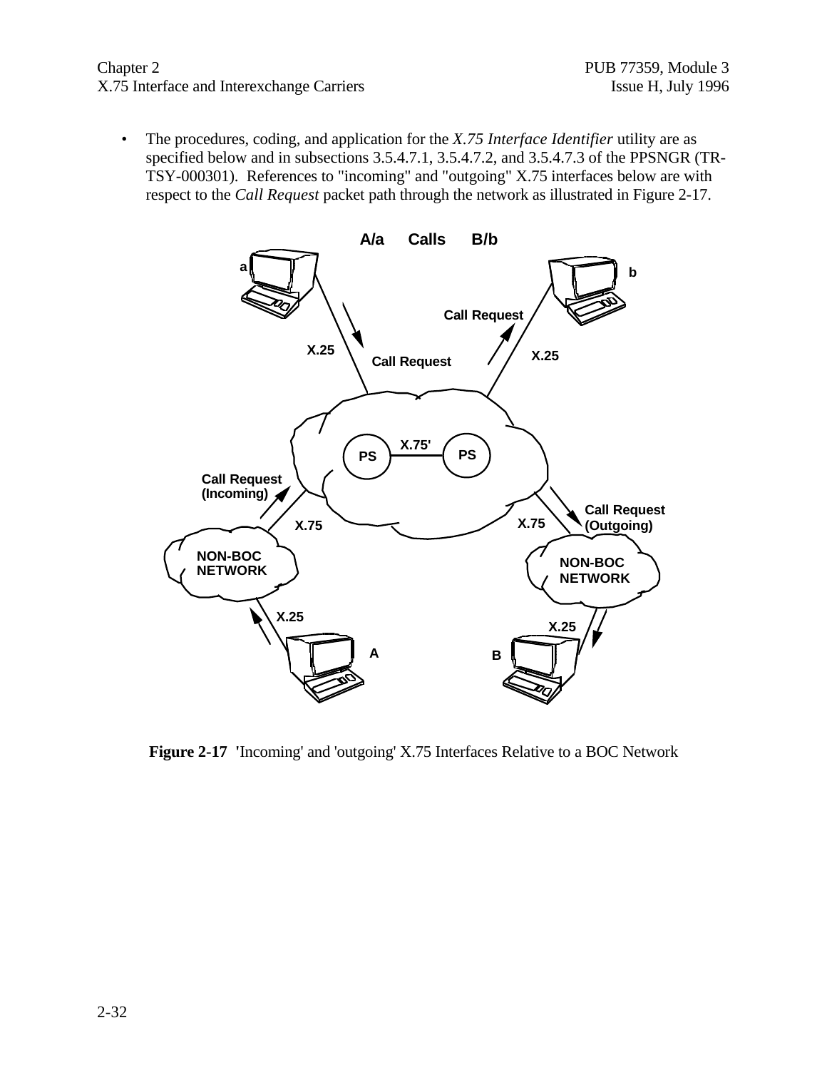- The procedures, coding, and application for the *X.75 Interface Identifier* utility are as specified below and in subsections 3.5.4.7.1, 3.5.4.7.2, and 3.5.4.7.3 of the PPSNGR (TR-TSY-000301). References to "incoming" and "outgoing" X.75 interfaces below are with respect to the *Call Request* packet path through the network as illustrated in Figure 2-17.

**Figure 2-17** 'Incoming' and 'outgoing' X.75 Interfaces Relative to a BOC Network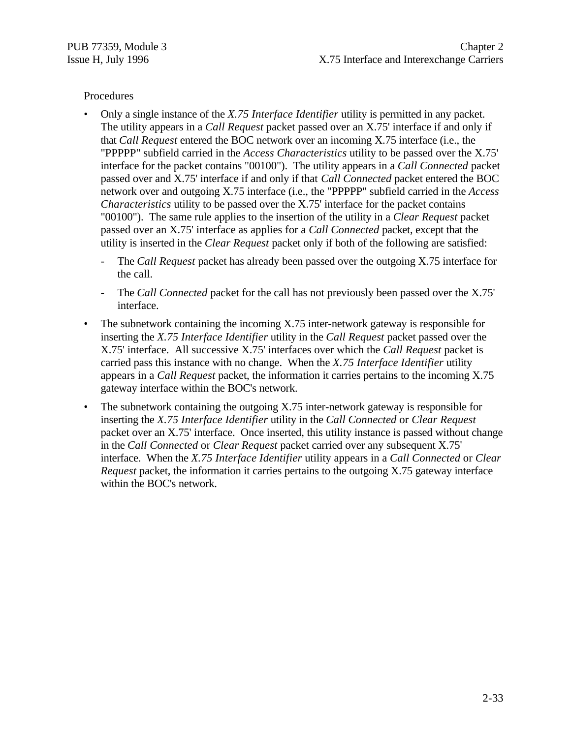Procedures

- Only a single instance of the *X.75 Interface Identifier* utility is permitted in any packet. The utility appears in a *Call Request* packet passed over an X.75' interface if and only if that *Call Request* entered the BOC network over an incoming X.75 interface (i.e., the "PPPPP" subfield carried in the *Access Characteristics* utility to be passed over the X.75' interface for the packet contains "00100"). The utility appears in a *Call Connected* packet passed over and X.75' interface if and only if that *Call Connected* packet entered the BOC network over and outgoing X.75 interface (i.e., the "PPPPP" subfield carried in the *Access Characteristics* utility to be passed over the X.75' interface for the packet contains "00100"). The same rule applies to the insertion of the utility in a *Clear Request* packet passed over an X.75' interface as applies for a *Call Connected* packet, except that the utility is inserted in the *Clear Request* packet only if both of the following are satisfied:
  - The *Call Request* packet has already been passed over the outgoing X.75 interface for the call.
  - The *Call Connected* packet for the call has not previously been passed over the X.75' interface.
- The subnetwork containing the incoming X.75 inter-network gateway is responsible for inserting the *X.75 Interface Identifier* utility in the *Call Request* packet passed over the X.75' interface. All successive X.75' interfaces over which the *Call Request* packet is carried pass this instance with no change. When the *X.75 Interface Identifier* utility appears in a *Call Request* packet, the information it carries pertains to the incoming X.75 gateway interface within the BOC's network.
- The subnetwork containing the outgoing X.75 inter-network gateway is responsible for inserting the *X.75 Interface Identifier* utility in the *Call Connected* or *Clear Request* packet over an X.75' interface. Once inserted, this utility instance is passed without change in the *Call Connected* or *Clear Request* packet carried over any subsequent X.75' interface. When the *X.75 Interface Identifier* utility appears in a *Call Connected* or *Clear Request* packet, the information it carries pertains to the outgoing X.75 gateway interface within the BOC's network.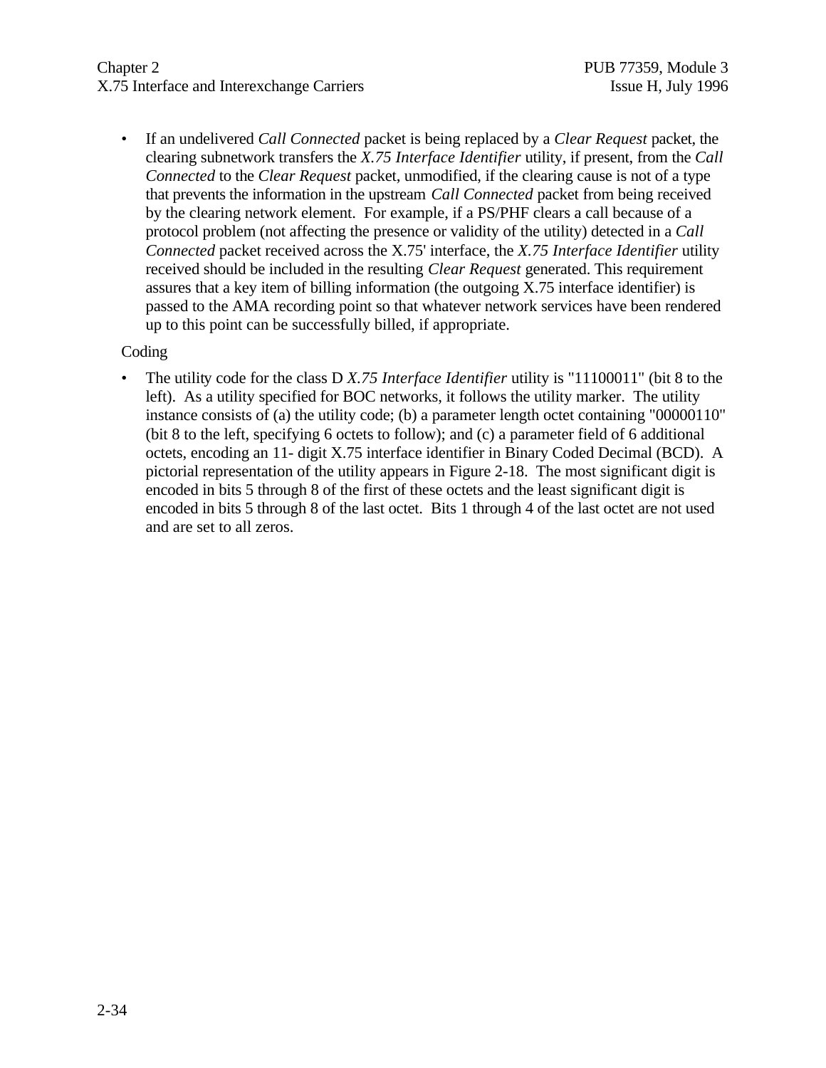- If an undelivered *Call Connected* packet is being replaced by a *Clear Request* packet, the clearing subnetwork transfers the *X.75 Interface Identifier* utility, if present, from the *Call Connected* to the *Clear Request* packet, unmodified, if the clearing cause is not of a type that prevents the information in the upstream *Call Connected* packet from being received by the clearing network element. For example, if a PS/PHF clears a call because of a protocol problem (not affecting the presence or validity of the utility) detected in a *Call Connected* packet received across the X.75' interface, the *X.75 Interface Identifier* utility received should be included in the resulting *Clear Request* generated. This requirement assures that a key item of billing information (the outgoing X.75 interface identifier) is passed to the AMA recording point so that whatever network services have been rendered up to this point can be successfully billed, if appropriate.

Coding

- The utility code for the class D *X.75 Interface Identifier* utility is "11100011" (bit 8 to the left). As a utility specified for BOC networks, it follows the utility marker. The utility instance consists of (a) the utility code; (b) a parameter length octet containing "00000110" (bit 8 to the left, specifying 6 octets to follow); and (c) a parameter field of 6 additional octets, encoding an 11- digit X.75 interface identifier in Binary Coded Decimal (BCD). A pictorial representation of the utility appears in Figure 2-18. The most significant digit is encoded in bits 5 through 8 of the first of these octets and the least significant digit is encoded in bits 5 through 8 of the last octet. Bits 1 through 4 of the last octet are not used and are set to all zeros.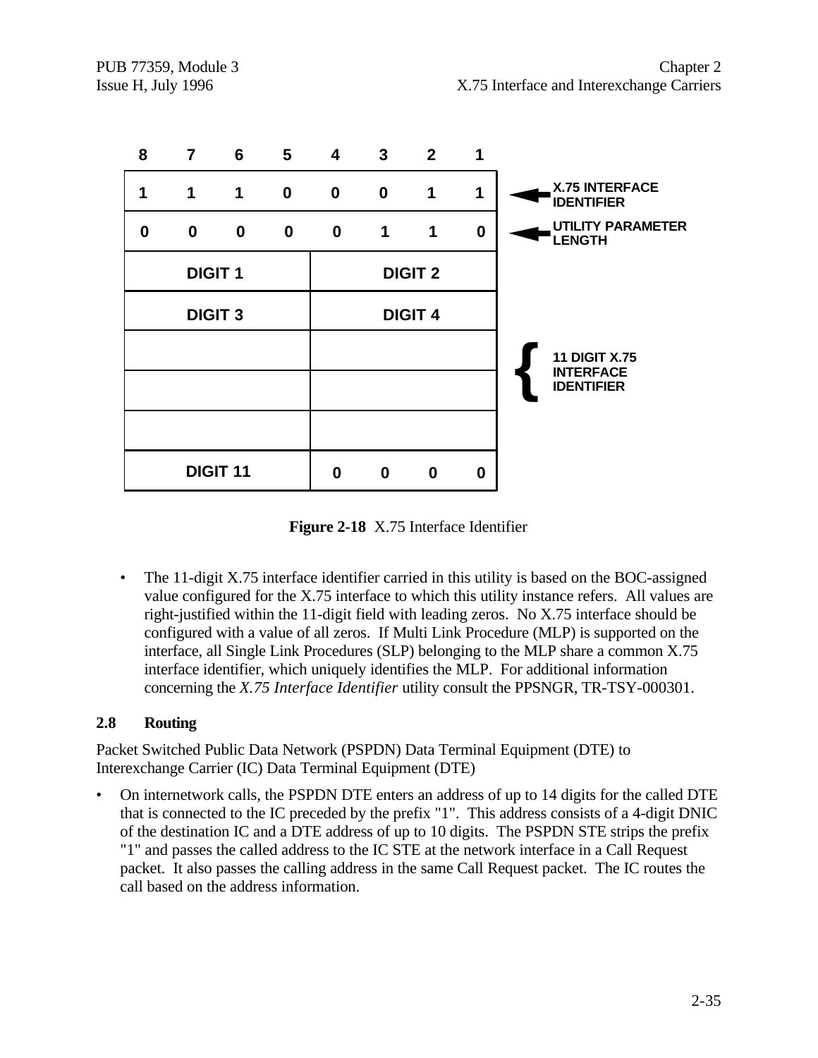| 8 | 7 | 6 | 5 | 4 | 3 | 2 | 1 | |
|---|---|---|---|---|---|---|---|---|
| 1 | 1 | 1 | 0 | 0 | 0 | 1 | 1 | ← X.75 INTERFACE IDENTIFIER |
| 0 | 0 | 0 | 0 | 0 | 1 | 1 | 0 | ← UTILITY PARAMETER LENGTH |
| DIGIT 1 | | | | DIGIT 2 | | | | 11 DIGIT X.75 INTERFACE IDENTIFIER |
| DIGIT 3 | | | | DIGIT 4 | | | | |
| | | | | | | | | |
| | | | | | | | | |
| | | | | | | | | |
| DIGIT 11 | | | | 0 | 0 | 0 | 0 | |

**Figure 2-18** X.75 Interface Identifier

- The 11-digit X.75 interface identifier carried in this utility is based on the BOC-assigned value configured for the X.75 interface to which this utility instance refers. All values are right-justified within the 11-digit field with leading zeros. No X.75 interface should be configured with a value of all zeros. If Multi Link Procedure (MLP) is supported on the interface, all Single Link Procedures (SLP) belonging to the MLP share a common X.75 interface identifier, which uniquely identifies the MLP. For additional information concerning the *X.75 Interface Identifier* utility consult the PPSNGR, TR-TSY-000301.

## 2.8 Routing

Packet Switched Public Data Network (PSPDN) Data Terminal Equipment (DTE) to Interexchange Carrier (IC) Data Terminal Equipment (DTE)

- On internetwork calls, the PSPDN DTE enters an address of up to 14 digits for the called DTE that is connected to the IC preceded by the prefix "1". This address consists of a 4-digit DNIC of the destination IC and a DTE address of up to 10 digits. The PSPDN STE strips the prefix "1" and passes the called address to the IC STE at the network interface in a Call Request packet. It also passes the calling address in the same Call Request packet. The IC routes the call based on the address information.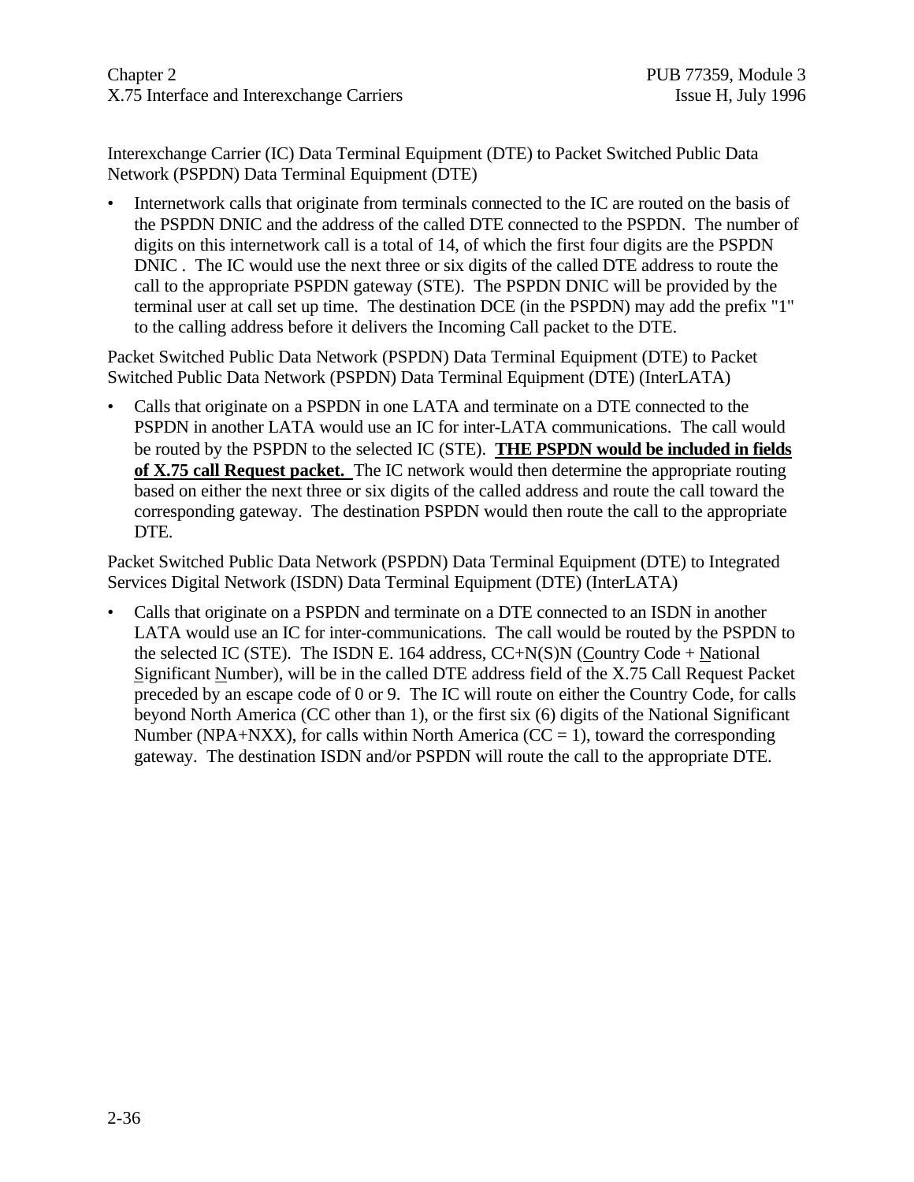Interexchange Carrier (IC) Data Terminal Equipment (DTE) to Packet Switched Public Data Network (PSPDN) Data Terminal Equipment (DTE)

- Internetwork calls that originate from terminals connected to the IC are routed on the basis of the PSPDN DNIC and the address of the called DTE connected to the PSPDN. The number of digits on this internetwork call is a total of 14, of which the first four digits are the PSPDN DNIC . The IC would use the next three or six digits of the called DTE address to route the call to the appropriate PSPDN gateway (STE). The PSPDN DNIC will be provided by the terminal user at call set up time. The destination DCE (in the PSPDN) may add the prefix "1" to the calling address before it delivers the Incoming Call packet to the DTE.

Packet Switched Public Data Network (PSPDN) Data Terminal Equipment (DTE) to Packet Switched Public Data Network (PSPDN) Data Terminal Equipment (DTE) (InterLATA)

- Calls that originate on a PSPDN in one LATA and terminate on a DTE connected to the PSPDN in another LATA would use an IC for inter-LATA communications. The call would be routed by the PSPDN to the selected IC (STE). **<u>THE PSPDN would be included in fields of X.75 call Request packet.</u>** The IC network would then determine the appropriate routing based on either the next three or six digits of the called address and route the call toward the corresponding gateway. The destination PSPDN would then route the call to the appropriate DTE.

Packet Switched Public Data Network (PSPDN) Data Terminal Equipment (DTE) to Integrated Services Digital Network (ISDN) Data Terminal Equipment (DTE) (InterLATA)

- Calls that originate on a PSPDN and terminate on a DTE connected to an ISDN in another LATA would use an IC for inter-communications. The call would be routed by the PSPDN to the selected IC (STE). The ISDN E. 164 address, CC+N(S)N (<u>C</u>ountry Code + <u>N</u>ational <u>S</u>ignificant <u>N</u>umber), will be in the called DTE address field of the X.75 Call Request Packet preceded by an escape code of 0 or 9. The IC will route on either the Country Code, for calls beyond North America (CC other than 1), or the first six (6) digits of the National Significant Number (NPA+NXX), for calls within North America (CC = 1), toward the corresponding gateway. The destination ISDN and/or PSPDN will route the call to the appropriate DTE.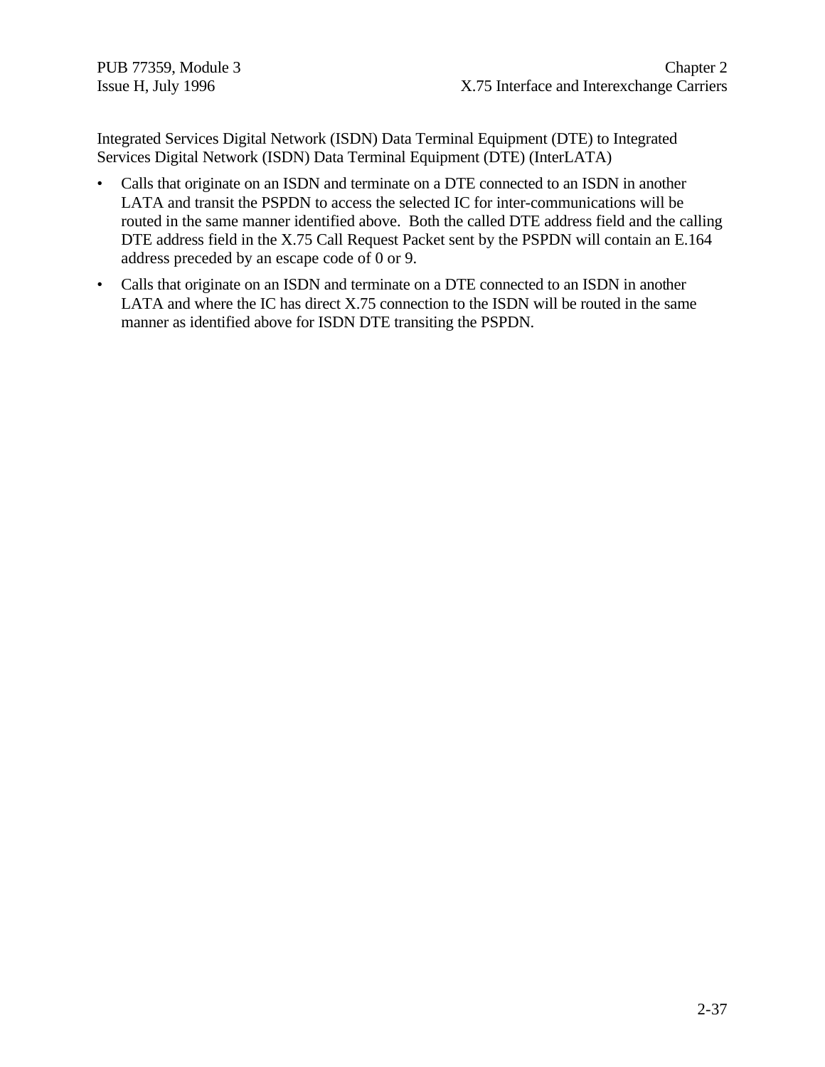Integrated Services Digital Network (ISDN) Data Terminal Equipment (DTE) to Integrated Services Digital Network (ISDN) Data Terminal Equipment (DTE) (InterLATA)

- Calls that originate on an ISDN and terminate on a DTE connected to an ISDN in another LATA and transit the PSPDN to access the selected IC for inter-communications will be routed in the same manner identified above. Both the called DTE address field and the calling DTE address field in the X.75 Call Request Packet sent by the PSPDN will contain an E.164 address preceded by an escape code of 0 or 9.
- Calls that originate on an ISDN and terminate on a DTE connected to an ISDN in another LATA and where the IC has direct X.75 connection to the ISDN will be routed in the same manner as identified above for ISDN DTE transiting the PSPDN.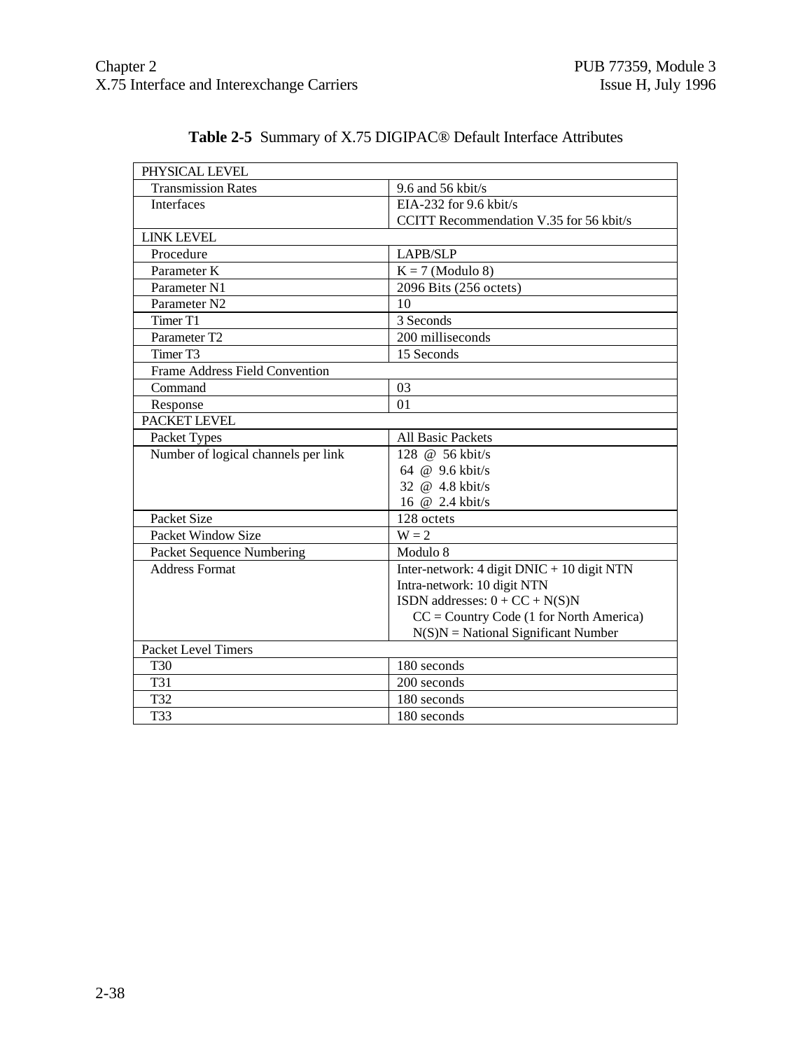**Table 2-5** Summary of X.75 DIGIPAC® Default Interface Attributes

| PHYSICAL LEVEL | |
|---|---|
| Transmission Rates | 9.6 and 56 kbit/s |
| Interfaces | EIA-232 for 9.6 kbit/s<br>CCITT Recommendation V.35 for 56 kbit/s |
| **LINK LEVEL** | |
| Procedure | LAPB/SLP |
| Parameter K | K = 7 (Modulo 8) |
| Parameter N1 | 2096 Bits (256 octets) |
| Parameter N2 | 10 |
| Timer T1 | 3 Seconds |
| Parameter T2 | 200 milliseconds |
| Timer T3 | 15 Seconds |
| Frame Address Field Convention | |
| Command | 03 |
| Response | 01 |
| **PACKET LEVEL** | |
| Packet Types | All Basic Packets |
| Number of logical channels per link | 128 @ 56 kbit/s<br>64 @ 9.6 kbit/s<br>32 @ 4.8 kbit/s<br>16 @ 2.4 kbit/s |
| Packet Size | 128 octets |
| Packet Window Size | W = 2 |
| Packet Sequence Numbering | Modulo 8 |
| Address Format | Inter-network: 4 digit DNIC + 10 digit NTN<br>Intra-network: 10 digit NTN<br>ISDN addresses: 0 + CC + N(S)N<br>CC = Country Code (1 for North America)<br>N(S)N = National Significant Number |
| Packet Level Timers | |
| T30 | 180 seconds |
| T31 | 200 seconds |
| T32 | 180 seconds |
| T33 | 180 seconds |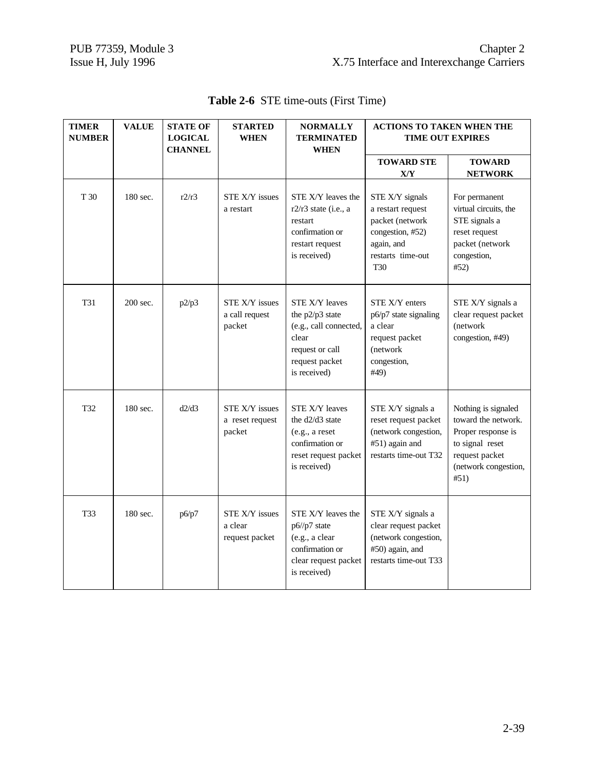**Table 2-6** STE time-outs (First Time)

| TIMER NUMBER | VALUE | STATE OF LOGICAL CHANNEL | STARTED WHEN | NORMALLY TERMINATED WHEN | ACTIONS TO TAKEN WHEN THE TIME OUT EXPIRES | |
|---|---|---|---|---|---|---|
| | | | | | TOWARD STE X/Y | TOWARD NETWORK |
| T 30 | 180 sec. | r2/r3 | STE X/Y issues a restart | STE X/Y leaves the r2/r3 state (i.e., a restart confirmation or restart request is received) | STE X/Y signals a restart request packet (network congestion, #52) again, and restarts time-out T30 | For permanent virtual circuits, the STE signals a reset request packet (network congestion, #52) |
| T31 | 200 sec. | p2/p3 | STE X/Y issues a call request packet | STE X/Y leaves the p2/p3 state (e.g., call connected, clear request or call request packet is received) | STE X/Y enters p6/p7 state signaling a clear request packet (network congestion, #49) | STE X/Y signals a clear request packet (network congestion, #49) |
| T32 | 180 sec. | d2/d3 | STE X/Y issues a reset request packet | STE X/Y leaves the d2/d3 state (e.g., a reset confirmation or reset request packet is received) | STE X/Y signals a reset request packet (network congestion, #51) again and restarts time-out T32 | Nothing is signaled toward the network. Proper response is to signal reset request packet (network congestion, #51) |
| T33 | 180 sec. | p6/p7 | STE X/Y issues a clear request packet | STE X/Y leaves the p6//p7 state (e.g., a clear confirmation or clear request packet is received) | STE X/Y signals a clear request packet (network congestion, #50) again, and restarts time-out T33 | |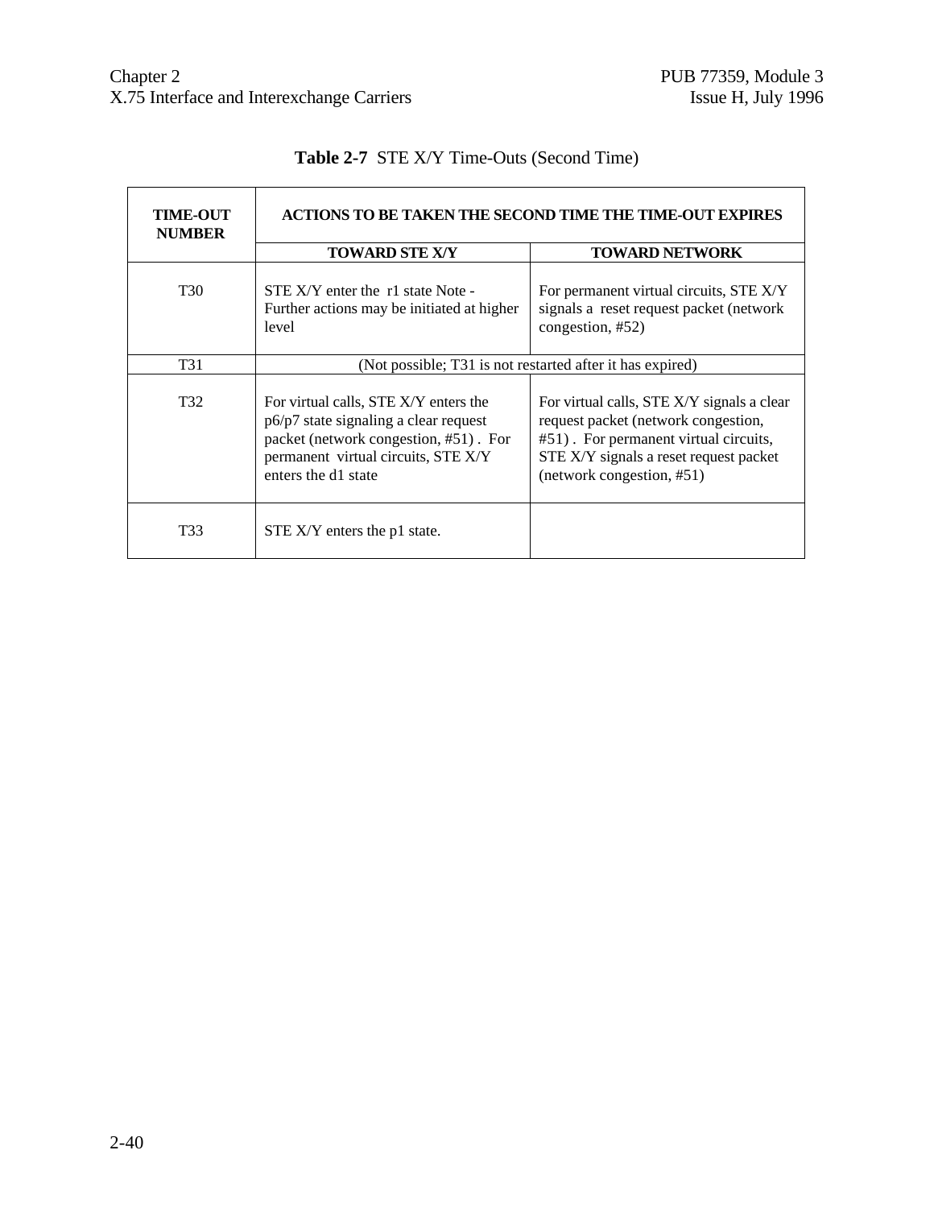**Table 2-7** STE X/Y Time-Outs (Second Time)

| TIME-OUT NUMBER | ACTIONS TO BE TAKEN THE SECOND TIME THE TIME-OUT EXPIRES | |
|---|---|---|
| | TOWARD STE X/Y | TOWARD NETWORK |
| T30 | STE X/Y enter the r1 state Note - Further actions may be initiated at higher level | For permanent virtual circuits, STE X/Y signals a reset request packet (network congestion, #52) |
| T31 | (Not possible; T31 is not restarted after it has expired) | |
| T32 | For virtual calls, STE X/Y enters the p6/p7 state signaling a clear request packet (network congestion, #51) . For permanent virtual circuits, STE X/Y enters the d1 state | For virtual calls, STE X/Y signals a clear request packet (network congestion, #51) . For permanent virtual circuits, STE X/Y signals a reset request packet (network congestion, #51) |
| T33 | STE X/Y enters the p1 state. | |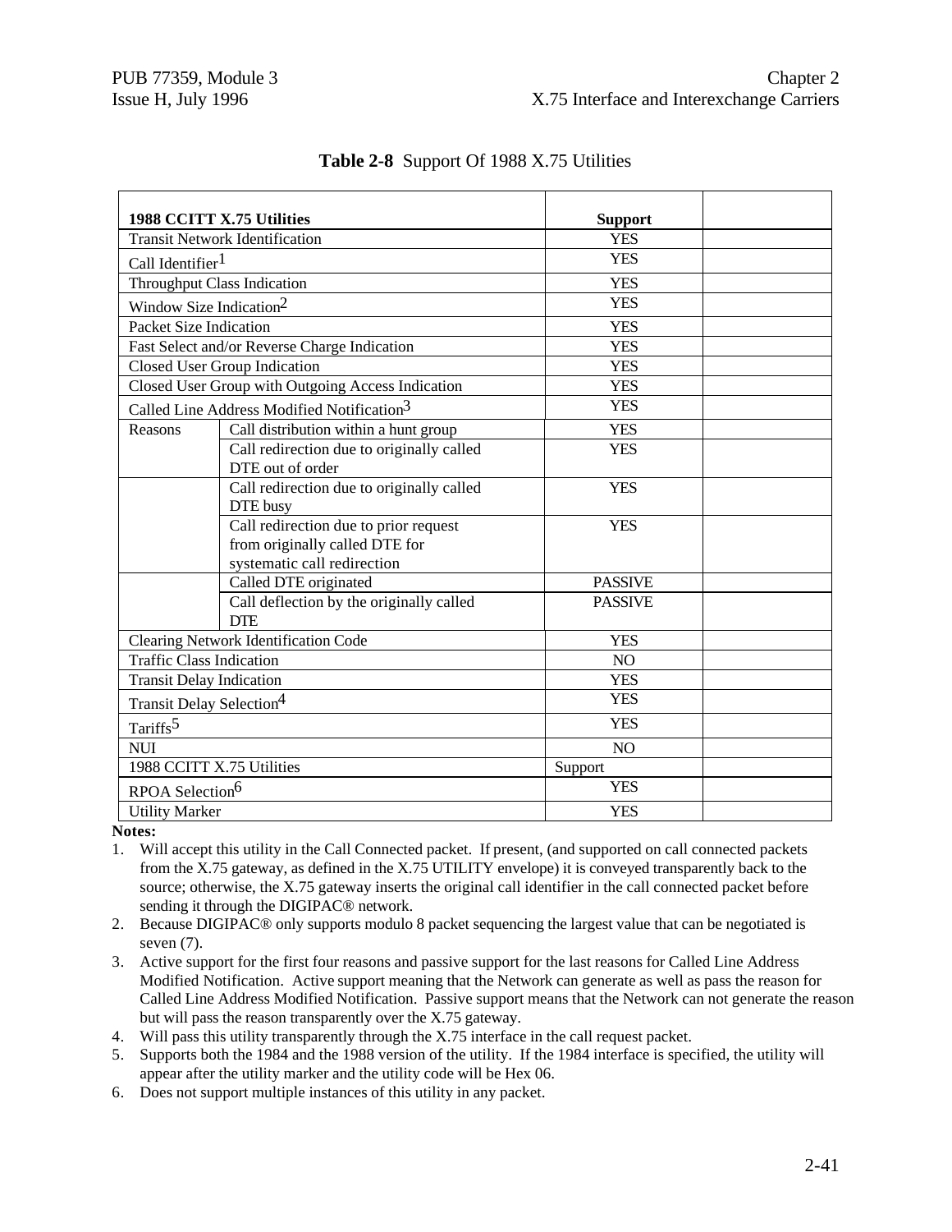**Table 2-8** Support Of 1988 X.75 Utilities

| 1988 CCITT X.75 Utilities | | Support | |
|---|---|---|---|
| Transit Network Identification | | YES | |
| Call Identifier[1] | | YES | |
| Throughput Class Indication | | YES | |
| Window Size Indication[2] | | YES | |
| Packet Size Indication | | YES | |
| Fast Select and/or Reverse Charge Indication | | YES | |
| Closed User Group Indication | | YES | |
| Closed User Group with Outgoing Access Indication | | YES | |
| Called Line Address Modified Notification[3] | | YES | |
| Reasons | Call distribution within a hunt group | YES | |
| | Call redirection due to originally called DTE out of order | YES | |
| | Call redirection due to originally called DTE busy | YES | |
| | Call redirection due to prior request from originally called DTE for systematic call redirection | YES | |
| | Called DTE originated | PASSIVE | |
| | Call deflection by the originally called DTE | PASSIVE | |
| Clearing Network Identification Code | | YES | |
| Traffic Class Indication | | NO | |
| Transit Delay Indication | | YES | |
| Transit Delay Selection[4] | | YES | |
| Tariffs[5] | | YES | |
| NUI | | NO | |
| 1988 CCITT X.75 Utilities | | Support | |
| RPOA Selection[6] | | YES | |
| Utility Marker | | YES | |

**Notes:**

1. Will accept this utility in the Call Connected packet. If present, (and supported on call connected packets from the X.75 gateway, as defined in the X.75 UTILITY envelope) it is conveyed transparently back to the source; otherwise, the X.75 gateway inserts the original call identifier in the call connected packet before sending it through the DIGIPAC® network.
2. Because DIGIPAC® only supports modulo 8 packet sequencing the largest value that can be negotiated is seven (7).
3. Active support for the first four reasons and passive support for the last reasons for Called Line Address Modified Notification. Active support meaning that the Network can generate as well as pass the reason for Called Line Address Modified Notification. Passive support means that the Network can not generate the reason but will pass the reason transparently over the X.75 gateway.
4. Will pass this utility transparently through the X.75 interface in the call request packet.
5. Supports both the 1984 and the 1988 version of the utility. If the 1984 interface is specified, the utility will appear after the utility marker and the utility code will be Hex 06.
6. Does not support multiple instances of this utility in any packet.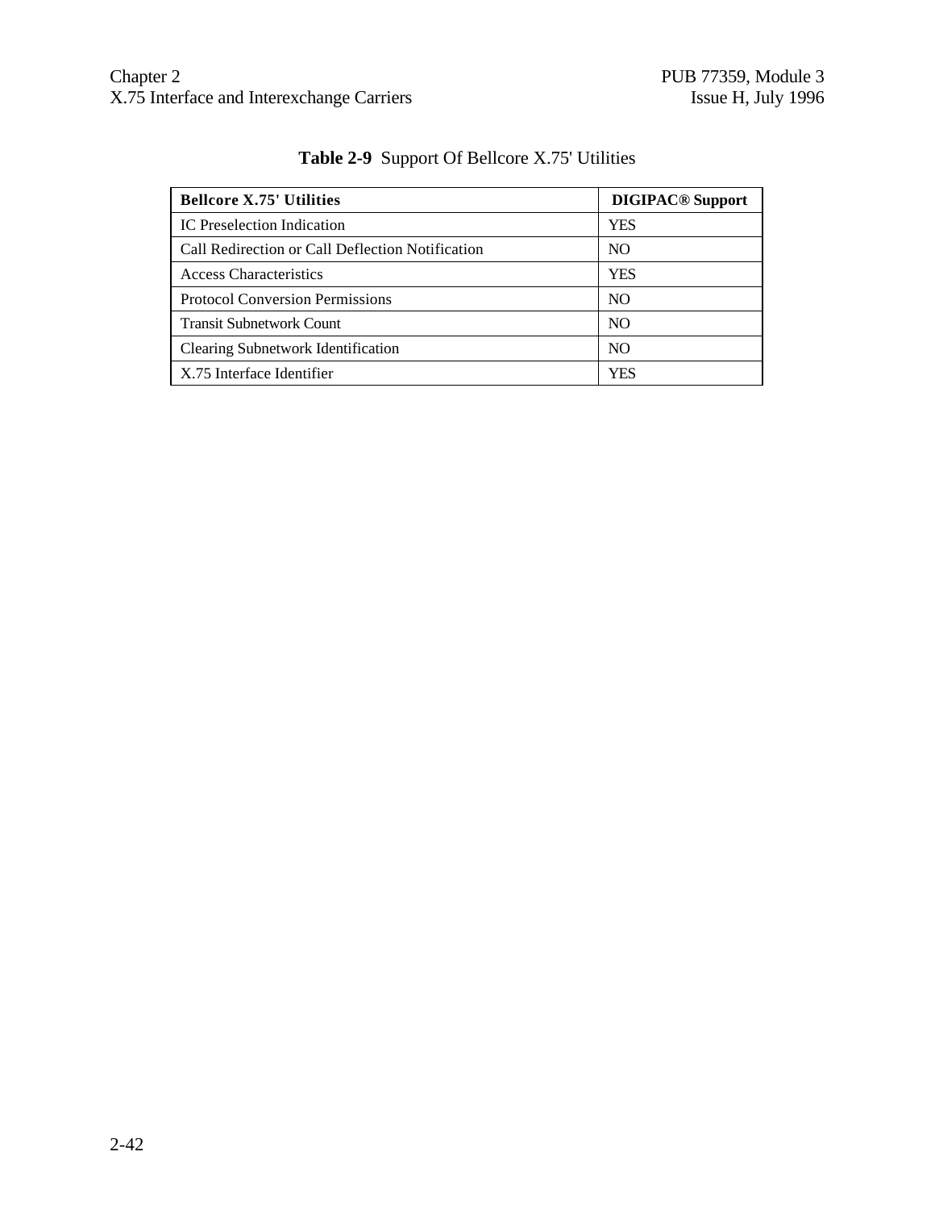**Table 2-9** Support Of Bellcore X.75' Utilities

| Bellcore X.75' Utilities | DIGIPAC® Support |
|---|---|
| IC Preselection Indication | YES |
| Call Redirection or Call Deflection Notification | NO |
| Access Characteristics | YES |
| Protocol Conversion Permissions | NO |
| Transit Subnetwork Count | NO |
| Clearing Subnetwork Identification | NO |
| X.75 Interface Identifier | YES |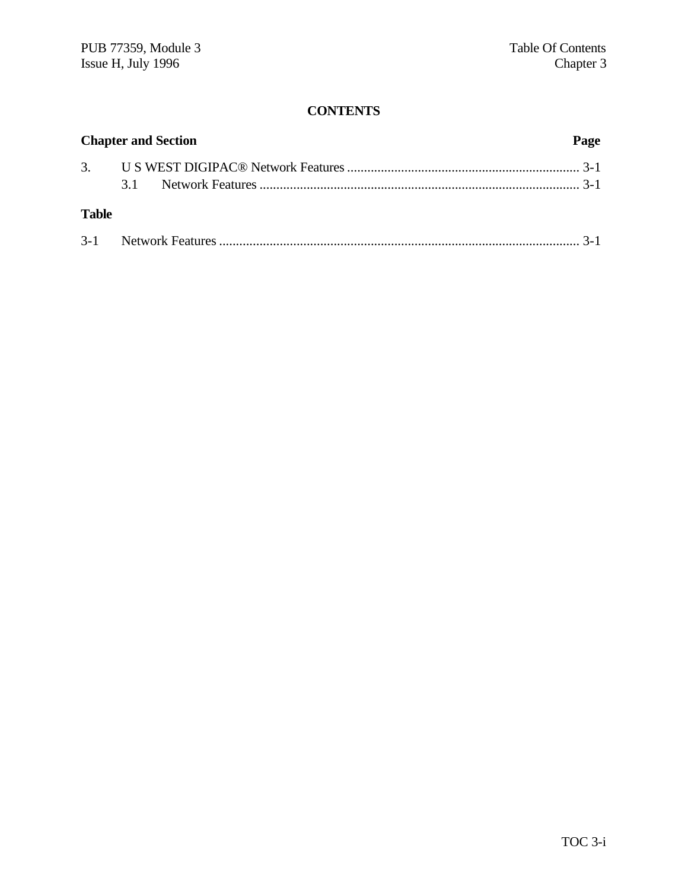**CONTENTS**

| Chapter and Section | | Page |
|---|---|---|
| 3. | U S WEST DIGIPAC® Network Features | 3-1 |
| | 3.1 Network Features | 3-1 |

**Table**

| | | |
|---|---|---|
| 3-1 | Network Features | 3-1 |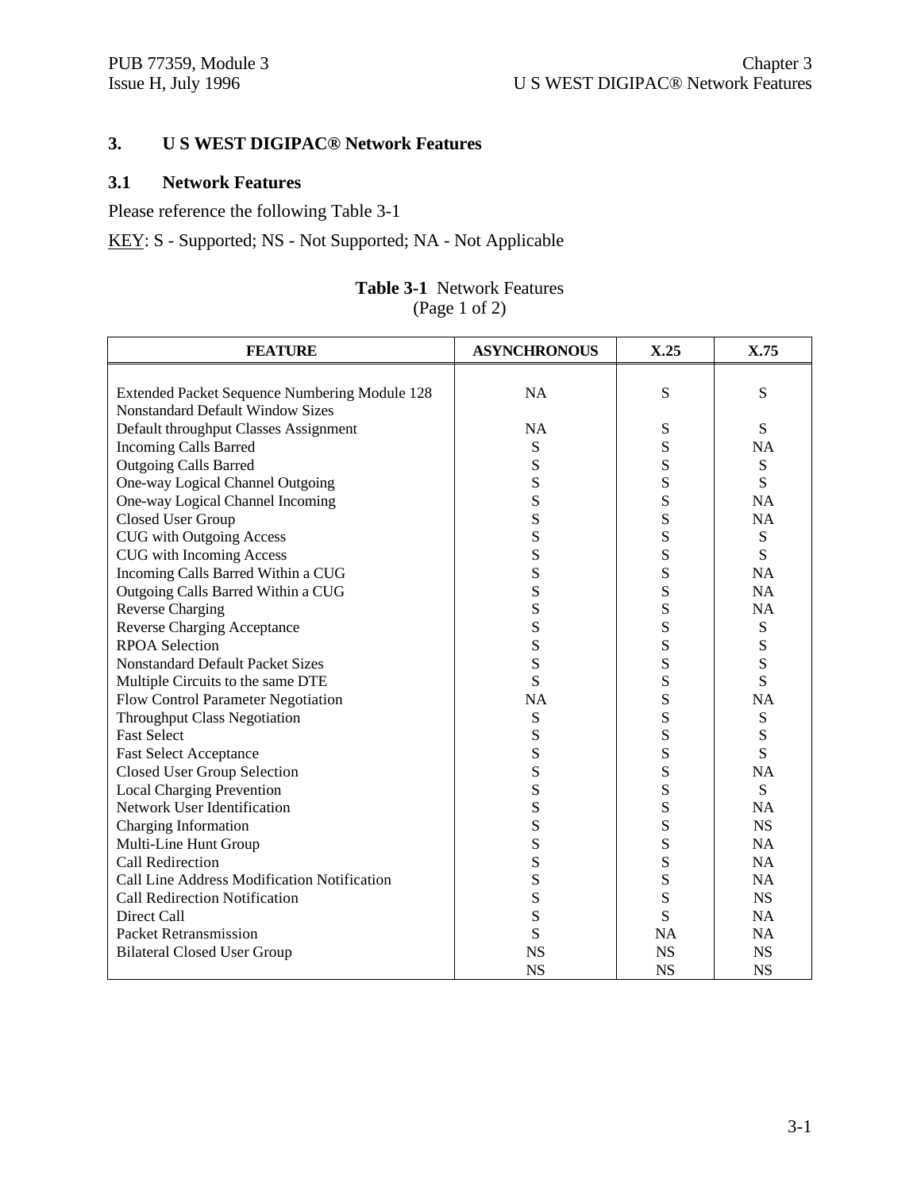# 3. U S WEST DIGIPAC® Network Features

## 3.1 Network Features

Please reference the following Table 3-1

KEY: S - Supported; NS - Not Supported; NA - Not Applicable

**Table 3-1** Network Features
(Page 1 of 2)

| FEATURE | ASYNCHRONOUS | X.25 | X.75 |
|---|---|---|---|
| Extended Packet Sequence Numbering Module 128 | NA | S | S |
| Nonstandard Default Window Sizes | | | |
| Default throughput Classes Assignment | NA | S | S |
| Incoming Calls Barred | S | S | NA |
| Outgoing Calls Barred | S | S | S |
| One-way Logical Channel Outgoing | S | S | S |
| One-way Logical Channel Incoming | S | S | NA |
| Closed User Group | S | S | NA |
| CUG with Outgoing Access | S | S | S |
| CUG with Incoming Access | S | S | S |
| Incoming Calls Barred Within a CUG | S | S | NA |
| Outgoing Calls Barred Within a CUG | S | S | NA |
| Reverse Charging | S | S | NA |
| Reverse Charging Acceptance | S | S | S |
| RPOA Selection | S | S | S |
| Nonstandard Default Packet Sizes | S | S | S |
| Multiple Circuits to the same DTE | S | S | S |
| Flow Control Parameter Negotiation | NA | S | NA |
| Throughput Class Negotiation | S | S | S |
| Fast Select | S | S | S |
| Fast Select Acceptance | S | S | S |
| Closed User Group Selection | S | S | NA |
| Local Charging Prevention | S | S | S |
| Network User Identification | S | S | NA |
| Charging Information | S | S | NS |
| Multi-Line Hunt Group | S | S | NA |
| Call Redirection | S | S | NA |
| Call Line Address Modification Notification | S | S | NA |
| Call Redirection Notification | S | S | NS |
| Direct Call | S | S | NA |
| Packet Retransmission | S | NA | NA |
| Bilateral Closed User Group | NS | NS | NS |
| | NS | NS | NS |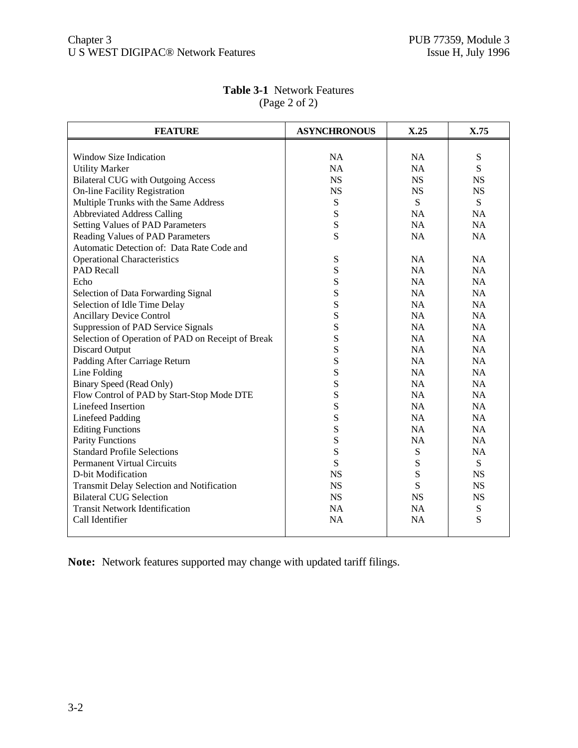**Table 3-1** Network Features
(Page 2 of 2)

| FEATURE | ASYNCHRONOUS | X.25 | X.75 |
|---|---|---|---|
| Window Size Indication | NA | NA | S |
| Utility Marker | NA | NA | S |
| Bilateral CUG with Outgoing Access | NS | NS | NS |
| On-line Facility Registration | NS | NS | NS |
| Multiple Trunks with the Same Address | S | S | S |
| Abbreviated Address Calling | S | NA | NA |
| Setting Values of PAD Parameters | S | NA | NA |
| Reading Values of PAD Parameters | S | NA | NA |
| Automatic Detection of: Data Rate Code and Operational Characteristics | S | NA | NA |
| PAD Recall | S | NA | NA |
| Echo | S | NA | NA |
| Selection of Data Forwarding Signal | S | NA | NA |
| Selection of Idle Time Delay | S | NA | NA |
| Ancillary Device Control | S | NA | NA |
| Suppression of PAD Service Signals | S | NA | NA |
| Selection of Operation of PAD on Receipt of Break | S | NA | NA |
| Discard Output | S | NA | NA |
| Padding After Carriage Return | S | NA | NA |
| Line Folding | S | NA | NA |
| Binary Speed (Read Only) | S | NA | NA |
| Flow Control of PAD by Start-Stop Mode DTE | S | NA | NA |
| Linefeed Insertion | S | NA | NA |
| Linefeed Padding | S | NA | NA |
| Editing Functions | S | NA | NA |
| Parity Functions | S | NA | NA |
| Standard Profile Selections | S | S | NA |
| Permanent Virtual Circuits | S | S | S |
| D-bit Modification | NS | S | NS |
| Transmit Delay Selection and Notification | NS | S | NS |
| Bilateral CUG Selection | NS | NS | NS |
| Transit Network Identification | NA | NA | S |
| Call Identifier | NA | NA | S |

**Note:** Network features supported may change with updated tariff filings.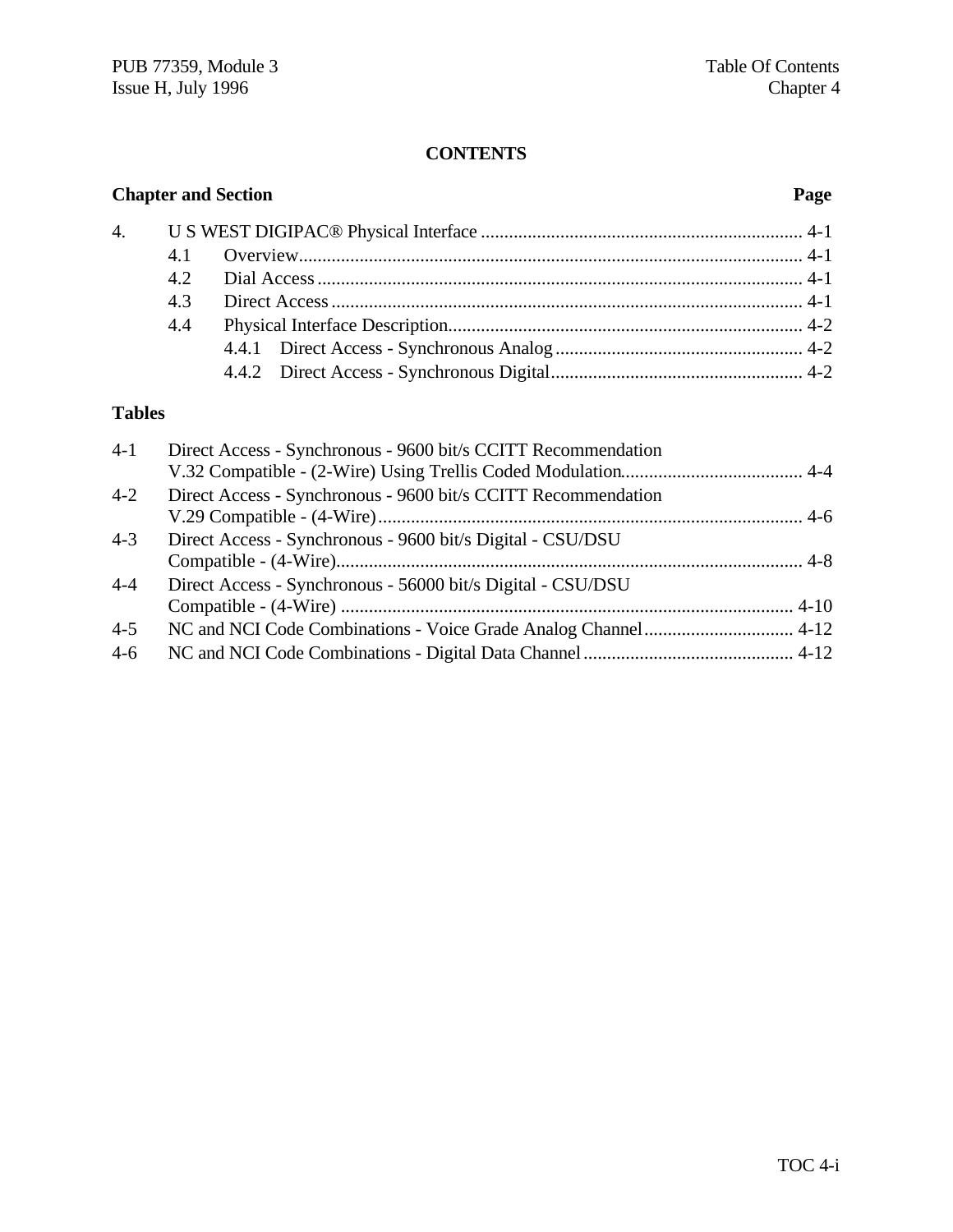# CONTENTS

| Chapter and Section | | | Page |
|---|---|---|---|
| 4. | U S WEST DIGIPAC® Physical Interface | | 4-1 |
| | 4.1 | Overview | 4-1 |
| | 4.2 | Dial Access | 4-1 |
| | 4.3 | Direct Access | 4-1 |
| | 4.4 | Physical Interface Description | 4-2 |
| | | 4.4.1 Direct Access - Synchronous Analog | 4-2 |
| | | 4.4.2 Direct Access - Synchronous Digital | 4-2 |

## Tables

| | | |
|---|---|---|
| 4-1 | Direct Access - Synchronous - 9600 bit/s CCITT Recommendation V.32 Compatible - (2-Wire) Using Trellis Coded Modulation | 4-4 |
| 4-2 | Direct Access - Synchronous - 9600 bit/s CCITT Recommendation V.29 Compatible - (4-Wire) | 4-6 |
| 4-3 | Direct Access - Synchronous - 9600 bit/s Digital - CSU/DSU Compatible - (4-Wire) | 4-8 |
| 4-4 | Direct Access - Synchronous - 56000 bit/s Digital - CSU/DSU Compatible - (4-Wire) | 4-10 |
| 4-5 | NC and NCI Code Combinations - Voice Grade Analog Channel | 4-12 |
| 4-6 | NC and NCI Code Combinations - Digital Data Channel | 4-12 |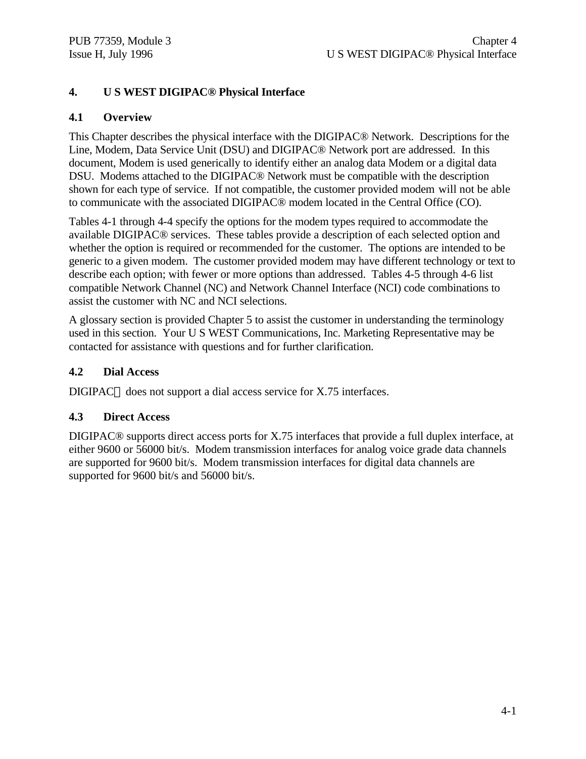# 4. U S WEST DIGIPAC® Physical Interface

## 4.1 Overview

This Chapter describes the physical interface with the DIGIPAC® Network. Descriptions for the Line, Modem, Data Service Unit (DSU) and DIGIPAC® Network port are addressed. In this document, Modem is used generically to identify either an analog data Modem or a digital data DSU. Modems attached to the DIGIPAC® Network must be compatible with the description shown for each type of service. If not compatible, the customer provided modem will not be able to communicate with the associated DIGIPAC® modem located in the Central Office (CO).

Tables 4-1 through 4-4 specify the options for the modem types required to accommodate the available DIGIPAC® services. These tables provide a description of each selected option and whether the option is required or recommended for the customer. The options are intended to be generic to a given modem. The customer provided modem may have different technology or text to describe each option; with fewer or more options than addressed. Tables 4-5 through 4-6 list compatible Network Channel (NC) and Network Channel Interface (NCI) code combinations to assist the customer with NC and NCI selections.

A glossary section is provided Chapter 5 to assist the customer in understanding the terminology used in this section. Your U S WEST Communications, Inc. Marketing Representative may be contacted for assistance with questions and for further clarification.

## 4.2 Dial Access

DIGIPAC® does not support a dial access service for X.75 interfaces.

## 4.3 Direct Access

DIGIPAC® supports direct access ports for X.75 interfaces that provide a full duplex interface, at either 9600 or 56000 bit/s. Modem transmission interfaces for analog voice grade data channels are supported for 9600 bit/s. Modem transmission interfaces for digital data channels are supported for 9600 bit/s and 56000 bit/s.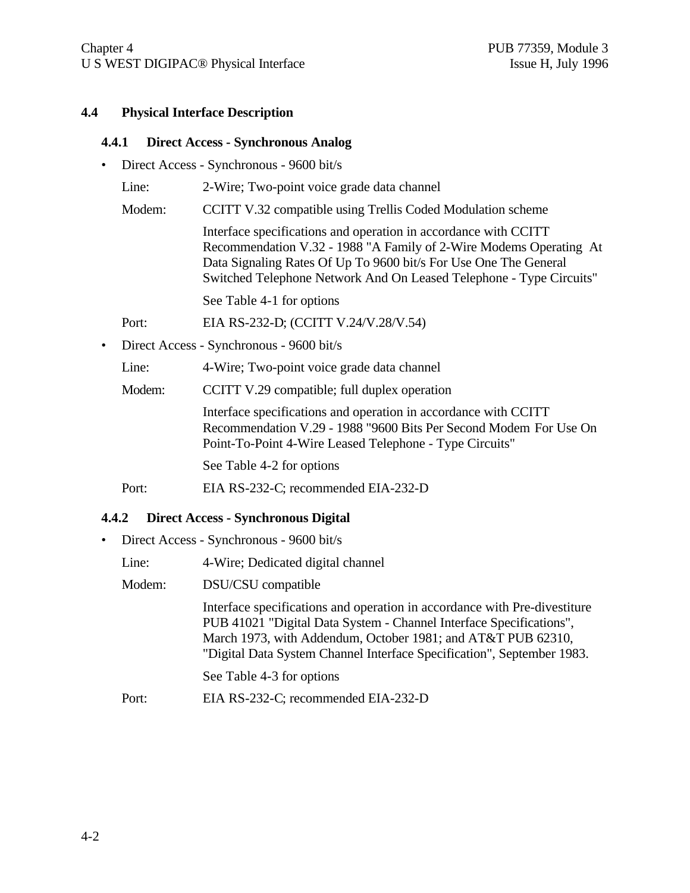## 4.4 Physical Interface Description

### 4.4.1 Direct Access - Synchronous Analog

- Direct Access - Synchronous - 9600 bit/s

  Line: 2-Wire; Two-point voice grade data channel

  Modem: CCITT V.32 compatible using Trellis Coded Modulation scheme

  Interface specifications and operation in accordance with CCITT Recommendation V.32 - 1988 "A Family of 2-Wire Modems Operating At Data Signaling Rates Of Up To 9600 bit/s For Use One The General Switched Telephone Network And On Leased Telephone - Type Circuits"

  See Table 4-1 for options

  Port: EIA RS-232-D; (CCITT V.24/V.28/V.54)

- Direct Access - Synchronous - 9600 bit/s

  Line: 4-Wire; Two-point voice grade data channel

  Modem: CCITT V.29 compatible; full duplex operation

  Interface specifications and operation in accordance with CCITT Recommendation V.29 - 1988 "9600 Bits Per Second Modem For Use On Point-To-Point 4-Wire Leased Telephone - Type Circuits"

  See Table 4-2 for options

  Port: EIA RS-232-C; recommended EIA-232-D

### 4.4.2 Direct Access - Synchronous Digital

- Direct Access - Synchronous - 9600 bit/s

  Line: 4-Wire; Dedicated digital channel

  Modem: DSU/CSU compatible

  Interface specifications and operation in accordance with Pre-divestiture PUB 41021 "Digital Data System - Channel Interface Specifications", March 1973, with Addendum, October 1981; and AT&T PUB 62310, "Digital Data System Channel Interface Specification", September 1983.

  See Table 4-3 for options

  Port: EIA RS-232-C; recommended EIA-232-D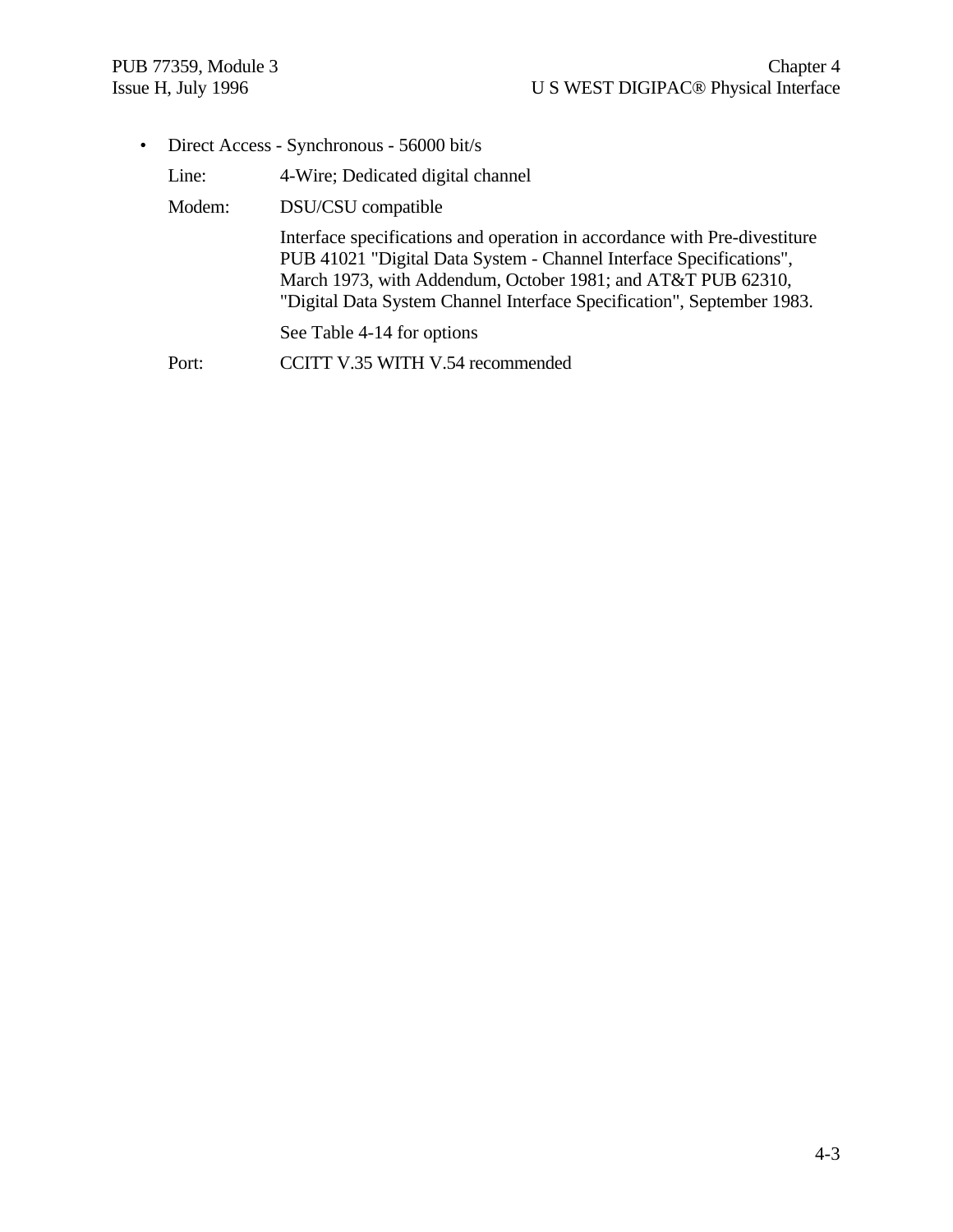- Direct Access - Synchronous - 56000 bit/s

  Line: 4-Wire; Dedicated digital channel

  Modem: DSU/CSU compatible

  Interface specifications and operation in accordance with Pre-divestiture PUB 41021 "Digital Data System - Channel Interface Specifications", March 1973, with Addendum, October 1981; and AT&T PUB 62310, "Digital Data System Channel Interface Specification", September 1983.

  See Table 4-14 for options

  Port: CCITT V.35 WITH V.54 recommended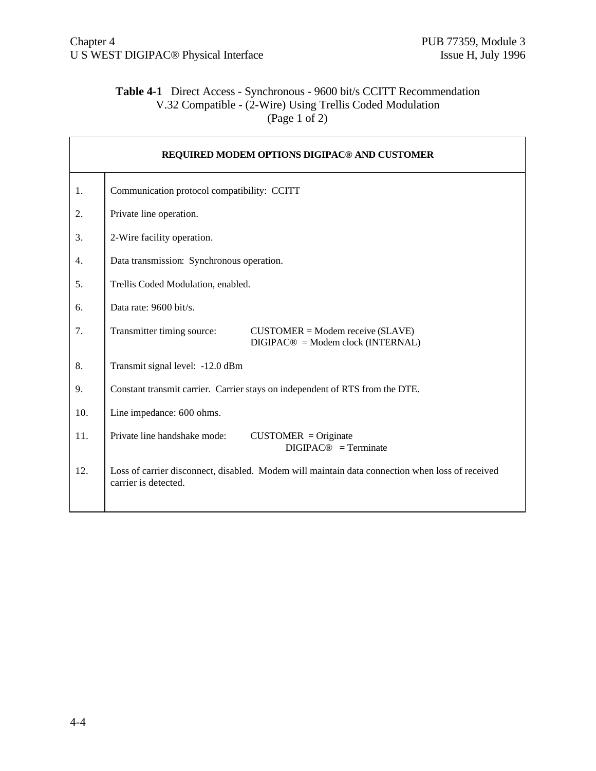**Table 4-1** Direct Access - Synchronous - 9600 bit/s CCITT Recommendation V.32 Compatible - (2-Wire) Using Trellis Coded Modulation (Page 1 of 2)

| REQUIRED MODEM OPTIONS DIGIPAC® AND CUSTOMER | |
|---|---|
| 1. | Communication protocol compatibility: CCITT |
| 2. | Private line operation. |
| 3. | 2-Wire facility operation. |
| 4. | Data transmission: Synchronous operation. |
| 5. | Trellis Coded Modulation, enabled. |
| 6. | Data rate: 9600 bit/s. |
| 7. | Transmitter timing source: CUSTOMER = Modem receive (SLAVE)<br>DIGIPAC® = Modem clock (INTERNAL) |
| 8. | Transmit signal level: -12.0 dBm |
| 9. | Constant transmit carrier. Carrier stays on independent of RTS from the DTE. |
| 10. | Line impedance: 600 ohms. |
| 11. | Private line handshake mode: CUSTOMER = Originate<br>DIGIPAC® = Terminate |
| 12. | Loss of carrier disconnect, disabled. Modem will maintain data connection when loss of received carrier is detected. |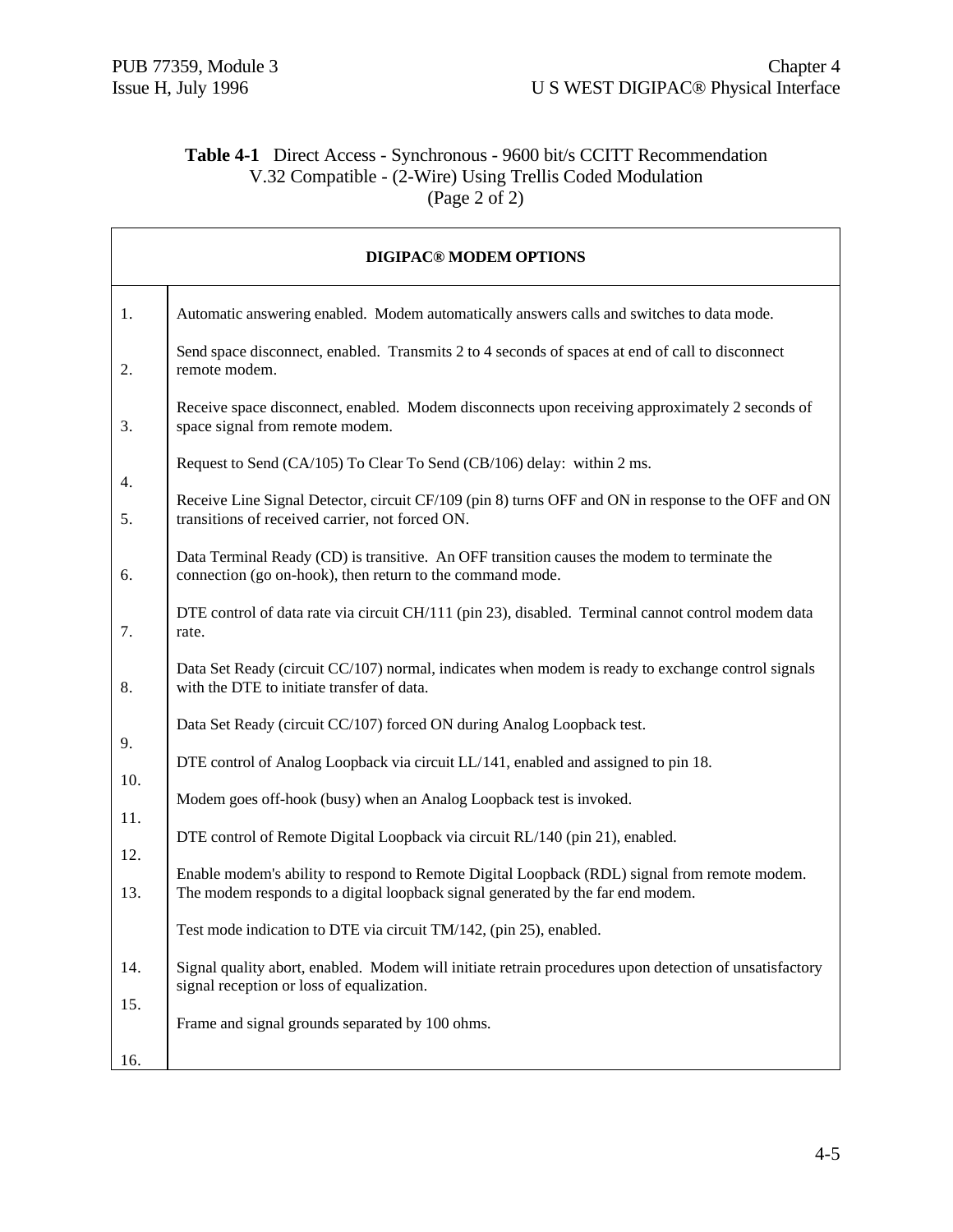**Table 4-1** Direct Access - Synchronous - 9600 bit/s CCITT Recommendation V.32 Compatible - (2-Wire) Using Trellis Coded Modulation (Page 2 of 2)

| DIGIPAC® MODEM OPTIONS | |
|---|---|
| 1. | Automatic answering enabled. Modem automatically answers calls and switches to data mode. |
| 2. | Send space disconnect, enabled. Transmits 2 to 4 seconds of spaces at end of call to disconnect remote modem. |
| 3. | Receive space disconnect, enabled. Modem disconnects upon receiving approximately 2 seconds of space signal from remote modem. |
| 4. | Request to Send (CA/105) To Clear To Send (CB/106) delay: within 2 ms. |
| 5. | Receive Line Signal Detector, circuit CF/109 (pin 8) turns OFF and ON in response to the OFF and ON transitions of received carrier, not forced ON. |
| 6. | Data Terminal Ready (CD) is transitive. An OFF transition causes the modem to terminate the connection (go on-hook), then return to the command mode. |
| 7. | DTE control of data rate via circuit CH/111 (pin 23), disabled. Terminal cannot control modem data rate. |
| 8. | Data Set Ready (circuit CC/107) normal, indicates when modem is ready to exchange control signals with the DTE to initiate transfer of data. |
| 9. | Data Set Ready (circuit CC/107) forced ON during Analog Loopback test. |
| 10. | DTE control of Analog Loopback via circuit LL/141, enabled and assigned to pin 18. |
| 11. | Modem goes off-hook (busy) when an Analog Loopback test is invoked. |
| 12. | DTE control of Remote Digital Loopback via circuit RL/140 (pin 21), enabled. |
| 13. | Enable modem's ability to respond to Remote Digital Loopback (RDL) signal from remote modem. The modem responds to a digital loopback signal generated by the far end modem. |
| 14. | Test mode indication to DTE via circuit TM/142, (pin 25), enabled. |
| 15. | Signal quality abort, enabled. Modem will initiate retrain procedures upon detection of unsatisfactory signal reception or loss of equalization. |
| 16. | Frame and signal grounds separated by 100 ohms. |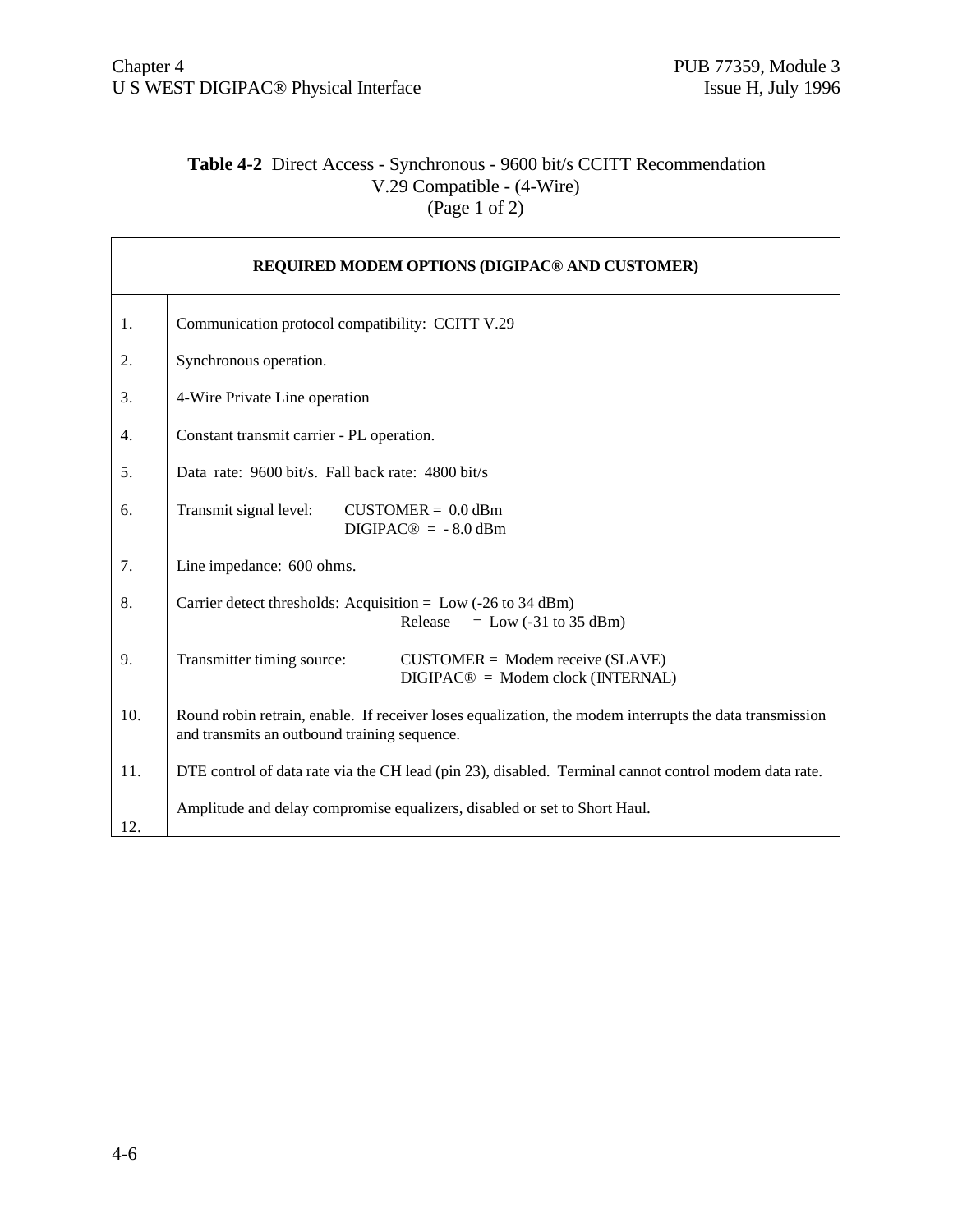**Table 4-2** Direct Access - Synchronous - 9600 bit/s CCITT Recommendation V.29 Compatible - (4-Wire)
(Page 1 of 2)

| REQUIRED MODEM OPTIONS (DIGIPAC® AND CUSTOMER) | |
|---|---|
| 1. | Communication protocol compatibility: CCITT V.29 |
| 2. | Synchronous operation. |
| 3. | 4-Wire Private Line operation |
| 4. | Constant transmit carrier - PL operation. |
| 5. | Data rate: 9600 bit/s. Fall back rate: 4800 bit/s |
| 6. | Transmit signal level: CUSTOMER = 0.0 dBm<br>DIGIPAC® = - 8.0 dBm |
| 7. | Line impedance: 600 ohms. |
| 8. | Carrier detect thresholds: Acquisition = Low (-26 to 34 dBm)<br>Release = Low (-31 to 35 dBm) |
| 9. | Transmitter timing source: CUSTOMER = Modem receive (SLAVE)<br>DIGIPAC® = Modem clock (INTERNAL) |
| 10. | Round robin retrain, enable. If receiver loses equalization, the modem interrupts the data transmission and transmits an outbound training sequence. |
| 11. | DTE control of data rate via the CH lead (pin 23), disabled. Terminal cannot control modem data rate. |
| 12. | Amplitude and delay compromise equalizers, disabled or set to Short Haul. |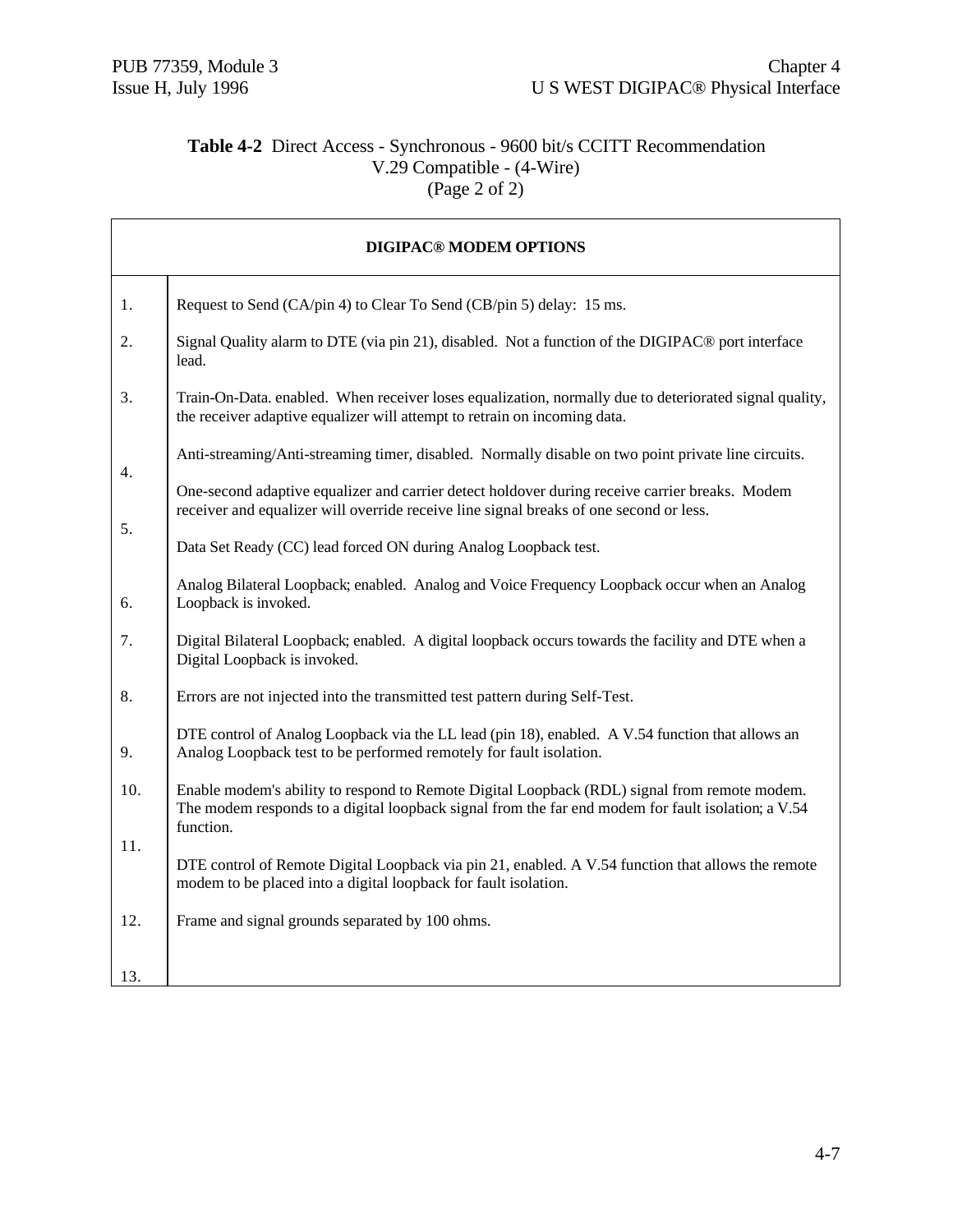**Table 4-2** Direct Access - Synchronous - 9600 bit/s CCITT Recommendation V.29 Compatible - (4-Wire) (Page 2 of 2)

| DIGIPAC® MODEM OPTIONS | |
|---|---|
| 1. | Request to Send (CA/pin 4) to Clear To Send (CB/pin 5) delay: 15 ms. |
| 2. | Signal Quality alarm to DTE (via pin 21), disabled. Not a function of the DIGIPAC® port interface lead. |
| 3. | Train-On-Data. enabled. When receiver loses equalization, normally due to deteriorated signal quality, the receiver adaptive equalizer will attempt to retrain on incoming data. |
| 4. | Anti-streaming/Anti-streaming timer, disabled. Normally disable on two point private line circuits. |
| 5. | One-second adaptive equalizer and carrier detect holdover during receive carrier breaks. Modem receiver and equalizer will override receive line signal breaks of one second or less. |
| 6. | Data Set Ready (CC) lead forced ON during Analog Loopback test. |
| 7. | Analog Bilateral Loopback; enabled. Analog and Voice Frequency Loopback occur when an Analog Loopback is invoked. |
| 8. | Digital Bilateral Loopback; enabled. A digital loopback occurs towards the facility and DTE when a Digital Loopback is invoked. |
| 9. | Errors are not injected into the transmitted test pattern during Self-Test. |
| 10. | DTE control of Analog Loopback via the LL lead (pin 18), enabled. A V.54 function that allows an Analog Loopback test to be performed remotely for fault isolation. |
| 11. | Enable modem's ability to respond to Remote Digital Loopback (RDL) signal from remote modem. The modem responds to a digital loopback signal from the far end modem for fault isolation; a V.54 function. |
| 12. | DTE control of Remote Digital Loopback via pin 21, enabled. A V.54 function that allows the remote modem to be placed into a digital loopback for fault isolation. |
| 13. | Frame and signal grounds separated by 100 ohms. |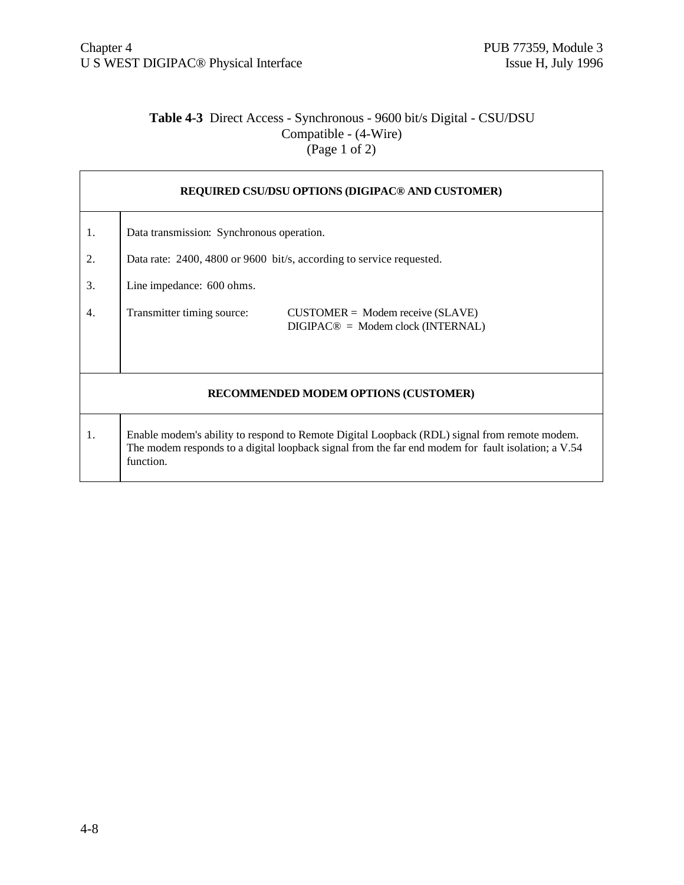**Table 4-3** Direct Access - Synchronous - 9600 bit/s Digital - CSU/DSU Compatible - (4-Wire)
(Page 1 of 2)

| REQUIRED CSU/DSU OPTIONS (DIGIPAC® AND CUSTOMER) | |
|---|---|
| 1. | Data transmission: Synchronous operation. |
| 2. | Data rate: 2400, 4800 or 9600 bit/s, according to service requested. |
| 3. | Line impedance: 600 ohms. |
| 4. | Transmitter timing source: CUSTOMER = Modem receive (SLAVE)<br>DIGIPAC® = Modem clock (INTERNAL) |
| **RECOMMENDED MODEM OPTIONS (CUSTOMER)** | |
| 1. | Enable modem's ability to respond to Remote Digital Loopback (RDL) signal from remote modem. The modem responds to a digital loopback signal from the far end modem for fault isolation; a V.54 function. |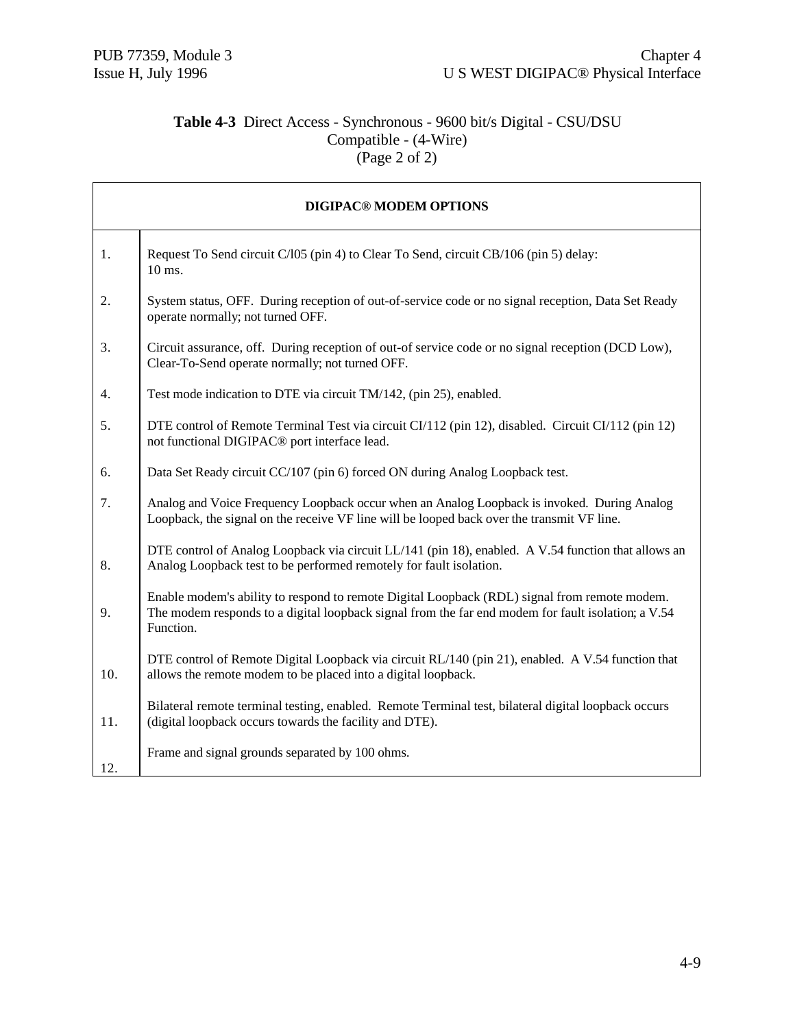**Table 4-3** Direct Access - Synchronous - 9600 bit/s Digital - CSU/DSU Compatible - (4-Wire) (Page 2 of 2)

| DIGIPAC® MODEM OPTIONS | |
|---|---|
| 1. | Request To Send circuit C/l05 (pin 4) to Clear To Send, circuit CB/106 (pin 5) delay: 10 ms. |
| 2. | System status, OFF. During reception of out-of-service code or no signal reception, Data Set Ready operate normally; not turned OFF. |
| 3. | Circuit assurance, off. During reception of out-of service code or no signal reception (DCD Low), Clear-To-Send operate normally; not turned OFF. |
| 4. | Test mode indication to DTE via circuit TM/142, (pin 25), enabled. |
| 5. | DTE control of Remote Terminal Test via circuit CI/112 (pin 12), disabled. Circuit CI/112 (pin 12) not functional DIGIPAC® port interface lead. |
| 6. | Data Set Ready circuit CC/107 (pin 6) forced ON during Analog Loopback test. |
| 7. | Analog and Voice Frequency Loopback occur when an Analog Loopback is invoked. During Analog Loopback, the signal on the receive VF line will be looped back over the transmit VF line. |
| 8. | DTE control of Analog Loopback via circuit LL/141 (pin 18), enabled. A V.54 function that allows an Analog Loopback test to be performed remotely for fault isolation. |
| 9. | Enable modem's ability to respond to remote Digital Loopback (RDL) signal from remote modem. The modem responds to a digital loopback signal from the far end modem for fault isolation; a V.54 Function. |
| 10. | DTE control of Remote Digital Loopback via circuit RL/140 (pin 21), enabled. A V.54 function that allows the remote modem to be placed into a digital loopback. |
| 11. | Bilateral remote terminal testing, enabled. Remote Terminal test, bilateral digital loopback occurs (digital loopback occurs towards the facility and DTE). |
| 12. | Frame and signal grounds separated by 100 ohms. |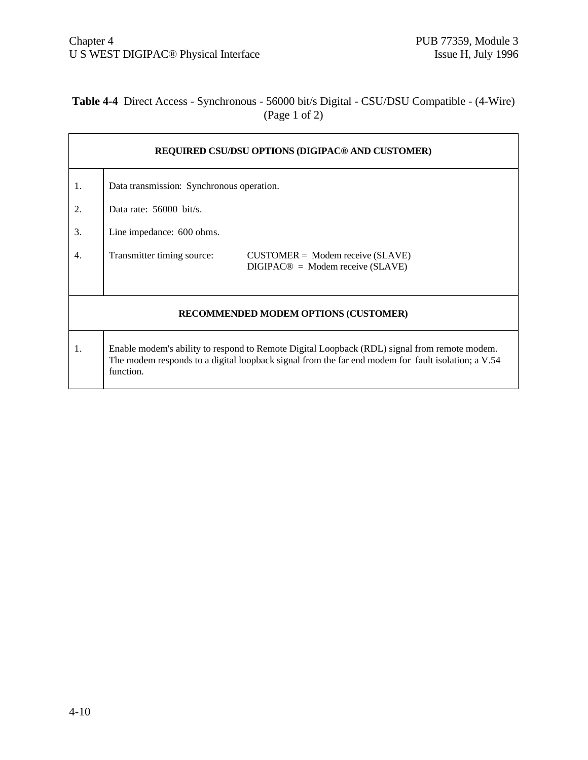**Table 4-4** Direct Access - Synchronous - 56000 bit/s Digital - CSU/DSU Compatible - (4-Wire) (Page 1 of 2)

| REQUIRED CSU/DSU OPTIONS (DIGIPAC® AND CUSTOMER) | |
|---|---|
| 1. | Data transmission: Synchronous operation. |
| 2. | Data rate: 56000 bit/s. |
| 3. | Line impedance: 600 ohms. |
| 4. | Transmitter timing source: CUSTOMER = Modem receive (SLAVE)<br>DIGIPAC® = Modem receive (SLAVE) |
| **RECOMMENDED MODEM OPTIONS (CUSTOMER)** | |
| 1. | Enable modem's ability to respond to Remote Digital Loopback (RDL) signal from remote modem. The modem responds to a digital loopback signal from the far end modem for fault isolation; a V.54 function. |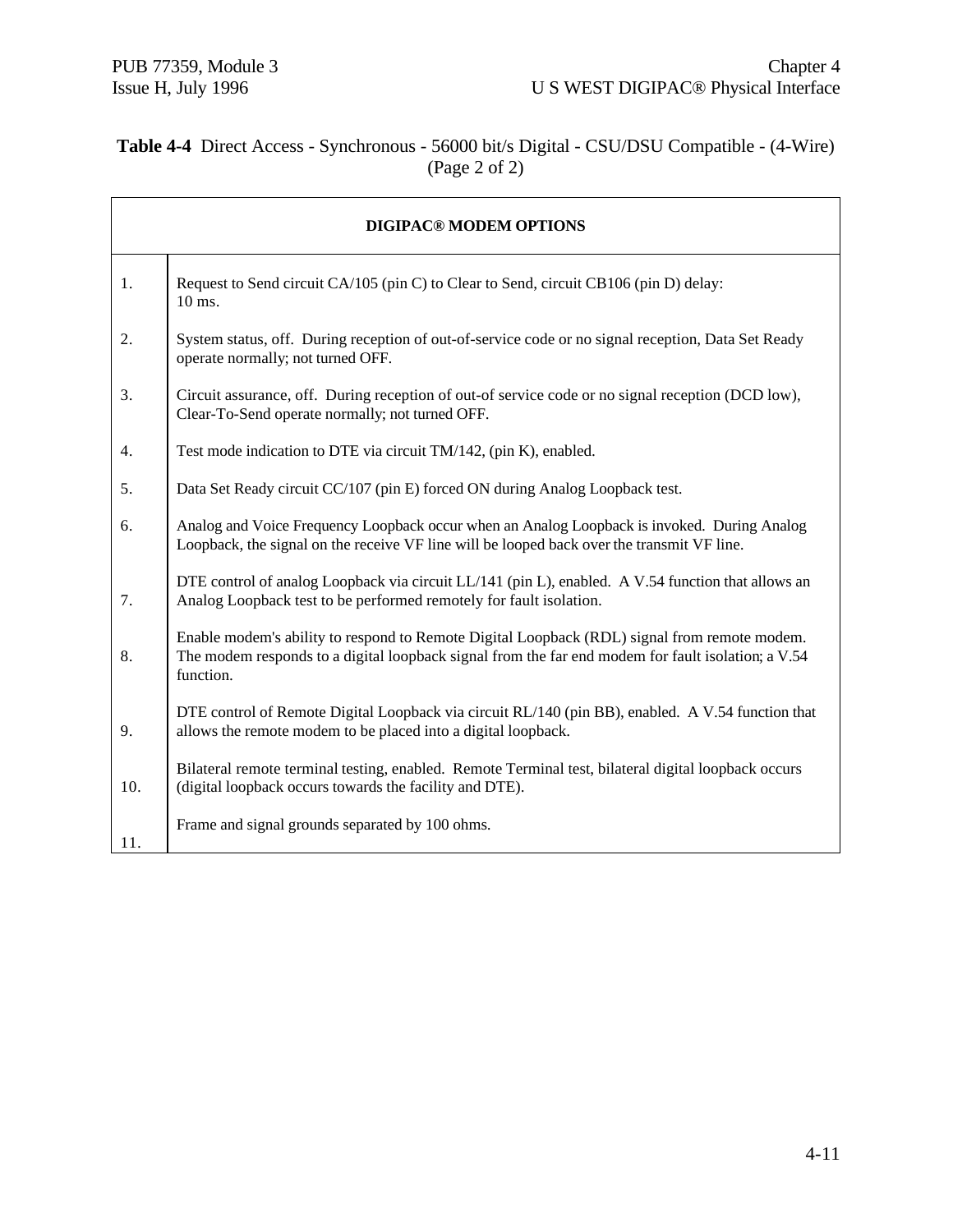**Table 4-4** Direct Access - Synchronous - 56000 bit/s Digital - CSU/DSU Compatible - (4-Wire) (Page 2 of 2)

| DIGIPAC® MODEM OPTIONS | |
|---|---|
| 1. | Request to Send circuit CA/105 (pin C) to Clear to Send, circuit CB106 (pin D) delay: 10 ms. |
| 2. | System status, off. During reception of out-of-service code or no signal reception, Data Set Ready operate normally; not turned OFF. |
| 3. | Circuit assurance, off. During reception of out-of service code or no signal reception (DCD low), Clear-To-Send operate normally; not turned OFF. |
| 4. | Test mode indication to DTE via circuit TM/142, (pin K), enabled. |
| 5. | Data Set Ready circuit CC/107 (pin E) forced ON during Analog Loopback test. |
| 6. | Analog and Voice Frequency Loopback occur when an Analog Loopback is invoked. During Analog Loopback, the signal on the receive VF line will be looped back over the transmit VF line. |
| 7. | DTE control of analog Loopback via circuit LL/141 (pin L), enabled. A V.54 function that allows an Analog Loopback test to be performed remotely for fault isolation. |
| 8. | Enable modem's ability to respond to Remote Digital Loopback (RDL) signal from remote modem. The modem responds to a digital loopback signal from the far end modem for fault isolation; a V.54 function. |
| 9. | DTE control of Remote Digital Loopback via circuit RL/140 (pin BB), enabled. A V.54 function that allows the remote modem to be placed into a digital loopback. |
| 10. | Bilateral remote terminal testing, enabled. Remote Terminal test, bilateral digital loopback occurs (digital loopback occurs towards the facility and DTE). |
| 11. | Frame and signal grounds separated by 100 ohms. |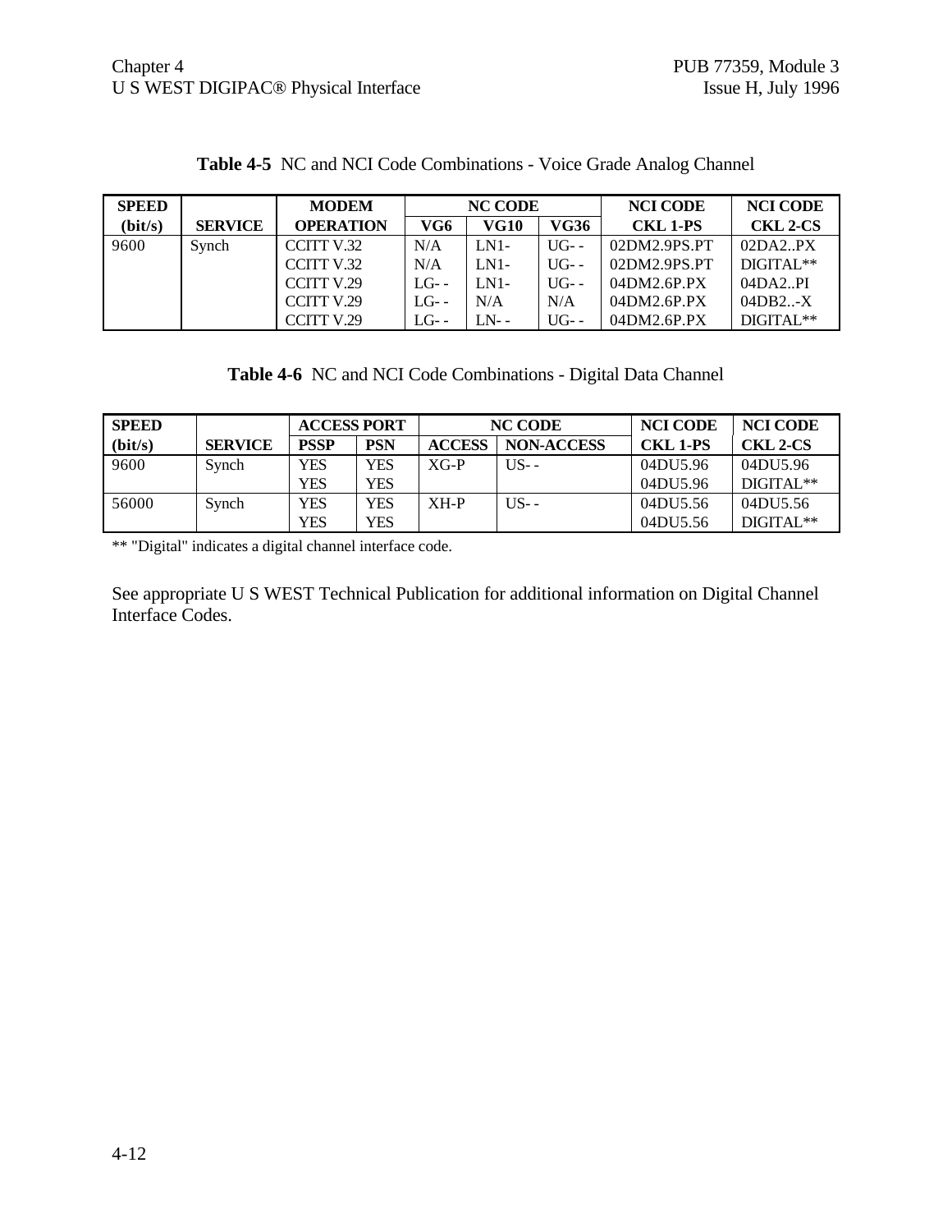**Table 4-5** NC and NCI Code Combinations - Voice Grade Analog Channel

| SPEED (bit/s) | SERVICE | MODEM OPERATION | NC CODE | | | NCI CODE CKL 1-PS | NCI CODE CKL 2-CS |
|---|---|---|---|---|---|---|---|
| | | | VG6 | VG10 | VG36 | | |
| 9600 | Synch | CCITT V.32 | N/A | LN1- | UG- - | 02DM2.9PS.PT | 02DA2..PX |
| | | CCITT V.32 | N/A | LN1- | UG- - | 02DM2.9PS.PT | DIGITAL** |
| | | CCITT V.29 | LG- - | LN1- | UG- - | 04DM2.6P.PX | 04DA2..PI |
| | | CCITT V.29 | LG- - | N/A | N/A | 04DM2.6P.PX | 04DB2..-X |
| | | CCITT V.29 | LG- - | LN- - | UG- - | 04DM2.6P.PX | DIGITAL** |

**Table 4-6** NC and NCI Code Combinations - Digital Data Channel

| SPEED (bit/s) | SERVICE | ACCESS PORT | | NC CODE | | NCI CODE CKL 1-PS | NCI CODE CKL 2-CS |
|---|---|---|---|---|---|---|---|
| | | PSSP | PSN | ACCESS | NON-ACCESS | | |
| 9600 | Synch | YES | YES | XG-P | US- - | 04DU5.96 | 04DU5.96 |
| | | YES | YES | | | 04DU5.96 | DIGITAL** |
| 56000 | Synch | YES | YES | XH-P | US- - | 04DU5.56 | 04DU5.56 |
| | | YES | YES | | | 04DU5.56 | DIGITAL** |

** "Digital" indicates a digital channel interface code.

See appropriate U S WEST Technical Publication for additional information on Digital Channel Interface Codes.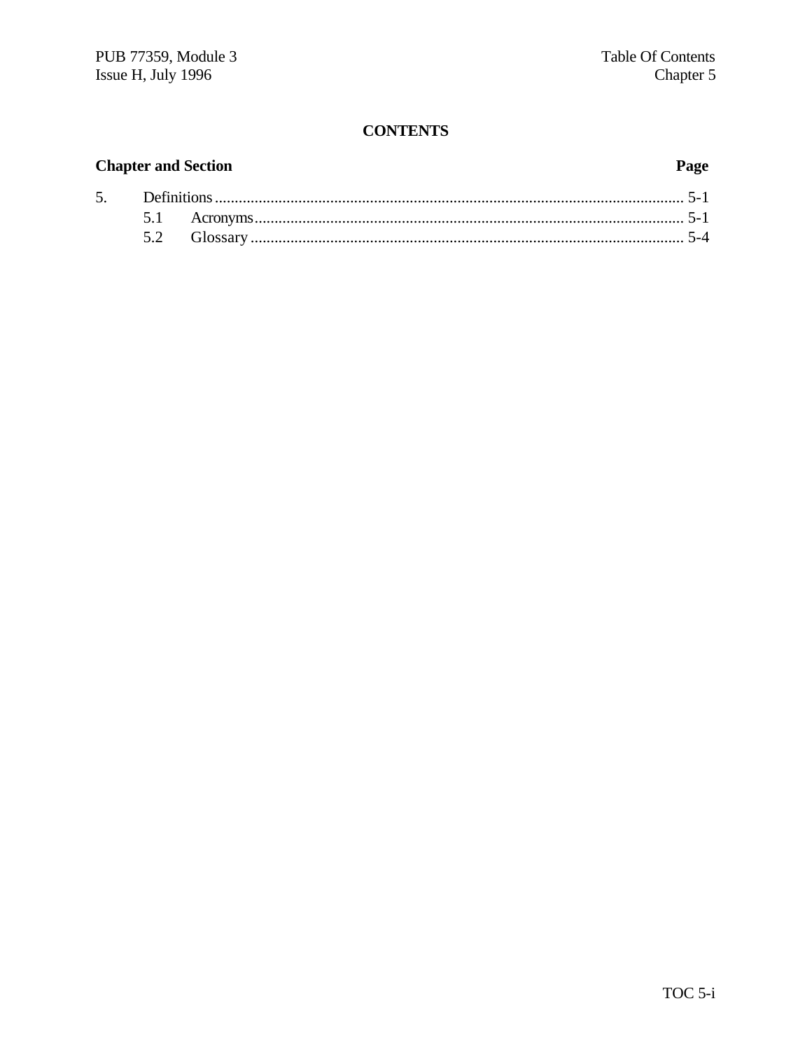# CONTENTS

| Chapter and Section | | Page |
|---|---|---|
| 5. | Definitions | 5-1 |
| | 5.1 Acronyms | 5-1 |
| | 5.2 Glossary | 5-4 |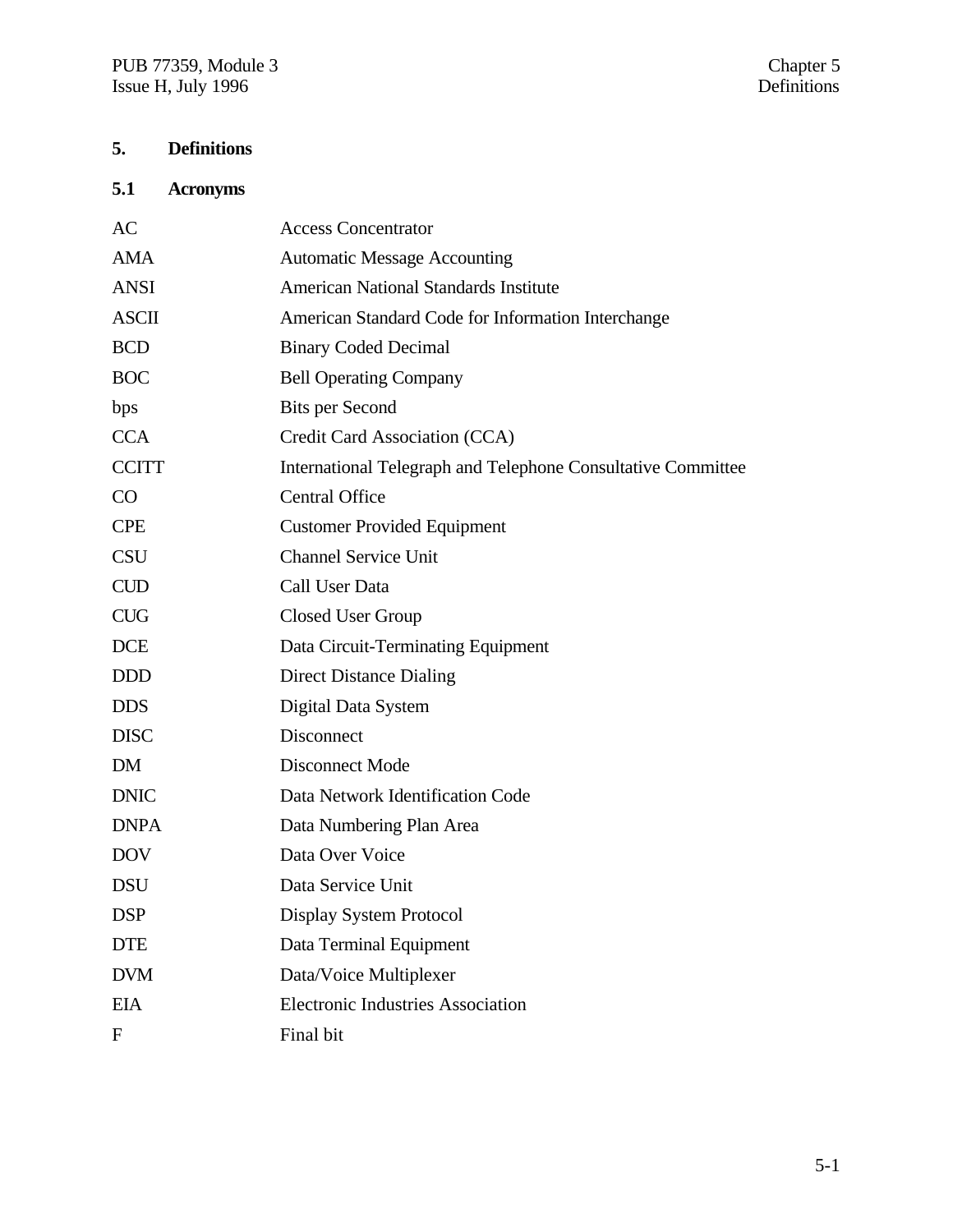# 5. Definitions

## 5.1 Acronyms

| | |
|---|---|
| AC | Access Concentrator |
| AMA | Automatic Message Accounting |
| ANSI | American National Standards Institute |
| ASCII | American Standard Code for Information Interchange |
| BCD | Binary Coded Decimal |
| BOC | Bell Operating Company |
| bps | Bits per Second |
| CCA | Credit Card Association (CCA) |
| CCITT | International Telegraph and Telephone Consultative Committee |
| CO | Central Office |
| CPE | Customer Provided Equipment |
| CSU | Channel Service Unit |
| CUD | Call User Data |
| CUG | Closed User Group |
| DCE | Data Circuit-Terminating Equipment |
| DDD | Direct Distance Dialing |
| DDS | Digital Data System |
| DISC | Disconnect |
| DM | Disconnect Mode |
| DNIC | Data Network Identification Code |
| DNPA | Data Numbering Plan Area |
| DOV | Data Over Voice |
| DSU | Data Service Unit |
| DSP | Display System Protocol |
| DTE | Data Terminal Equipment |
| DVM | Data/Voice Multiplexer |
| EIA | Electronic Industries Association |
| F | Final bit |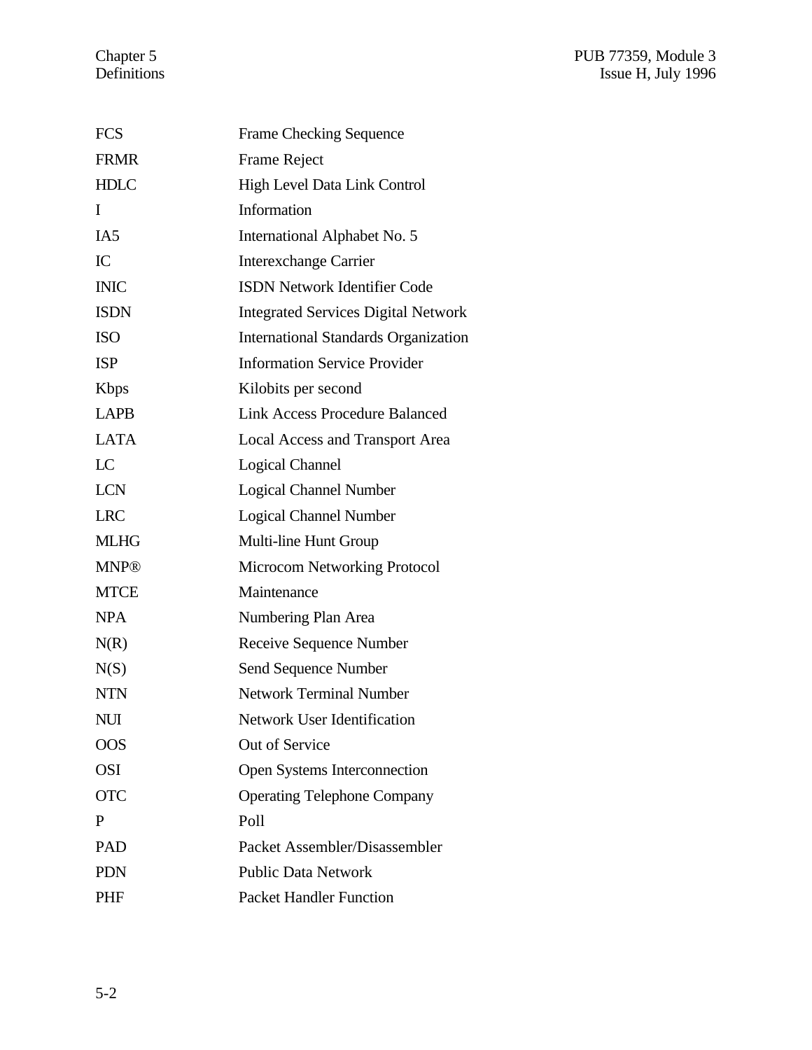| | |
|---|---|
| FCS | Frame Checking Sequence |
| FRMR | Frame Reject |
| HDLC | High Level Data Link Control |
| I | Information |
| IA5 | International Alphabet No. 5 |
| IC | Interexchange Carrier |
| INIC | ISDN Network Identifier Code |
| ISDN | Integrated Services Digital Network |
| ISO | International Standards Organization |
| ISP | Information Service Provider |
| Kbps | Kilobits per second |
| LAPB | Link Access Procedure Balanced |
| LATA | Local Access and Transport Area |
| LC | Logical Channel |
| LCN | Logical Channel Number |
| LRC | Logical Channel Number |
| MLHG | Multi-line Hunt Group |
| MNP® | Microcom Networking Protocol |
| MTCE | Maintenance |
| NPA | Numbering Plan Area |
| N(R) | Receive Sequence Number |
| N(S) | Send Sequence Number |
| NTN | Network Terminal Number |
| NUI | Network User Identification |
| OOS | Out of Service |
| OSI | Open Systems Interconnection |
| OTC | Operating Telephone Company |
| P | Poll |
| PAD | Packet Assembler/Disassembler |
| PDN | Public Data Network |
| PHF | Packet Handler Function |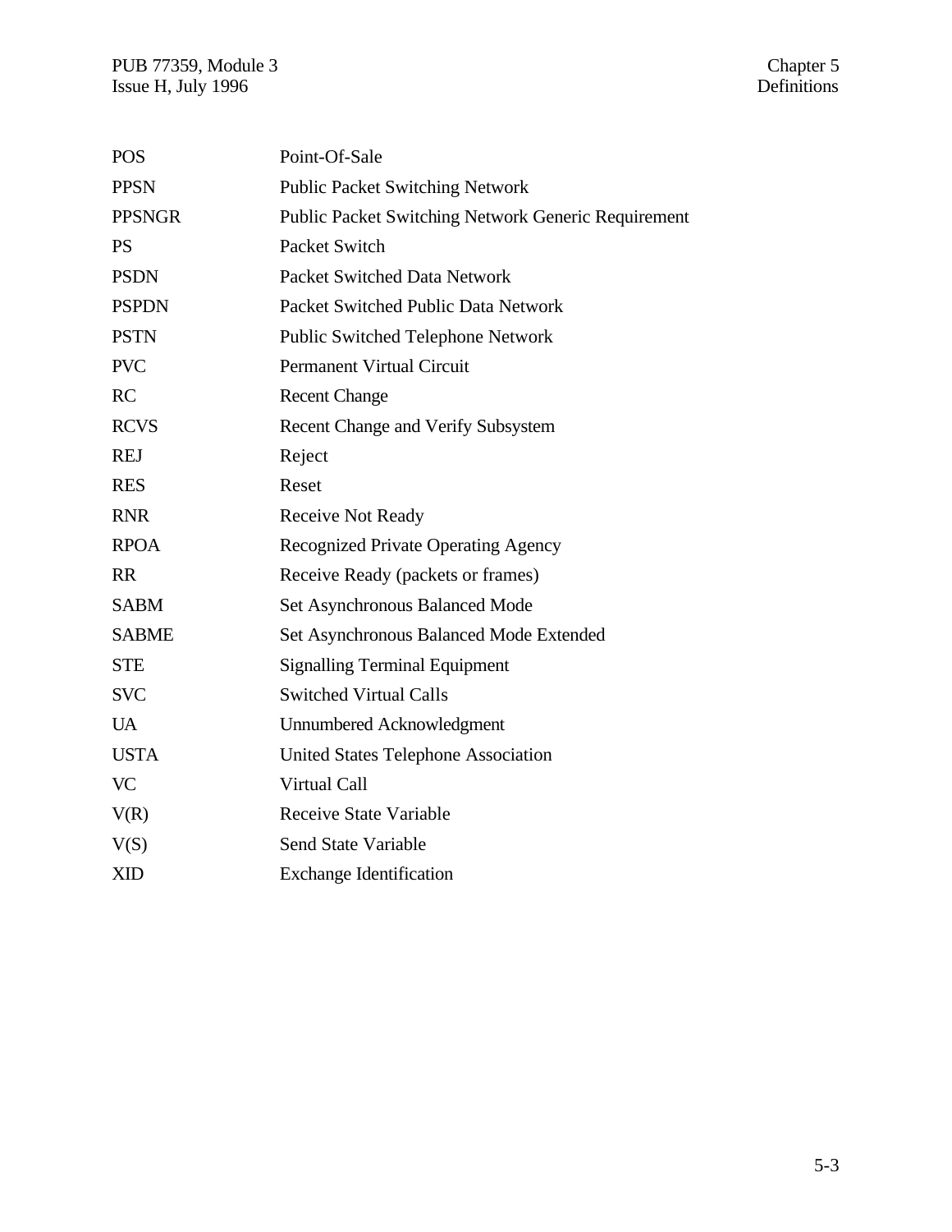| | |
|---|---|
| POS | Point-Of-Sale |
| PPSN | Public Packet Switching Network |
| PPSNGR | Public Packet Switching Network Generic Requirement |
| PS | Packet Switch |
| PSDN | Packet Switched Data Network |
| PSPDN | Packet Switched Public Data Network |
| PSTN | Public Switched Telephone Network |
| PVC | Permanent Virtual Circuit |
| RC | Recent Change |
| RCVS | Recent Change and Verify Subsystem |
| REJ | Reject |
| RES | Reset |
| RNR | Receive Not Ready |
| RPOA | Recognized Private Operating Agency |
| RR | Receive Ready (packets or frames) |
| SABM | Set Asynchronous Balanced Mode |
| SABME | Set Asynchronous Balanced Mode Extended |
| STE | Signalling Terminal Equipment |
| SVC | Switched Virtual Calls |
| UA | Unnumbered Acknowledgment |
| USTA | United States Telephone Association |
| VC | Virtual Call |
| V(R) | Receive State Variable |
| V(S) | Send State Variable |
| XID | Exchange Identification |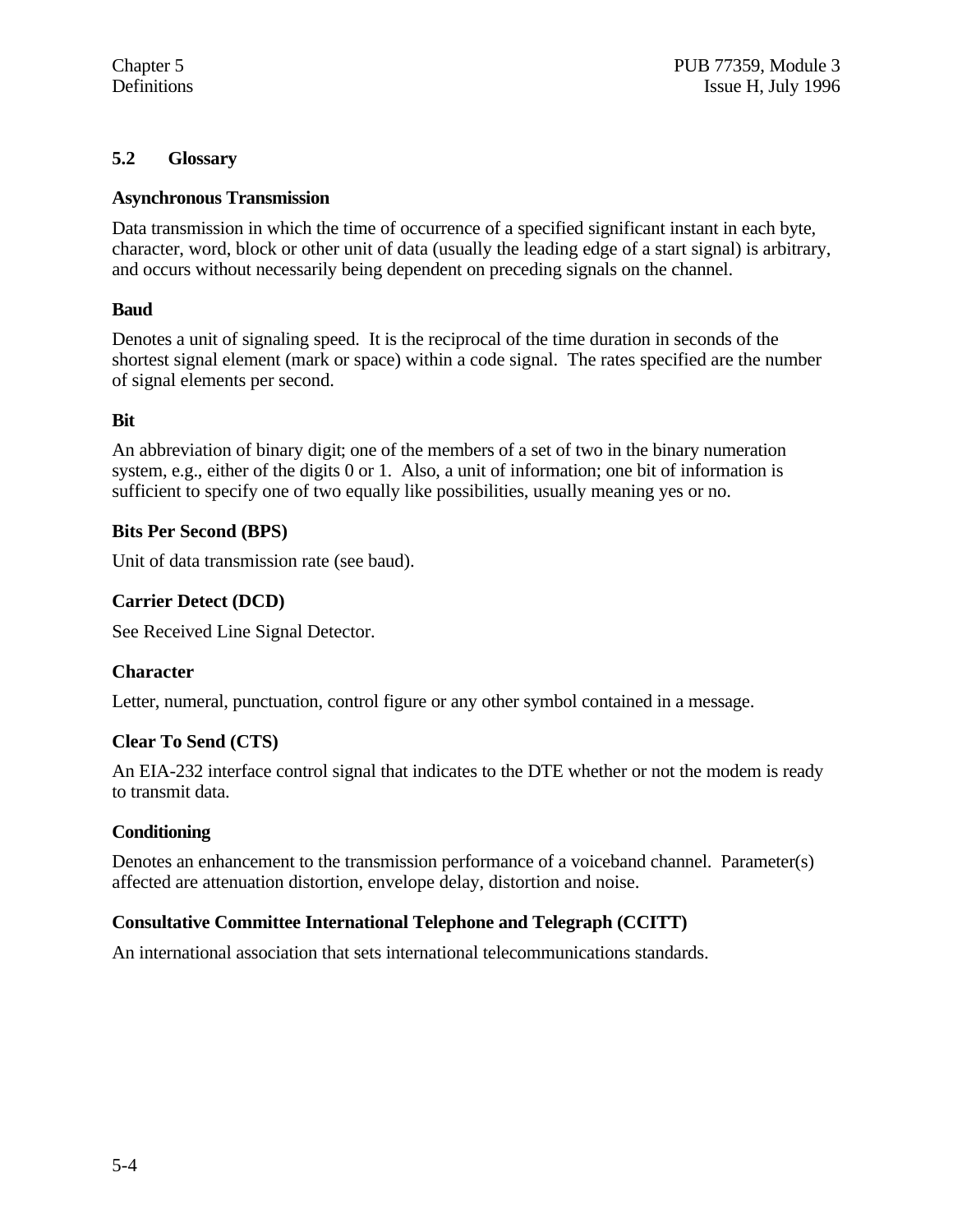## 5.2 Glossary

### Asynchronous Transmission

Data transmission in which the time of occurrence of a specified significant instant in each byte, character, word, block or other unit of data (usually the leading edge of a start signal) is arbitrary, and occurs without necessarily being dependent on preceding signals on the channel.

### Baud

Denotes a unit of signaling speed. It is the reciprocal of the time duration in seconds of the shortest signal element (mark or space) within a code signal. The rates specified are the number of signal elements per second.

### Bit

An abbreviation of binary digit; one of the members of a set of two in the binary numeration system, e.g., either of the digits 0 or 1. Also, a unit of information; one bit of information is sufficient to specify one of two equally like possibilities, usually meaning yes or no.

### Bits Per Second (BPS)

Unit of data transmission rate (see baud).

### Carrier Detect (DCD)

See Received Line Signal Detector.

### Character

Letter, numeral, punctuation, control figure or any other symbol contained in a message.

### Clear To Send (CTS)

An EIA-232 interface control signal that indicates to the DTE whether or not the modem is ready to transmit data.

### Conditioning

Denotes an enhancement to the transmission performance of a voiceband channel. Parameter(s) affected are attenuation distortion, envelope delay, distortion and noise.

### Consultative Committee International Telephone and Telegraph (CCITT)

An international association that sets international telecommunications standards.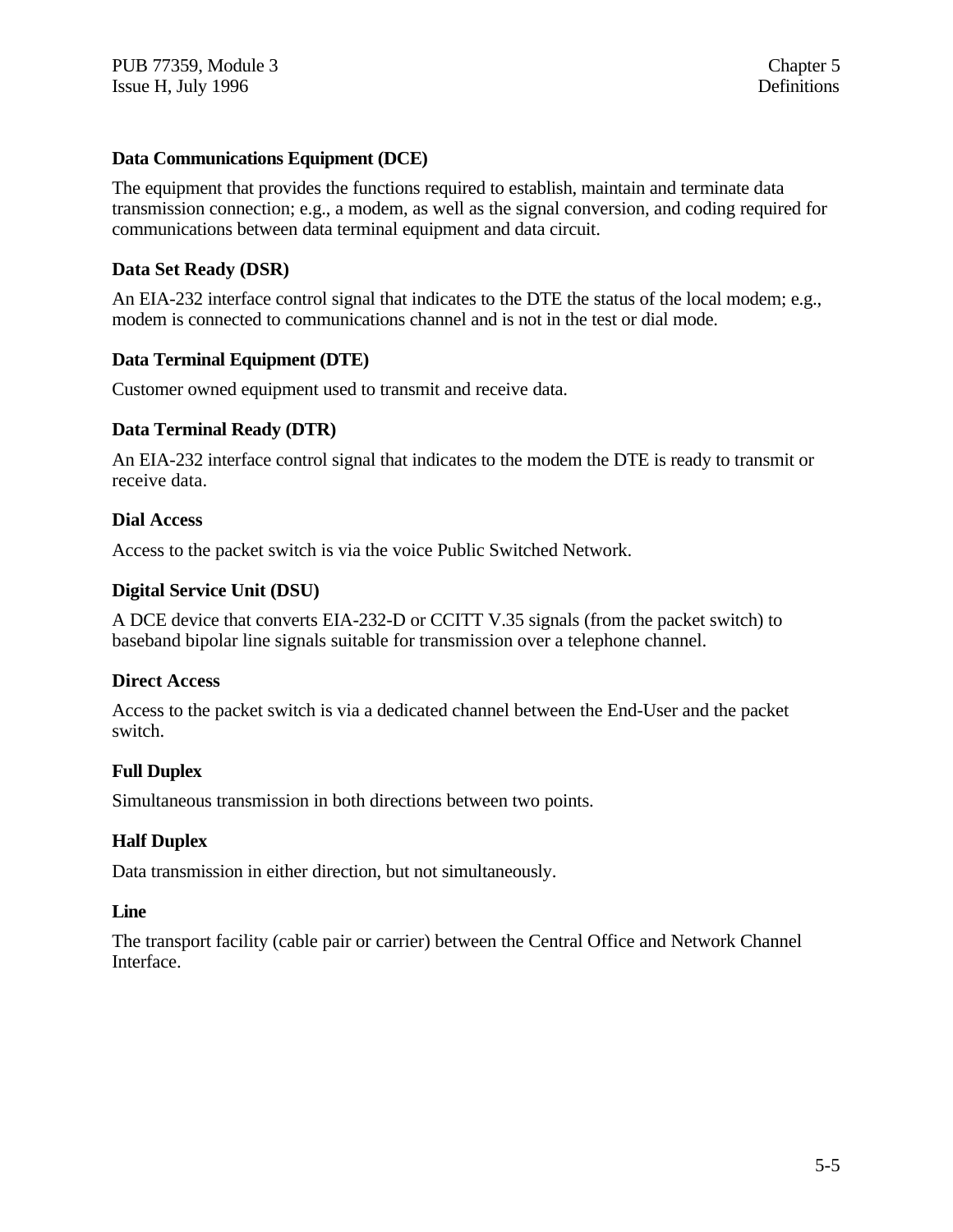**Data Communications Equipment (DCE)**

The equipment that provides the functions required to establish, maintain and terminate data transmission connection; e.g., a modem, as well as the signal conversion, and coding required for communications between data terminal equipment and data circuit.

**Data Set Ready (DSR)**

An EIA-232 interface control signal that indicates to the DTE the status of the local modem; e.g., modem is connected to communications channel and is not in the test or dial mode.

**Data Terminal Equipment (DTE)**

Customer owned equipment used to transmit and receive data.

**Data Terminal Ready (DTR)**

An EIA-232 interface control signal that indicates to the modem the DTE is ready to transmit or receive data.

**Dial Access**

Access to the packet switch is via the voice Public Switched Network.

**Digital Service Unit (DSU)**

A DCE device that converts EIA-232-D or CCITT V.35 signals (from the packet switch) to baseband bipolar line signals suitable for transmission over a telephone channel.

**Direct Access**

Access to the packet switch is via a dedicated channel between the End-User and the packet switch.

**Full Duplex**

Simultaneous transmission in both directions between two points.

**Half Duplex**

Data transmission in either direction, but not simultaneously.

**Line**

The transport facility (cable pair or carrier) between the Central Office and Network Channel Interface.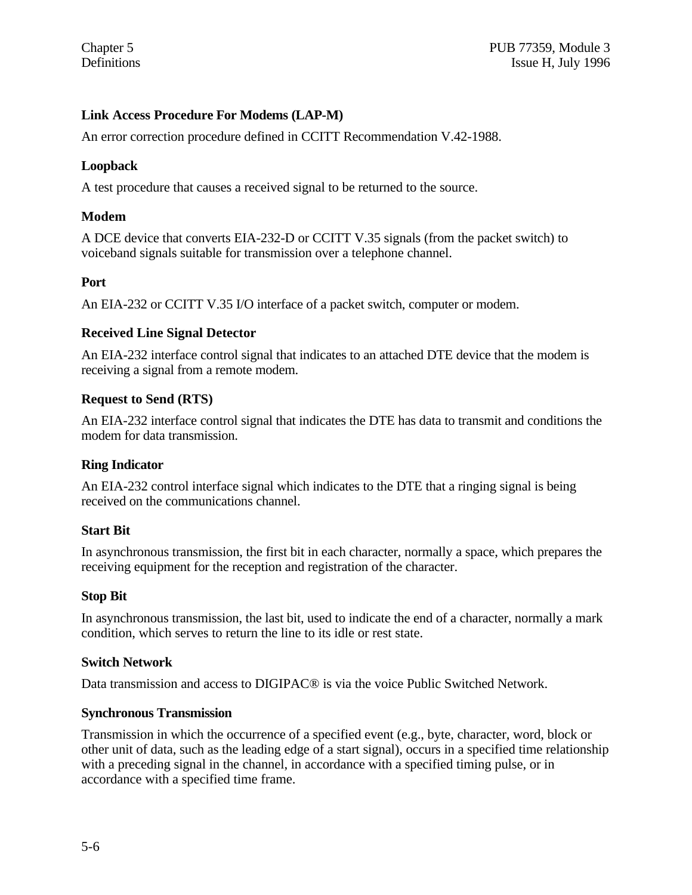**Link Access Procedure For Modems (LAP-M)**

An error correction procedure defined in CCITT Recommendation V.42-1988.

**Loopback**

A test procedure that causes a received signal to be returned to the source.

**Modem**

A DCE device that converts EIA-232-D or CCITT V.35 signals (from the packet switch) to voiceband signals suitable for transmission over a telephone channel.

**Port**

An EIA-232 or CCITT V.35 I/O interface of a packet switch, computer or modem.

**Received Line Signal Detector**

An EIA-232 interface control signal that indicates to an attached DTE device that the modem is receiving a signal from a remote modem.

**Request to Send (RTS)**

An EIA-232 interface control signal that indicates the DTE has data to transmit and conditions the modem for data transmission.

**Ring Indicator**

An EIA-232 control interface signal which indicates to the DTE that a ringing signal is being received on the communications channel.

**Start Bit**

In asynchronous transmission, the first bit in each character, normally a space, which prepares the receiving equipment for the reception and registration of the character.

**Stop Bit**

In asynchronous transmission, the last bit, used to indicate the end of a character, normally a mark condition, which serves to return the line to its idle or rest state.

**Switch Network**

Data transmission and access to DIGIPAC® is via the voice Public Switched Network.

**Synchronous Transmission**

Transmission in which the occurrence of a specified event (e.g., byte, character, word, block or other unit of data, such as the leading edge of a start signal), occurs in a specified time relationship with a preceding signal in the channel, in accordance with a specified timing pulse, or in accordance with a specified time frame.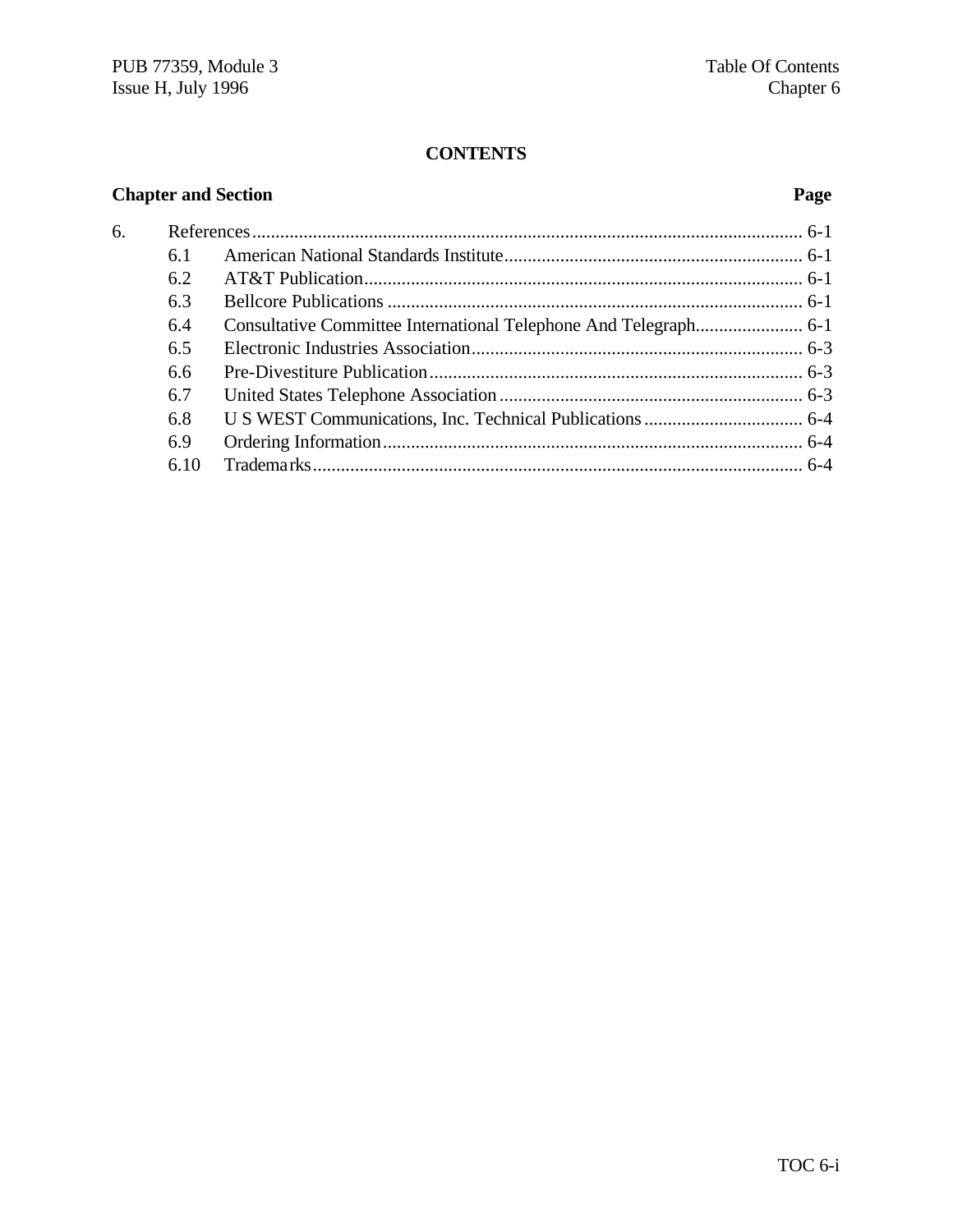**CONTENTS**

| Chapter and Section | | Page |
|---|---|---|
| 6. | References | 6-1 |
| 6.1 | American National Standards Institute | 6-1 |
| 6.2 | AT&T Publication | 6-1 |
| 6.3 | Bellcore Publications | 6-1 |
| 6.4 | Consultative Committee International Telephone And Telegraph | 6-1 |
| 6.5 | Electronic Industries Association | 6-3 |
| 6.6 | Pre-Divestiture Publication | 6-3 |
| 6.7 | United States Telephone Association | 6-3 |
| 6.8 | U S WEST Communications, Inc. Technical Publications | 6-4 |
| 6.9 | Ordering Information | 6-4 |
| 6.10 | Trademarks | 6-4 |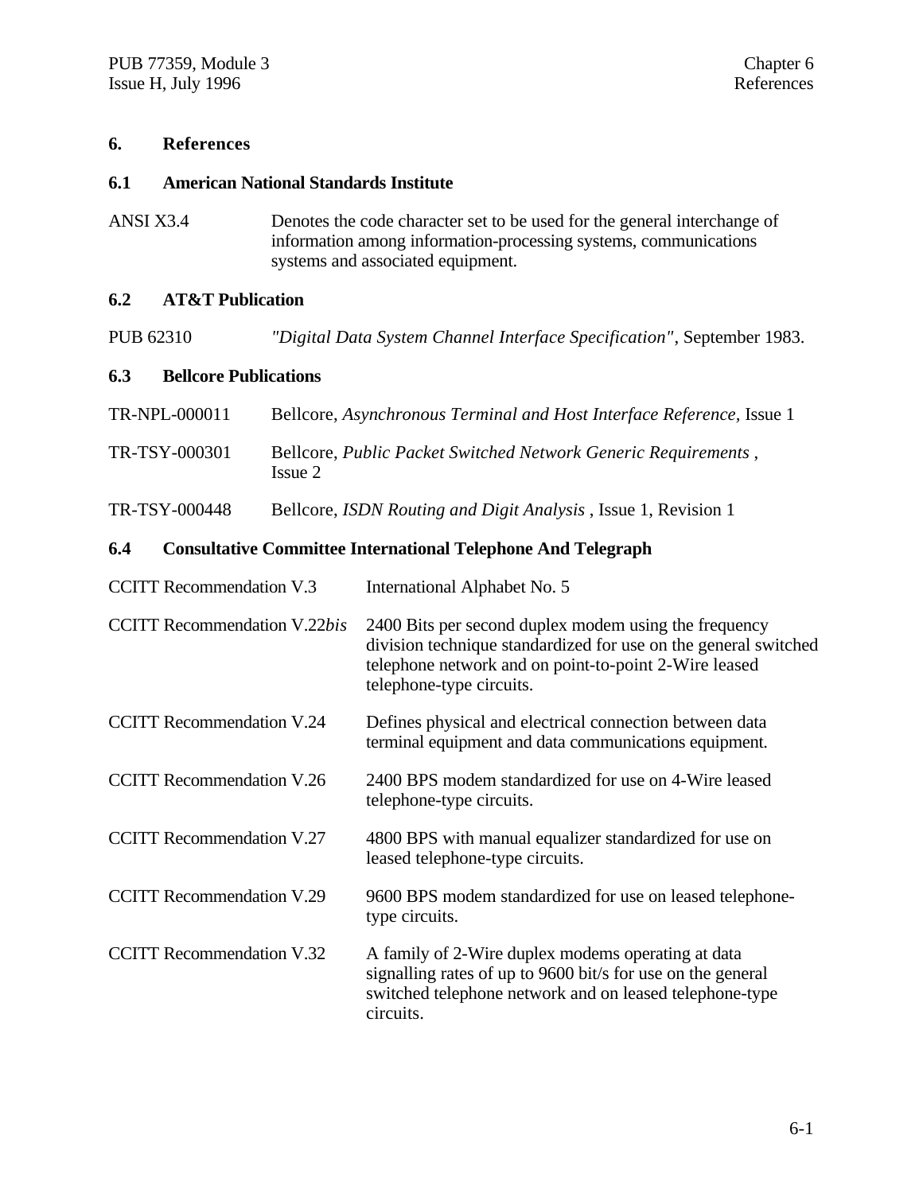# 6. References

## 6.1 American National Standards Institute

ANSI X3.4 — Denotes the code character set to be used for the general interchange of information among information-processing systems, communications systems and associated equipment.

## 6.2 AT&T Publication

PUB 62310 — *"Digital Data System Channel Interface Specification"*, September 1983.

## 6.3 Bellcore Publications

TR-NPL-000011 — Bellcore, *Asynchronous Terminal and Host Interface Reference,* Issue 1

TR-TSY-000301 — Bellcore, *Public Packet Switched Network Generic Requirements* , Issue 2

TR-TSY-000448 — Bellcore, *ISDN Routing and Digit Analysis* , Issue 1, Revision 1

## 6.4 Consultative Committee International Telephone And Telegraph

CCITT Recommendation V.3 — International Alphabet No. 5

CCITT Recommendation V.22*bis* — 2400 Bits per second duplex modem using the frequency division technique standardized for use on the general switched telephone network and on point-to-point 2-Wire leased telephone-type circuits.

CCITT Recommendation V.24 — Defines physical and electrical connection between data terminal equipment and data communications equipment.

CCITT Recommendation V.26 — 2400 BPS modem standardized for use on 4-Wire leased telephone-type circuits.

CCITT Recommendation V.27 — 4800 BPS with manual equalizer standardized for use on leased telephone-type circuits.

CCITT Recommendation V.29 — 9600 BPS modem standardized for use on leased telephone-type circuits.

CCITT Recommendation V.32 — A family of 2-Wire duplex modems operating at data signalling rates of up to 9600 bit/s for use on the general switched telephone network and on leased telephone-type circuits.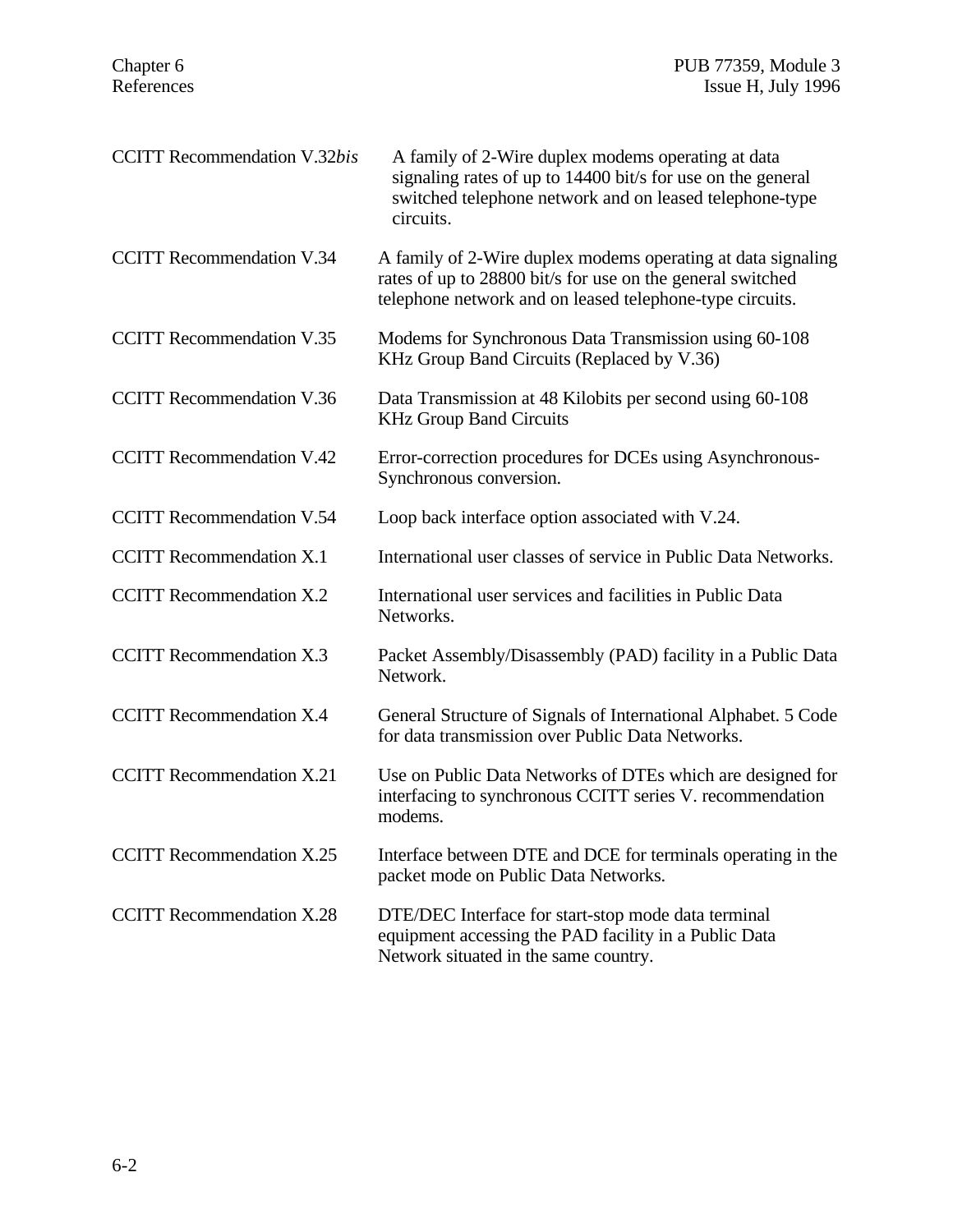| | |
|---|---|
| CCITT Recommendation V.32*bis* | A family of 2-Wire duplex modems operating at data signaling rates of up to 14400 bit/s for use on the general switched telephone network and on leased telephone-type circuits. |
| CCITT Recommendation V.34 | A family of 2-Wire duplex modems operating at data signaling rates of up to 28800 bit/s for use on the general switched telephone network and on leased telephone-type circuits. |
| CCITT Recommendation V.35 | Modems for Synchronous Data Transmission using 60-108 KHz Group Band Circuits (Replaced by V.36) |
| CCITT Recommendation V.36 | Data Transmission at 48 Kilobits per second using 60-108 KHz Group Band Circuits |
| CCITT Recommendation V.42 | Error-correction procedures for DCEs using Asynchronous-Synchronous conversion. |
| CCITT Recommendation V.54 | Loop back interface option associated with V.24. |
| CCITT Recommendation X.1 | International user classes of service in Public Data Networks. |
| CCITT Recommendation X.2 | International user services and facilities in Public Data Networks. |
| CCITT Recommendation X.3 | Packet Assembly/Disassembly (PAD) facility in a Public Data Network. |
| CCITT Recommendation X.4 | General Structure of Signals of International Alphabet. 5 Code for data transmission over Public Data Networks. |
| CCITT Recommendation X.21 | Use on Public Data Networks of DTEs which are designed for interfacing to synchronous CCITT series V. recommendation modems. |
| CCITT Recommendation X.25 | Interface between DTE and DCE for terminals operating in the packet mode on Public Data Networks. |
| CCITT Recommendation X.28 | DTE/DEC Interface for start-stop mode data terminal equipment accessing the PAD facility in a Public Data Network situated in the same country. |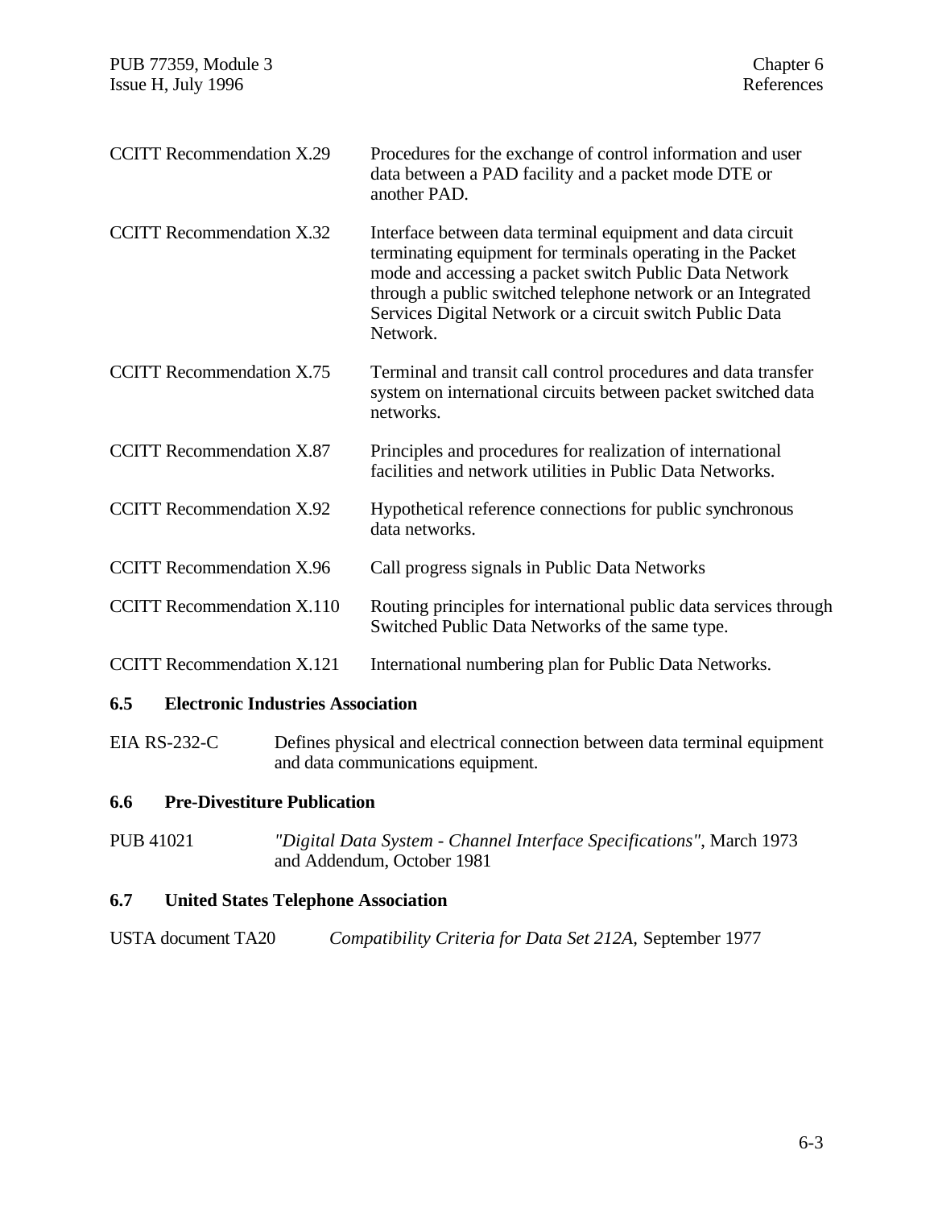| | |
|---|---|
| CCITT Recommendation X.29 | Procedures for the exchange of control information and user data between a PAD facility and a packet mode DTE or another PAD. |
| CCITT Recommendation X.32 | Interface between data terminal equipment and data circuit terminating equipment for terminals operating in the Packet mode and accessing a packet switch Public Data Network through a public switched telephone network or an Integrated Services Digital Network or a circuit switch Public Data Network. |
| CCITT Recommendation X.75 | Terminal and transit call control procedures and data transfer system on international circuits between packet switched data networks. |
| CCITT Recommendation X.87 | Principles and procedures for realization of international facilities and network utilities in Public Data Networks. |
| CCITT Recommendation X.92 | Hypothetical reference connections for public synchronous data networks. |
| CCITT Recommendation X.96 | Call progress signals in Public Data Networks |
| CCITT Recommendation X.110 | Routing principles for international public data services through Switched Public Data Networks of the same type. |
| CCITT Recommendation X.121 | International numbering plan for Public Data Networks. |

## 6.5 Electronic Industries Association

| | |
|---|---|
| EIA RS-232-C | Defines physical and electrical connection between data terminal equipment and data communications equipment. |

## 6.6 Pre-Divestiture Publication

| | |
|---|---|
| PUB 41021 | *"Digital Data System - Channel Interface Specifications"*, March 1973 and Addendum, October 1981 |

## 6.7 United States Telephone Association

| | |
|---|---|
| USTA document TA20 | *Compatibility Criteria for Data Set 212A,* September 1977 |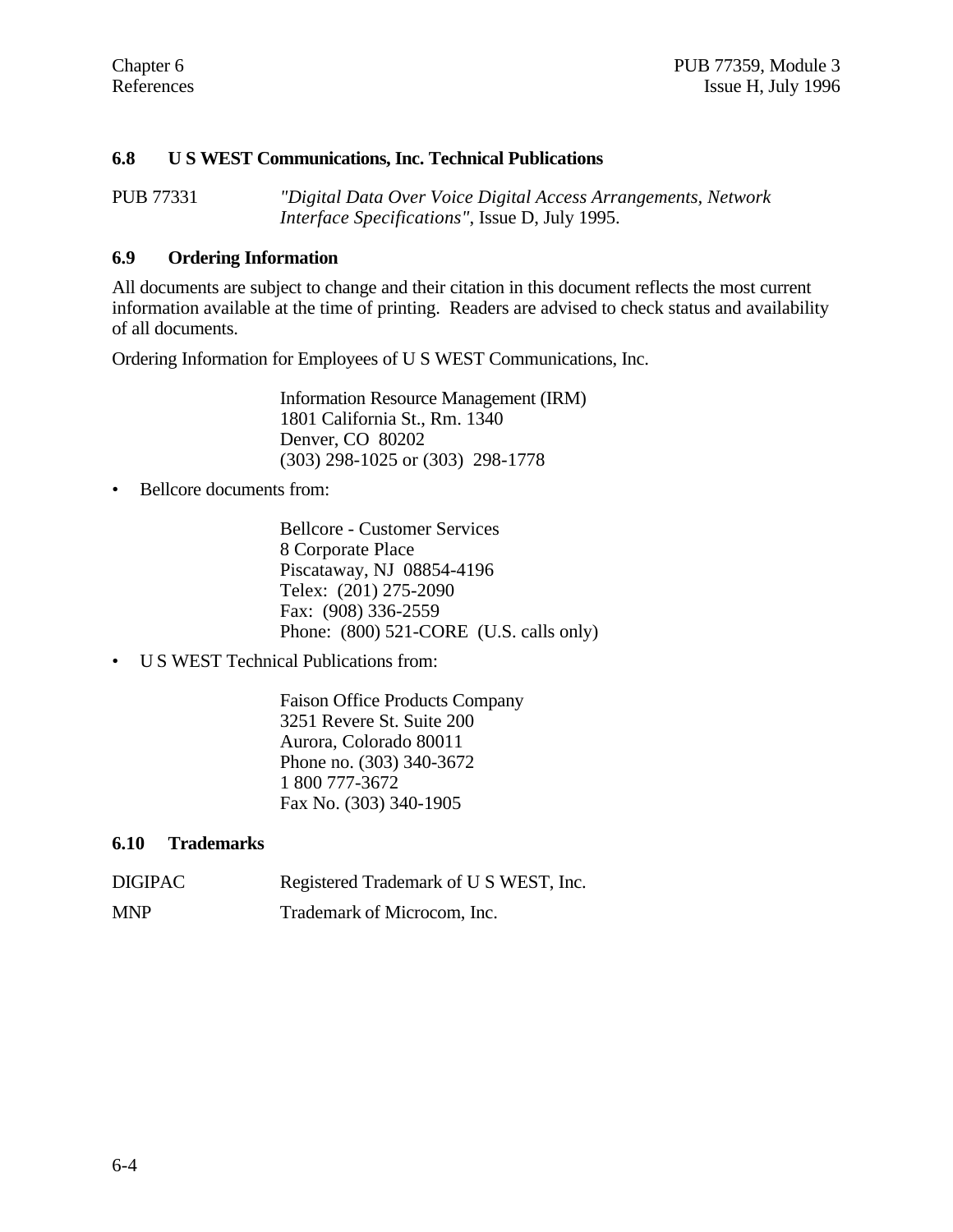### 6.8 U S WEST Communications, Inc. Technical Publications

| | |
|---|---|
| PUB 77331 | *"Digital Data Over Voice Digital Access Arrangements, Network Interface Specifications"*, Issue D, July 1995. |

### 6.9 Ordering Information

All documents are subject to change and their citation in this document reflects the most current information available at the time of printing. Readers are advised to check status and availability of all documents.

Ordering Information for Employees of U S WEST Communications, Inc.

> Information Resource Management (IRM)
> 1801 California St., Rm. 1340
> Denver, CO 80202
> (303) 298-1025 or (303) 298-1778

- Bellcore documents from:

> Bellcore - Customer Services
> 8 Corporate Place
> Piscataway, NJ 08854-4196
> Telex: (201) 275-2090
> Fax: (908) 336-2559
> Phone: (800) 521-CORE (U.S. calls only)

- U S WEST Technical Publications from:

> Faison Office Products Company
> 3251 Revere St. Suite 200
> Aurora, Colorado 80011
> Phone no. (303) 340-3672
> 1 800 777-3672
> Fax No. (303) 340-1905

### 6.10 Trademarks

| | |
|---|---|
| DIGIPAC | Registered Trademark of U S WEST, Inc. |
| MNP | Trademark of Microcom, Inc. |